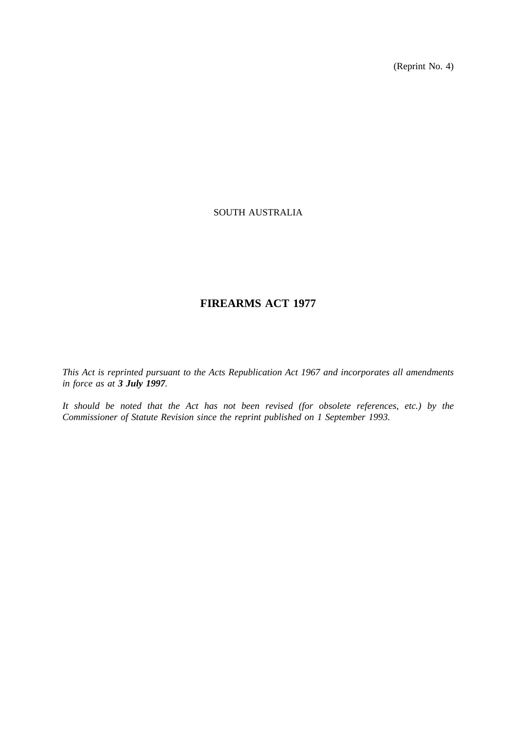(Reprint No. 4)

SOUTH AUSTRALIA

# FIREARMS ACT 1977

*This Act is reprinted pursuant to the Acts Republication Act 1967 and incorporates all amendments in force as at **3 July 1997**.*

*It should be noted that the Act has not been revised (for obsolete references, etc.) by the Commissioner of Statute Revision since the reprint published on 1 September 1993.*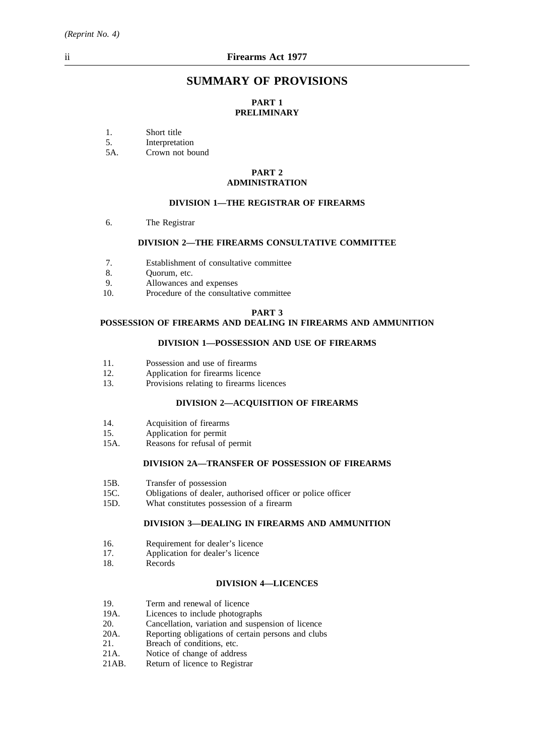# SUMMARY OF PROVISIONS

## PART 1
## PRELIMINARY

1. Short title
5. Interpretation
5A. Crown not bound

## PART 2
## ADMINISTRATION

### DIVISION 1—THE REGISTRAR OF FIREARMS

6. The Registrar

### DIVISION 2—THE FIREARMS CONSULTATIVE COMMITTEE

7. Establishment of consultative committee
8. Quorum, etc.
9. Allowances and expenses
10. Procedure of the consultative committee

## PART 3
## POSSESSION OF FIREARMS AND DEALING IN FIREARMS AND AMMUNITION

### DIVISION 1—POSSESSION AND USE OF FIREARMS

11. Possession and use of firearms
12. Application for firearms licence
13. Provisions relating to firearms licences

### DIVISION 2—ACQUISITION OF FIREARMS

14. Acquisition of firearms
15. Application for permit
15A. Reasons for refusal of permit

### DIVISION 2A—TRANSFER OF POSSESSION OF FIREARMS

15B. Transfer of possession
15C. Obligations of dealer, authorised officer or police officer
15D. What constitutes possession of a firearm

### DIVISION 3—DEALING IN FIREARMS AND AMMUNITION

16. Requirement for dealer's licence
17. Application for dealer's licence
18. Records

### DIVISION 4—LICENCES

19. Term and renewal of licence
19A. Licences to include photographs
20. Cancellation, variation and suspension of licence
20A. Reporting obligations of certain persons and clubs
21. Breach of conditions, etc.
21A. Notice of change of address
21AB. Return of licence to Registrar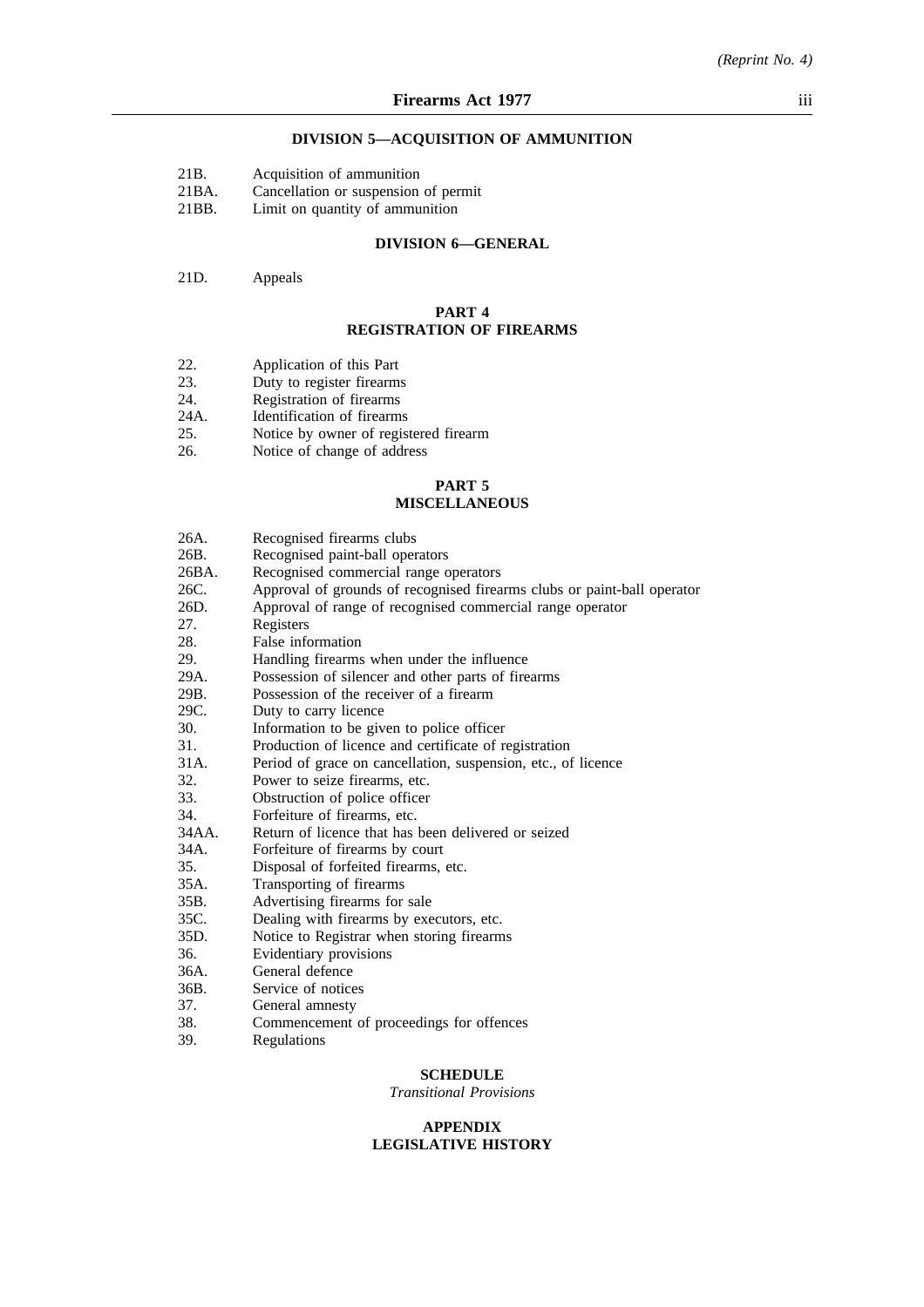### DIVISION 5—ACQUISITION OF AMMUNITION

21B. Acquisition of ammunition
21BA. Cancellation or suspension of permit
21BB. Limit on quantity of ammunition

### DIVISION 6—GENERAL

21D. Appeals

## PART 4
## REGISTRATION OF FIREARMS

22. Application of this Part
23. Duty to register firearms
24. Registration of firearms
24A. Identification of firearms
25. Notice by owner of registered firearm
26. Notice of change of address

## PART 5
## MISCELLANEOUS

26A. Recognised firearms clubs
26B. Recognised paint-ball operators
26BA. Recognised commercial range operators
26C. Approval of grounds of recognised firearms clubs or paint-ball operator
26D. Approval of range of recognised commercial range operator
27. Registers
28. False information
29. Handling firearms when under the influence
29A. Possession of silencer and other parts of firearms
29B. Possession of the receiver of a firearm
29C. Duty to carry licence
30. Information to be given to police officer
31. Production of licence and certificate of registration
31A. Period of grace on cancellation, suspension, etc., of licence
32. Power to seize firearms, etc.
33. Obstruction of police officer
34. Forfeiture of firearms, etc.
34AA. Return of licence that has been delivered or seized
34A. Forfeiture of firearms by court
35. Disposal of forfeited firearms, etc.
35A. Transporting of firearms
35B. Advertising firearms for sale
35C. Dealing with firearms by executors, etc.
35D. Notice to Registrar when storing firearms
36. Evidentiary provisions
36A. General defence
36B. Service of notices
37. General amnesty
38. Commencement of proceedings for offences
39. Regulations

## SCHEDULE
*Transitional Provisions*

## APPENDIX
## LEGISLATIVE HISTORY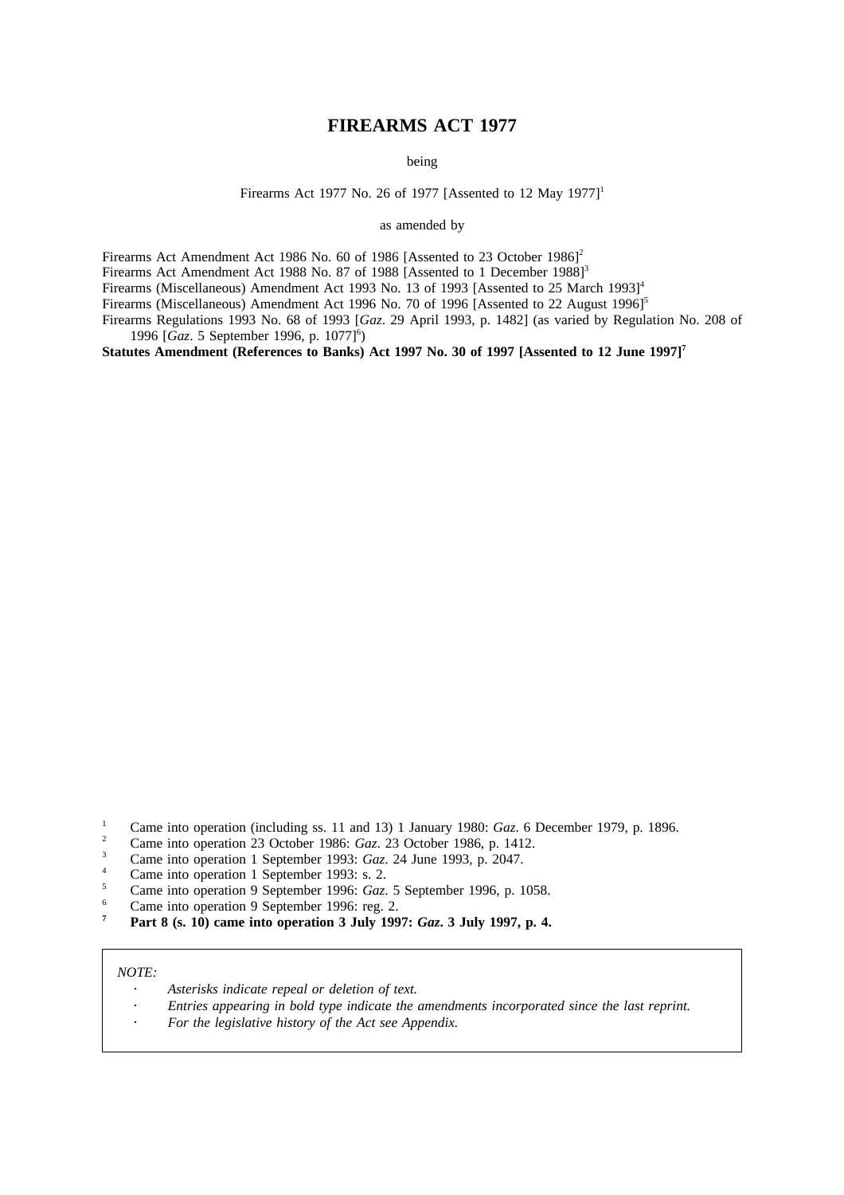# FIREARMS ACT 1977

being

Firearms Act 1977 No. 26 of 1977 [Assented to 12 May 1977][1]

as amended by

Firearms Act Amendment Act 1986 No. 60 of 1986 [Assented to 23 October 1986][2]
Firearms Act Amendment Act 1988 No. 87 of 1988 [Assented to 1 December 1988][3]
Firearms (Miscellaneous) Amendment Act 1993 No. 13 of 1993 [Assented to 25 March 1993][4]
Firearms (Miscellaneous) Amendment Act 1996 No. 70 of 1996 [Assented to 22 August 1996][5]
Firearms Regulations 1993 No. 68 of 1993 [*Gaz*. 29 April 1993, p. 1482] (as varied by Regulation No. 208 of 1996 [*Gaz*. 5 September 1996, p. 1077][6])
**Statutes Amendment (References to Banks) Act 1997 No. 30 of 1997 [Assented to 12 June 1997][7]**

[1] Came into operation (including ss. 11 and 13) 1 January 1980: *Gaz*. 6 December 1979, p. 1896.
[2] Came into operation 23 October 1986: *Gaz*. 23 October 1986, p. 1412.
[3] Came into operation 1 September 1993: *Gaz*. 24 June 1993, p. 2047.
[4] Came into operation 1 September 1993: s. 2.
[5] Came into operation 9 September 1996: *Gaz*. 5 September 1996, p. 1058.
[6] Came into operation 9 September 1996: reg. 2.
[7] **Part 8 (s. 10) came into operation 3 July 1997: *Gaz*. 3 July 1997, p. 4.**

*NOTE:*

- *Asterisks indicate repeal or deletion of text.*
- *Entries appearing in bold type indicate the amendments incorporated since the last reprint.*
- *For the legislative history of the Act see Appendix.*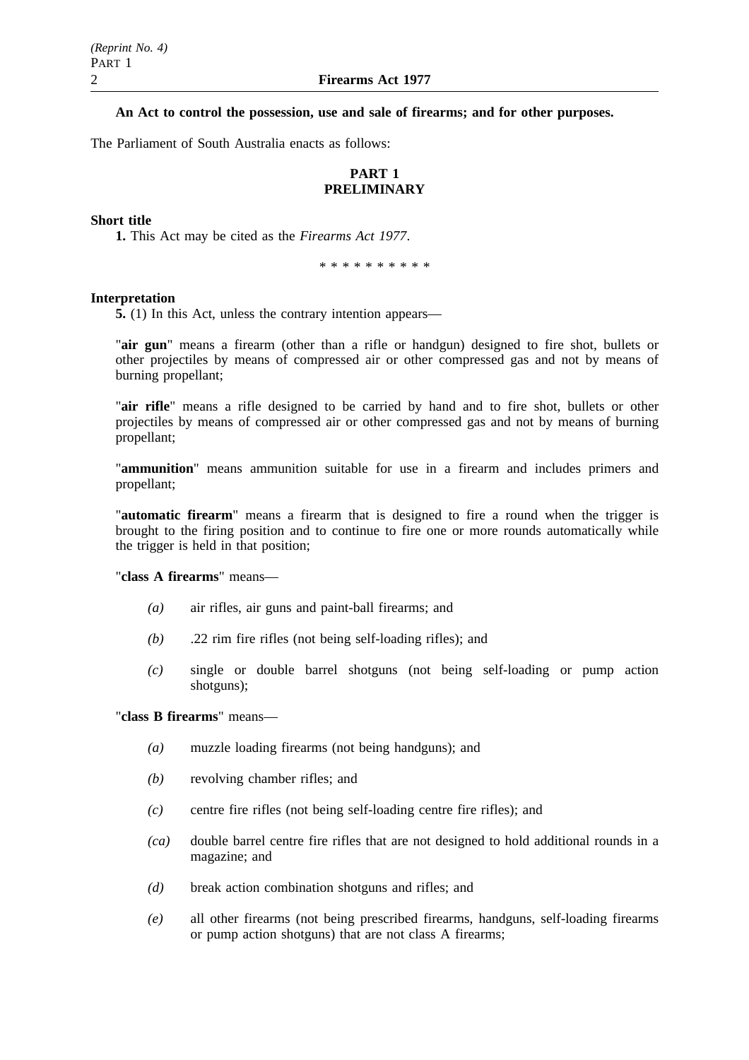**An Act to control the possession, use and sale of firearms; and for other purposes.**

The Parliament of South Australia enacts as follows:

## PART 1
## PRELIMINARY

**Short title**

**1.** This Act may be cited as the *Firearms Act 1977*.

\* \* \* \* \* \* \* \* \* \*

**Interpretation**

**5.** (1) In this Act, unless the contrary intention appears—

"**air gun**" means a firearm (other than a rifle or handgun) designed to fire shot, bullets or other projectiles by means of compressed air or other compressed gas and not by means of burning propellant;

"**air rifle**" means a rifle designed to be carried by hand and to fire shot, bullets or other projectiles by means of compressed air or other compressed gas and not by means of burning propellant;

"**ammunition**" means ammunition suitable for use in a firearm and includes primers and propellant;

"**automatic firearm**" means a firearm that is designed to fire a round when the trigger is brought to the firing position and to continue to fire one or more rounds automatically while the trigger is held in that position;

"**class A firearms**" means—

*(a)* air rifles, air guns and paint-ball firearms; and

*(b)* .22 rim fire rifles (not being self-loading rifles); and

*(c)* single or double barrel shotguns (not being self-loading or pump action shotguns);

"**class B firearms**" means—

*(a)* muzzle loading firearms (not being handguns); and

*(b)* revolving chamber rifles; and

*(c)* centre fire rifles (not being self-loading centre fire rifles); and

*(ca)* double barrel centre fire rifles that are not designed to hold additional rounds in a magazine; and

*(d)* break action combination shotguns and rifles; and

*(e)* all other firearms (not being prescribed firearms, handguns, self-loading firearms or pump action shotguns) that are not class A firearms;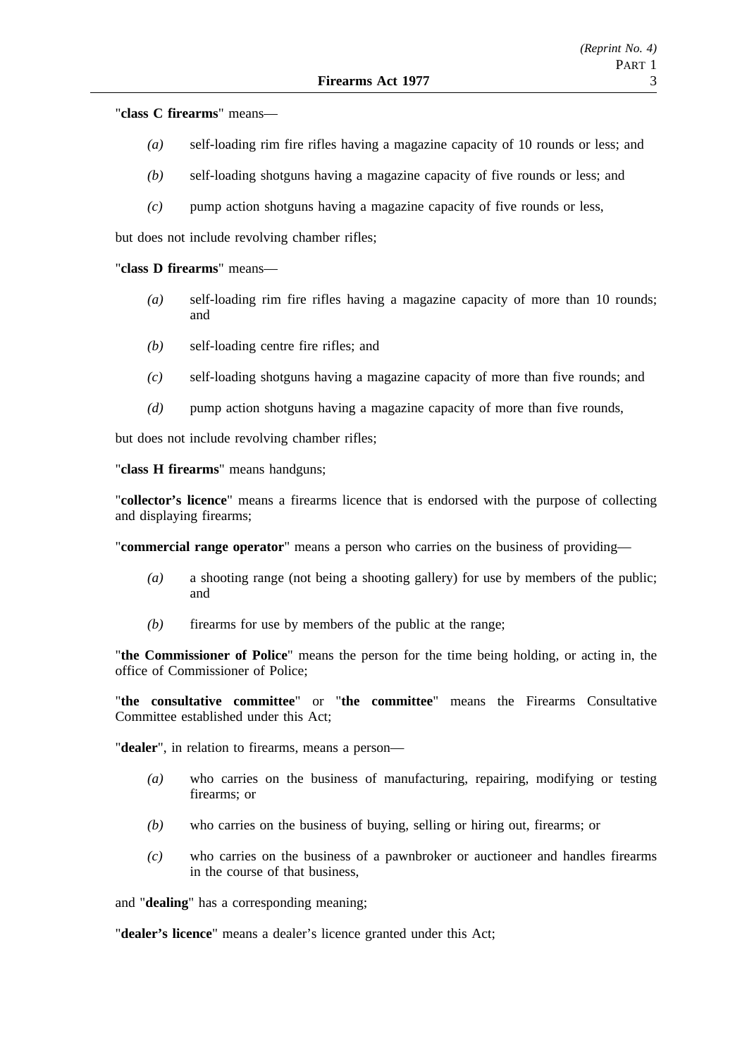"**class C firearms**" means—

*(a)* self-loading rim fire rifles having a magazine capacity of 10 rounds or less; and

*(b)* self-loading shotguns having a magazine capacity of five rounds or less; and

*(c)* pump action shotguns having a magazine capacity of five rounds or less,

but does not include revolving chamber rifles;

"**class D firearms**" means—

*(a)* self-loading rim fire rifles having a magazine capacity of more than 10 rounds; and

*(b)* self-loading centre fire rifles; and

*(c)* self-loading shotguns having a magazine capacity of more than five rounds; and

*(d)* pump action shotguns having a magazine capacity of more than five rounds,

but does not include revolving chamber rifles;

"**class H firearms**" means handguns;

"**collector's licence**" means a firearms licence that is endorsed with the purpose of collecting and displaying firearms;

"**commercial range operator**" means a person who carries on the business of providing—

*(a)* a shooting range (not being a shooting gallery) for use by members of the public; and

*(b)* firearms for use by members of the public at the range;

"**the Commissioner of Police**" means the person for the time being holding, or acting in, the office of Commissioner of Police;

"**the consultative committee**" or "**the committee**" means the Firearms Consultative Committee established under this Act;

"**dealer**", in relation to firearms, means a person—

*(a)* who carries on the business of manufacturing, repairing, modifying or testing firearms; or

*(b)* who carries on the business of buying, selling or hiring out, firearms; or

*(c)* who carries on the business of a pawnbroker or auctioneer and handles firearms in the course of that business,

and "**dealing**" has a corresponding meaning;

"**dealer's licence**" means a dealer's licence granted under this Act;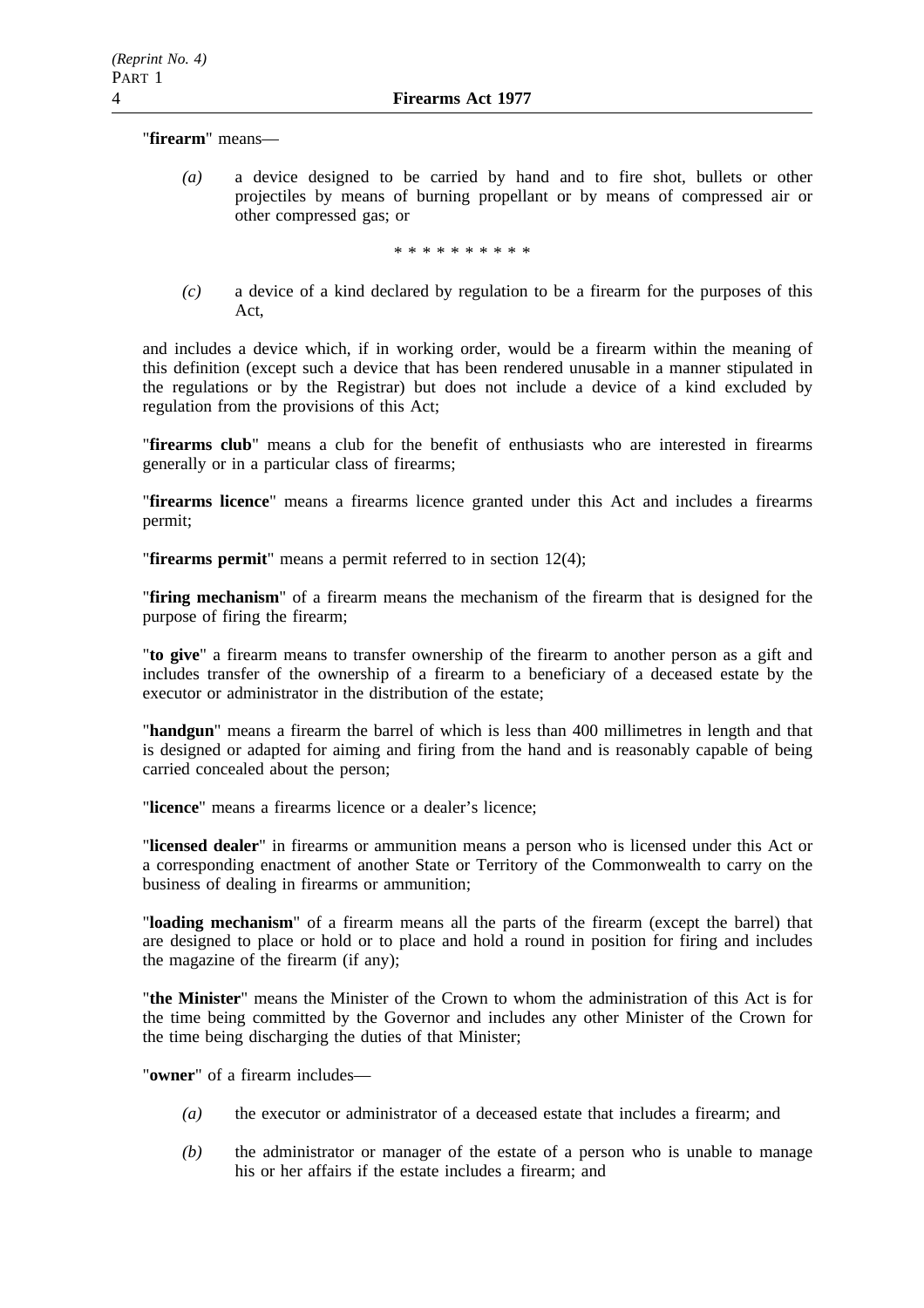"**firearm**" means—

*(a)* a device designed to be carried by hand and to fire shot, bullets or other projectiles by means of burning propellant or by means of compressed air or other compressed gas; or

\* \* \* \* \* \* \* \* \* \*

*(c)* a device of a kind declared by regulation to be a firearm for the purposes of this Act,

and includes a device which, if in working order, would be a firearm within the meaning of this definition (except such a device that has been rendered unusable in a manner stipulated in the regulations or by the Registrar) but does not include a device of a kind excluded by regulation from the provisions of this Act;

"**firearms club**" means a club for the benefit of enthusiasts who are interested in firearms generally or in a particular class of firearms;

"**firearms licence**" means a firearms licence granted under this Act and includes a firearms permit;

"**firearms permit**" means a permit referred to in section 12(4);

"**firing mechanism**" of a firearm means the mechanism of the firearm that is designed for the purpose of firing the firearm;

"**to give**" a firearm means to transfer ownership of the firearm to another person as a gift and includes transfer of the ownership of a firearm to a beneficiary of a deceased estate by the executor or administrator in the distribution of the estate;

"**handgun**" means a firearm the barrel of which is less than 400 millimetres in length and that is designed or adapted for aiming and firing from the hand and is reasonably capable of being carried concealed about the person;

"**licence**" means a firearms licence or a dealer's licence;

"**licensed dealer**" in firearms or ammunition means a person who is licensed under this Act or a corresponding enactment of another State or Territory of the Commonwealth to carry on the business of dealing in firearms or ammunition;

"**loading mechanism**" of a firearm means all the parts of the firearm (except the barrel) that are designed to place or hold or to place and hold a round in position for firing and includes the magazine of the firearm (if any);

"**the Minister**" means the Minister of the Crown to whom the administration of this Act is for the time being committed by the Governor and includes any other Minister of the Crown for the time being discharging the duties of that Minister;

"**owner**" of a firearm includes—

*(a)* the executor or administrator of a deceased estate that includes a firearm; and

*(b)* the administrator or manager of the estate of a person who is unable to manage his or her affairs if the estate includes a firearm; and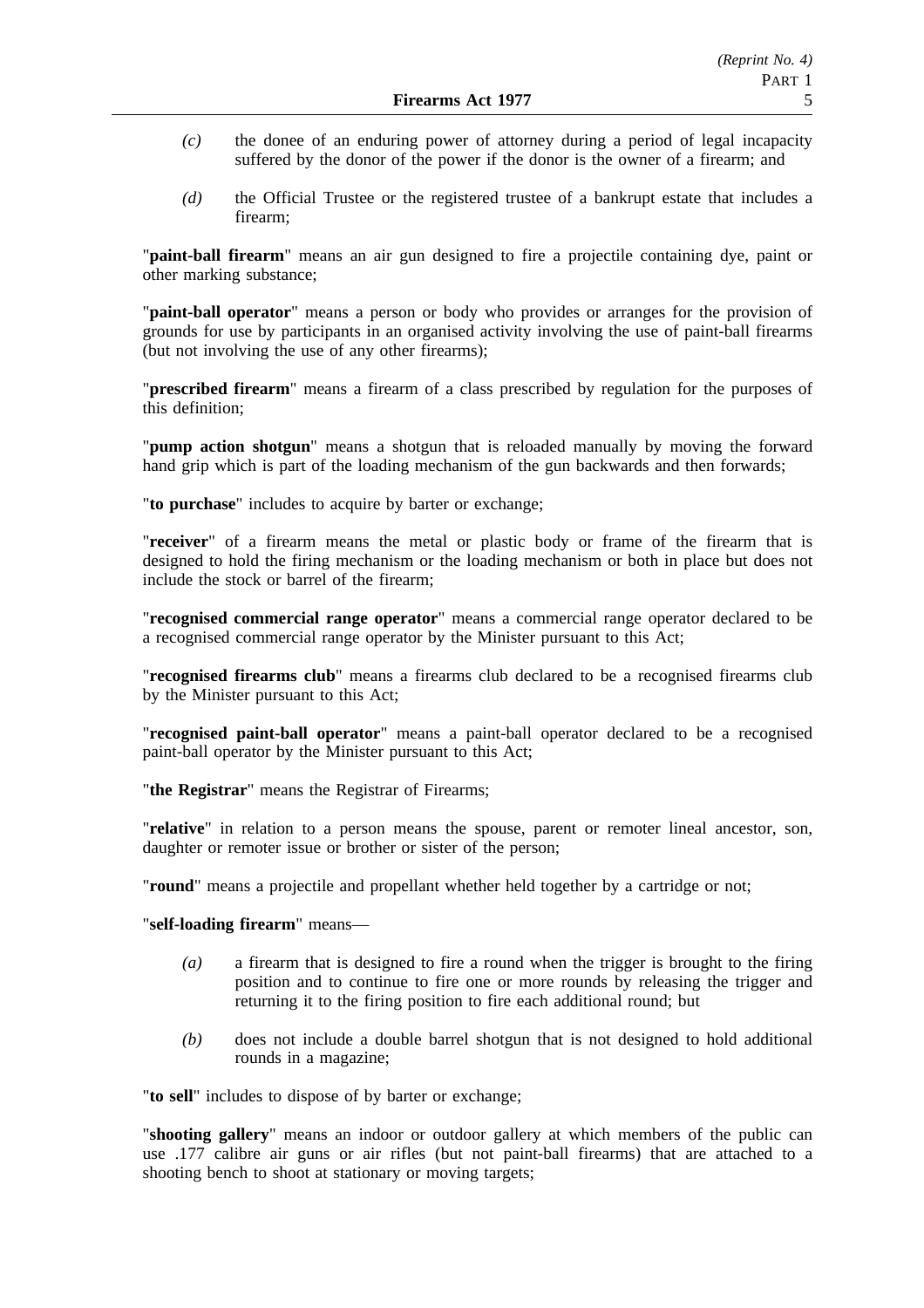*(c)* the donee of an enduring power of attorney during a period of legal incapacity suffered by the donor of the power if the donor is the owner of a firearm; and

*(d)* the Official Trustee or the registered trustee of a bankrupt estate that includes a firearm;

"**paint-ball firearm**" means an air gun designed to fire a projectile containing dye, paint or other marking substance;

"**paint-ball operator**" means a person or body who provides or arranges for the provision of grounds for use by participants in an organised activity involving the use of paint-ball firearms (but not involving the use of any other firearms);

"**prescribed firearm**" means a firearm of a class prescribed by regulation for the purposes of this definition;

"**pump action shotgun**" means a shotgun that is reloaded manually by moving the forward hand grip which is part of the loading mechanism of the gun backwards and then forwards;

"**to purchase**" includes to acquire by barter or exchange;

"**receiver**" of a firearm means the metal or plastic body or frame of the firearm that is designed to hold the firing mechanism or the loading mechanism or both in place but does not include the stock or barrel of the firearm;

"**recognised commercial range operator**" means a commercial range operator declared to be a recognised commercial range operator by the Minister pursuant to this Act;

"**recognised firearms club**" means a firearms club declared to be a recognised firearms club by the Minister pursuant to this Act;

"**recognised paint-ball operator**" means a paint-ball operator declared to be a recognised paint-ball operator by the Minister pursuant to this Act;

"**the Registrar**" means the Registrar of Firearms;

"**relative**" in relation to a person means the spouse, parent or remoter lineal ancestor, son, daughter or remoter issue or brother or sister of the person;

"**round**" means a projectile and propellant whether held together by a cartridge or not;

"**self-loading firearm**" means—

*(a)* a firearm that is designed to fire a round when the trigger is brought to the firing position and to continue to fire one or more rounds by releasing the trigger and returning it to the firing position to fire each additional round; but

*(b)* does not include a double barrel shotgun that is not designed to hold additional rounds in a magazine;

"**to sell**" includes to dispose of by barter or exchange;

"**shooting gallery**" means an indoor or outdoor gallery at which members of the public can use .177 calibre air guns or air rifles (but not paint-ball firearms) that are attached to a shooting bench to shoot at stationary or moving targets;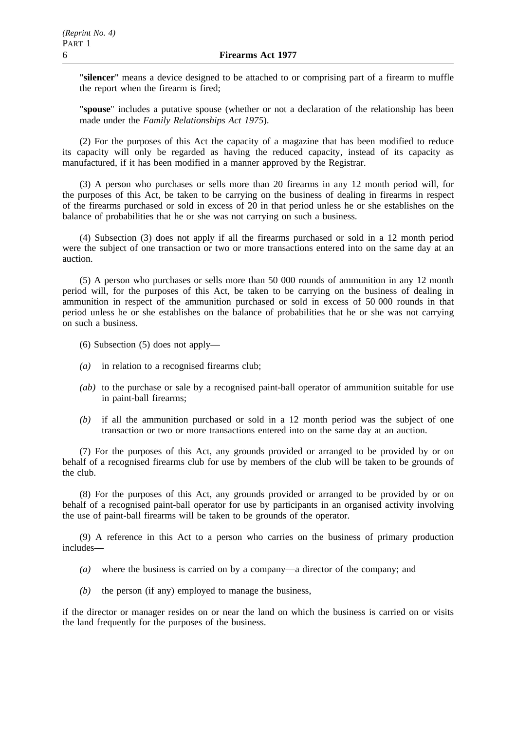"**silencer**" means a device designed to be attached to or comprising part of a firearm to muffle the report when the firearm is fired;

"**spouse**" includes a putative spouse (whether or not a declaration of the relationship has been made under the *Family Relationships Act 1975*).

(2) For the purposes of this Act the capacity of a magazine that has been modified to reduce its capacity will only be regarded as having the reduced capacity, instead of its capacity as manufactured, if it has been modified in a manner approved by the Registrar.

(3) A person who purchases or sells more than 20 firearms in any 12 month period will, for the purposes of this Act, be taken to be carrying on the business of dealing in firearms in respect of the firearms purchased or sold in excess of 20 in that period unless he or she establishes on the balance of probabilities that he or she was not carrying on such a business.

(4) Subsection (3) does not apply if all the firearms purchased or sold in a 12 month period were the subject of one transaction or two or more transactions entered into on the same day at an auction.

(5) A person who purchases or sells more than 50 000 rounds of ammunition in any 12 month period will, for the purposes of this Act, be taken to be carrying on the business of dealing in ammunition in respect of the ammunition purchased or sold in excess of 50 000 rounds in that period unless he or she establishes on the balance of probabilities that he or she was not carrying on such a business.

(6) Subsection (5) does not apply—

*(a)* in relation to a recognised firearms club;

*(ab)* to the purchase or sale by a recognised paint-ball operator of ammunition suitable for use in paint-ball firearms;

*(b)* if all the ammunition purchased or sold in a 12 month period was the subject of one transaction or two or more transactions entered into on the same day at an auction.

(7) For the purposes of this Act, any grounds provided or arranged to be provided by or on behalf of a recognised firearms club for use by members of the club will be taken to be grounds of the club.

(8) For the purposes of this Act, any grounds provided or arranged to be provided by or on behalf of a recognised paint-ball operator for use by participants in an organised activity involving the use of paint-ball firearms will be taken to be grounds of the operator.

(9) A reference in this Act to a person who carries on the business of primary production includes—

*(a)* where the business is carried on by a company—a director of the company; and

*(b)* the person (if any) employed to manage the business,

if the director or manager resides on or near the land on which the business is carried on or visits the land frequently for the purposes of the business.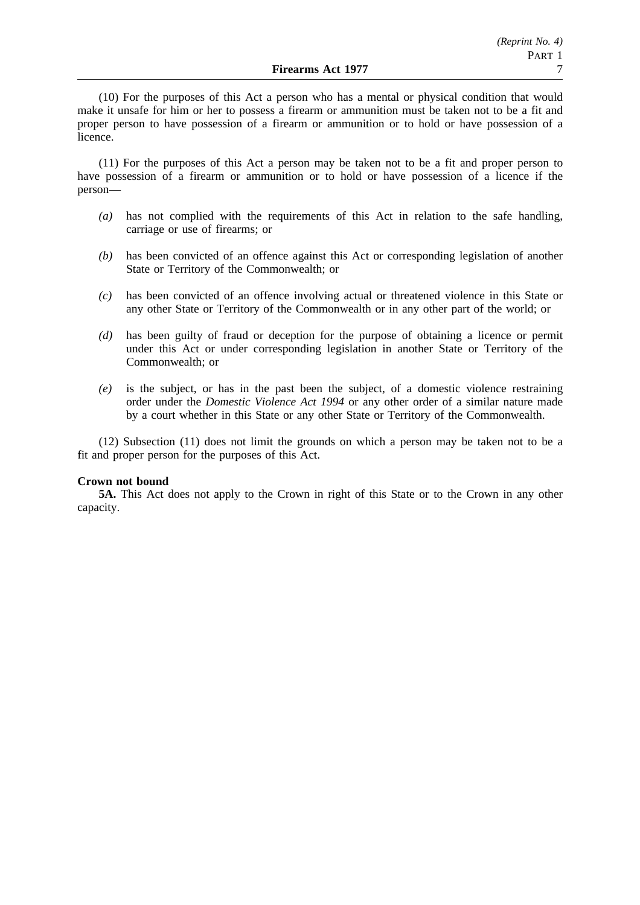(10) For the purposes of this Act a person who has a mental or physical condition that would make it unsafe for him or her to possess a firearm or ammunition must be taken not to be a fit and proper person to have possession of a firearm or ammunition or to hold or have possession of a licence.

(11) For the purposes of this Act a person may be taken not to be a fit and proper person to have possession of a firearm or ammunition or to hold or have possession of a licence if the person—

*(a)* has not complied with the requirements of this Act in relation to the safe handling, carriage or use of firearms; or

*(b)* has been convicted of an offence against this Act or corresponding legislation of another State or Territory of the Commonwealth; or

*(c)* has been convicted of an offence involving actual or threatened violence in this State or any other State or Territory of the Commonwealth or in any other part of the world; or

*(d)* has been guilty of fraud or deception for the purpose of obtaining a licence or permit under this Act or under corresponding legislation in another State or Territory of the Commonwealth; or

*(e)* is the subject, or has in the past been the subject, of a domestic violence restraining order under the *Domestic Violence Act 1994* or any other order of a similar nature made by a court whether in this State or any other State or Territory of the Commonwealth.

(12) Subsection (11) does not limit the grounds on which a person may be taken not to be a fit and proper person for the purposes of this Act.

**Crown not bound**

**5A.** This Act does not apply to the Crown in right of this State or to the Crown in any other capacity.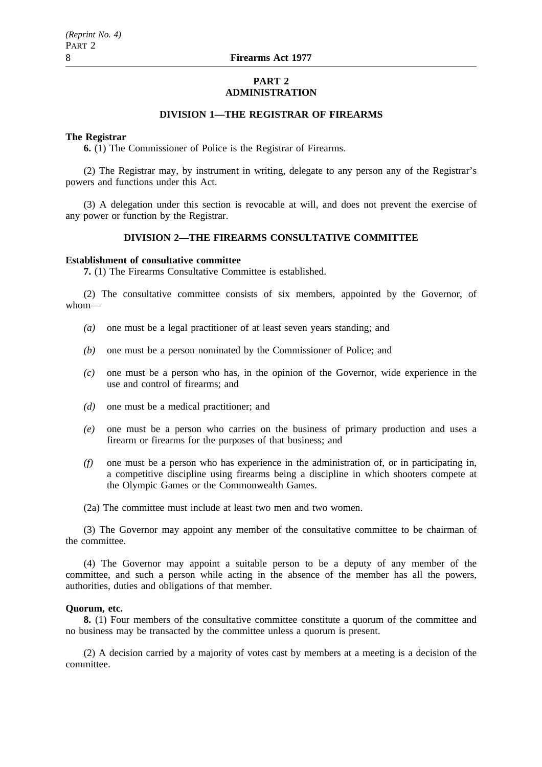## PART 2
## ADMINISTRATION

### DIVISION 1—THE REGISTRAR OF FIREARMS

**The Registrar**

**6.** (1) The Commissioner of Police is the Registrar of Firearms.

(2) The Registrar may, by instrument in writing, delegate to any person any of the Registrar's powers and functions under this Act.

(3) A delegation under this section is revocable at will, and does not prevent the exercise of any power or function by the Registrar.

### DIVISION 2—THE FIREARMS CONSULTATIVE COMMITTEE

**Establishment of consultative committee**

**7.** (1) The Firearms Consultative Committee is established.

(2) The consultative committee consists of six members, appointed by the Governor, of whom—

- *(a)* one must be a legal practitioner of at least seven years standing; and
- *(b)* one must be a person nominated by the Commissioner of Police; and
- *(c)* one must be a person who has, in the opinion of the Governor, wide experience in the use and control of firearms; and
- *(d)* one must be a medical practitioner; and
- *(e)* one must be a person who carries on the business of primary production and uses a firearm or firearms for the purposes of that business; and
- *(f)* one must be a person who has experience in the administration of, or in participating in, a competitive discipline using firearms being a discipline in which shooters compete at the Olympic Games or the Commonwealth Games.

(2a) The committee must include at least two men and two women.

(3) The Governor may appoint any member of the consultative committee to be chairman of the committee.

(4) The Governor may appoint a suitable person to be a deputy of any member of the committee, and such a person while acting in the absence of the member has all the powers, authorities, duties and obligations of that member.

**Quorum, etc.**

**8.** (1) Four members of the consultative committee constitute a quorum of the committee and no business may be transacted by the committee unless a quorum is present.

(2) A decision carried by a majority of votes cast by members at a meeting is a decision of the committee.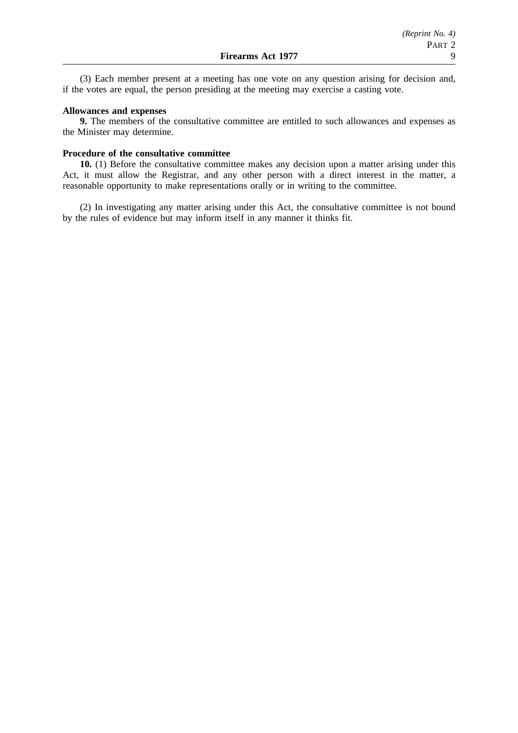(3) Each member present at a meeting has one vote on any question arising for decision and, if the votes are equal, the person presiding at the meeting may exercise a casting vote.

**Allowances and expenses**

**9.** The members of the consultative committee are entitled to such allowances and expenses as the Minister may determine.

**Procedure of the consultative committee**

**10.** (1) Before the consultative committee makes any decision upon a matter arising under this Act, it must allow the Registrar, and any other person with a direct interest in the matter, a reasonable opportunity to make representations orally or in writing to the committee.

(2) In investigating any matter arising under this Act, the consultative committee is not bound by the rules of evidence but may inform itself in any manner it thinks fit.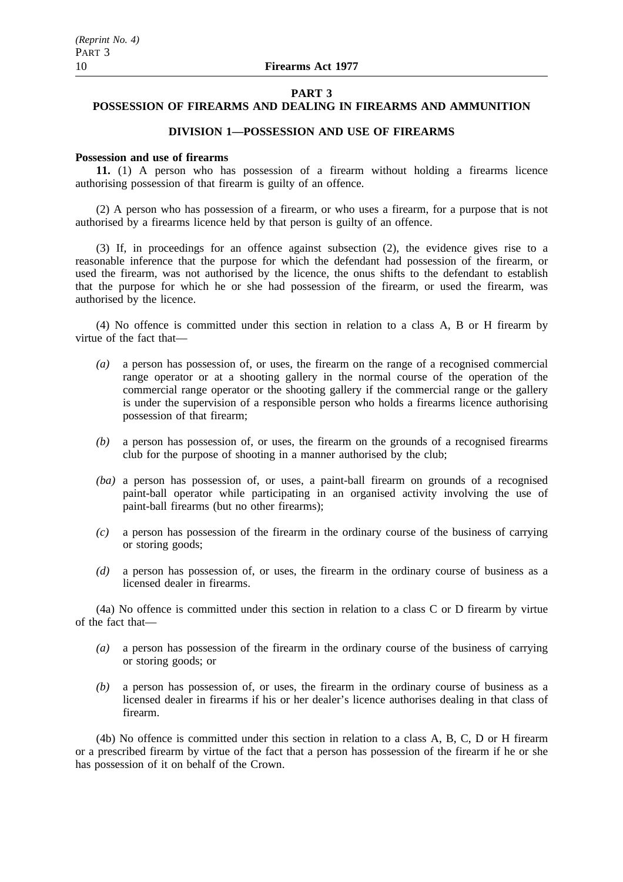## PART 3
## POSSESSION OF FIREARMS AND DEALING IN FIREARMS AND AMMUNITION

### DIVISION 1—POSSESSION AND USE OF FIREARMS

**Possession and use of firearms**

**11.** (1) A person who has possession of a firearm without holding a firearms licence authorising possession of that firearm is guilty of an offence.

(2) A person who has possession of a firearm, or who uses a firearm, for a purpose that is not authorised by a firearms licence held by that person is guilty of an offence.

(3) If, in proceedings for an offence against subsection (2), the evidence gives rise to a reasonable inference that the purpose for which the defendant had possession of the firearm, or used the firearm, was not authorised by the licence, the onus shifts to the defendant to establish that the purpose for which he or she had possession of the firearm, or used the firearm, was authorised by the licence.

(4) No offence is committed under this section in relation to a class A, B or H firearm by virtue of the fact that—

- *(a)* a person has possession of, or uses, the firearm on the range of a recognised commercial range operator or at a shooting gallery in the normal course of the operation of the commercial range operator or the shooting gallery if the commercial range or the gallery is under the supervision of a responsible person who holds a firearms licence authorising possession of that firearm;
- *(b)* a person has possession of, or uses, the firearm on the grounds of a recognised firearms club for the purpose of shooting in a manner authorised by the club;
- *(ba)* a person has possession of, or uses, a paint-ball firearm on grounds of a recognised paint-ball operator while participating in an organised activity involving the use of paint-ball firearms (but no other firearms);
- *(c)* a person has possession of the firearm in the ordinary course of the business of carrying or storing goods;
- *(d)* a person has possession of, or uses, the firearm in the ordinary course of business as a licensed dealer in firearms.

(4a) No offence is committed under this section in relation to a class C or D firearm by virtue of the fact that—

- *(a)* a person has possession of the firearm in the ordinary course of the business of carrying or storing goods; or
- *(b)* a person has possession of, or uses, the firearm in the ordinary course of business as a licensed dealer in firearms if his or her dealer's licence authorises dealing in that class of firearm.

(4b) No offence is committed under this section in relation to a class A, B, C, D or H firearm or a prescribed firearm by virtue of the fact that a person has possession of the firearm if he or she has possession of it on behalf of the Crown.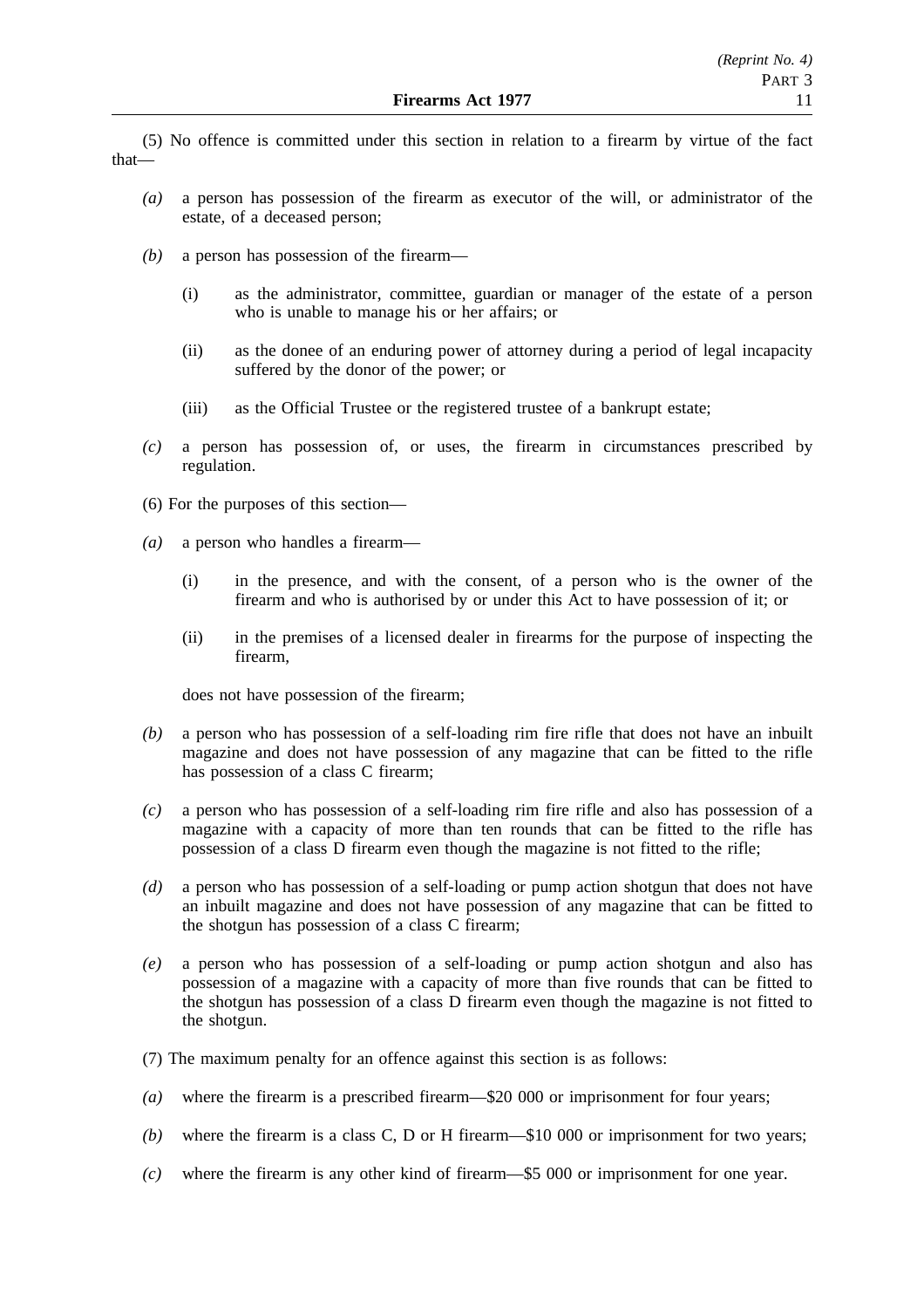(5) No offence is committed under this section in relation to a firearm by virtue of the fact that—

*(a)* a person has possession of the firearm as executor of the will, or administrator of the estate, of a deceased person;

*(b)* a person has possession of the firearm—

(i) as the administrator, committee, guardian or manager of the estate of a person who is unable to manage his or her affairs; or

(ii) as the donee of an enduring power of attorney during a period of legal incapacity suffered by the donor of the power; or

(iii) as the Official Trustee or the registered trustee of a bankrupt estate;

*(c)* a person has possession of, or uses, the firearm in circumstances prescribed by regulation.

(6) For the purposes of this section—

*(a)* a person who handles a firearm—

(i) in the presence, and with the consent, of a person who is the owner of the firearm and who is authorised by or under this Act to have possession of it; or

(ii) in the premises of a licensed dealer in firearms for the purpose of inspecting the firearm,

does not have possession of the firearm;

*(b)* a person who has possession of a self-loading rim fire rifle that does not have an inbuilt magazine and does not have possession of any magazine that can be fitted to the rifle has possession of a class C firearm;

*(c)* a person who has possession of a self-loading rim fire rifle and also has possession of a magazine with a capacity of more than ten rounds that can be fitted to the rifle has possession of a class D firearm even though the magazine is not fitted to the rifle;

*(d)* a person who has possession of a self-loading or pump action shotgun that does not have an inbuilt magazine and does not have possession of any magazine that can be fitted to the shotgun has possession of a class C firearm;

*(e)* a person who has possession of a self-loading or pump action shotgun and also has possession of a magazine with a capacity of more than five rounds that can be fitted to the shotgun has possession of a class D firearm even though the magazine is not fitted to the shotgun.

(7) The maximum penalty for an offence against this section is as follows:

*(a)* where the firearm is a prescribed firearm—$20 000 or imprisonment for four years;

*(b)* where the firearm is a class C, D or H firearm—$10 000 or imprisonment for two years;

*(c)* where the firearm is any other kind of firearm—$5 000 or imprisonment for one year.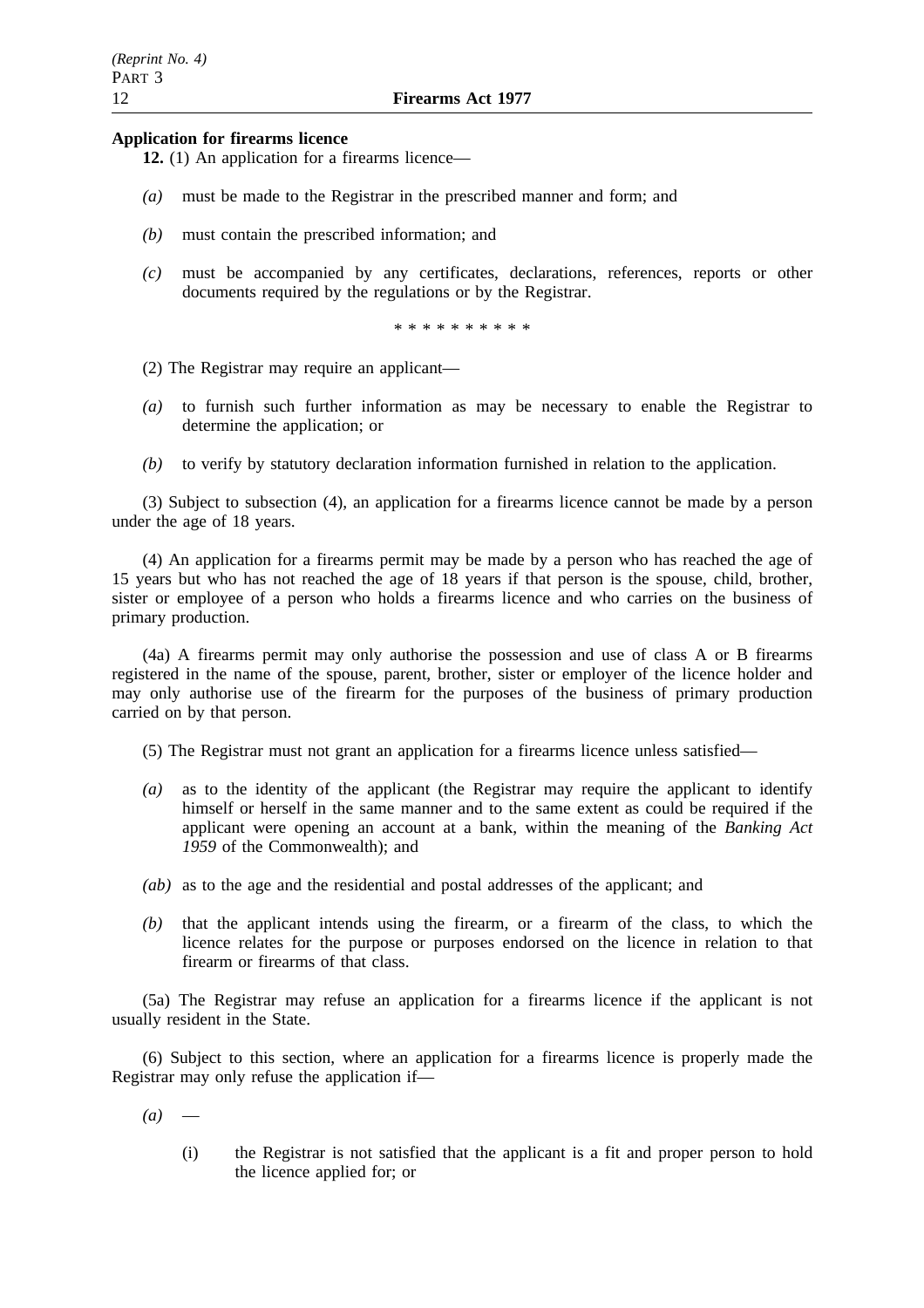**Application for firearms licence**

**12.** (1) An application for a firearms licence—

*(a)* must be made to the Registrar in the prescribed manner and form; and

*(b)* must contain the prescribed information; and

*(c)* must be accompanied by any certificates, declarations, references, reports or other documents required by the regulations or by the Registrar.

\* \* \* \* \* \* \* \* \* \*

(2) The Registrar may require an applicant—

*(a)* to furnish such further information as may be necessary to enable the Registrar to determine the application; or

*(b)* to verify by statutory declaration information furnished in relation to the application.

(3) Subject to subsection (4), an application for a firearms licence cannot be made by a person under the age of 18 years.

(4) An application for a firearms permit may be made by a person who has reached the age of 15 years but who has not reached the age of 18 years if that person is the spouse, child, brother, sister or employee of a person who holds a firearms licence and who carries on the business of primary production.

(4a) A firearms permit may only authorise the possession and use of class A or B firearms registered in the name of the spouse, parent, brother, sister or employer of the licence holder and may only authorise use of the firearm for the purposes of the business of primary production carried on by that person.

(5) The Registrar must not grant an application for a firearms licence unless satisfied—

*(a)* as to the identity of the applicant (the Registrar may require the applicant to identify himself or herself in the same manner and to the same extent as could be required if the applicant were opening an account at a bank, within the meaning of the *Banking Act 1959* of the Commonwealth); and

*(ab)* as to the age and the residential and postal addresses of the applicant; and

*(b)* that the applicant intends using the firearm, or a firearm of the class, to which the licence relates for the purpose or purposes endorsed on the licence in relation to that firearm or firearms of that class.

(5a) The Registrar may refuse an application for a firearms licence if the applicant is not usually resident in the State.

(6) Subject to this section, where an application for a firearms licence is properly made the Registrar may only refuse the application if—

*(a)* —

(i) the Registrar is not satisfied that the applicant is a fit and proper person to hold the licence applied for; or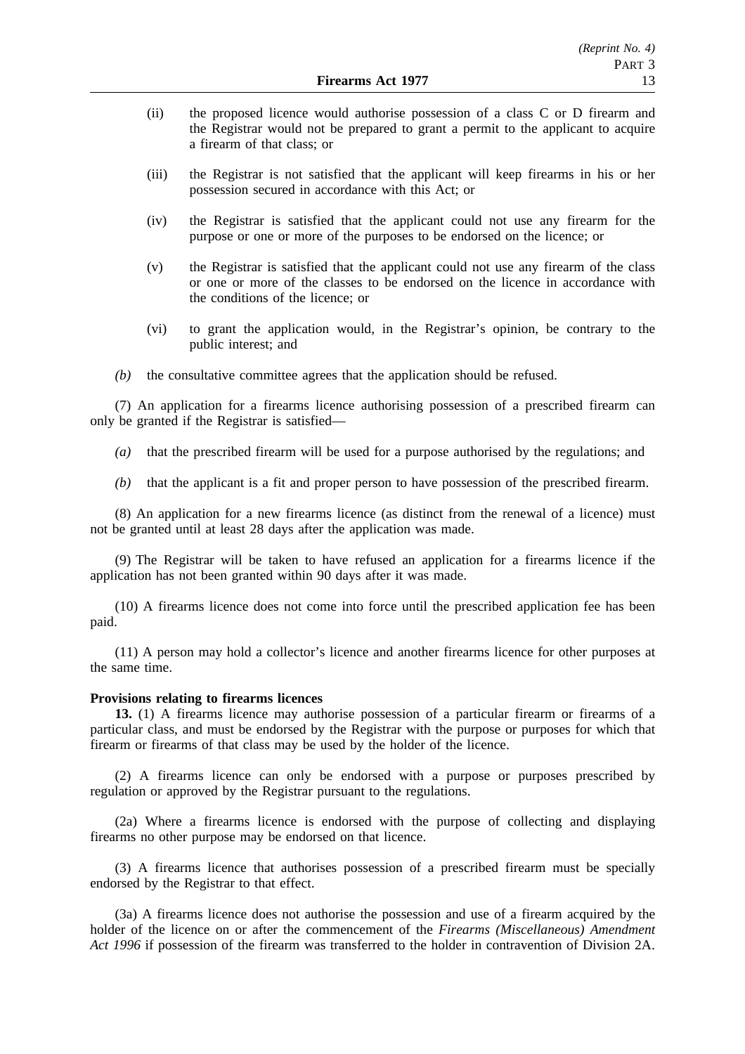(ii) the proposed licence would authorise possession of a class C or D firearm and the Registrar would not be prepared to grant a permit to the applicant to acquire a firearm of that class; or

(iii) the Registrar is not satisfied that the applicant will keep firearms in his or her possession secured in accordance with this Act; or

(iv) the Registrar is satisfied that the applicant could not use any firearm for the purpose or one or more of the purposes to be endorsed on the licence; or

(v) the Registrar is satisfied that the applicant could not use any firearm of the class or one or more of the classes to be endorsed on the licence in accordance with the conditions of the licence; or

(vi) to grant the application would, in the Registrar's opinion, be contrary to the public interest; and

*(b)* the consultative committee agrees that the application should be refused.

(7) An application for a firearms licence authorising possession of a prescribed firearm can only be granted if the Registrar is satisfied—

*(a)* that the prescribed firearm will be used for a purpose authorised by the regulations; and

*(b)* that the applicant is a fit and proper person to have possession of the prescribed firearm.

(8) An application for a new firearms licence (as distinct from the renewal of a licence) must not be granted until at least 28 days after the application was made.

(9) The Registrar will be taken to have refused an application for a firearms licence if the application has not been granted within 90 days after it was made.

(10) A firearms licence does not come into force until the prescribed application fee has been paid.

(11) A person may hold a collector's licence and another firearms licence for other purposes at the same time.

**Provisions relating to firearms licences**

**13.** (1) A firearms licence may authorise possession of a particular firearm or firearms of a particular class, and must be endorsed by the Registrar with the purpose or purposes for which that firearm or firearms of that class may be used by the holder of the licence.

(2) A firearms licence can only be endorsed with a purpose or purposes prescribed by regulation or approved by the Registrar pursuant to the regulations.

(2a) Where a firearms licence is endorsed with the purpose of collecting and displaying firearms no other purpose may be endorsed on that licence.

(3) A firearms licence that authorises possession of a prescribed firearm must be specially endorsed by the Registrar to that effect.

(3a) A firearms licence does not authorise the possession and use of a firearm acquired by the holder of the licence on or after the commencement of the *Firearms (Miscellaneous) Amendment Act 1996* if possession of the firearm was transferred to the holder in contravention of Division 2A.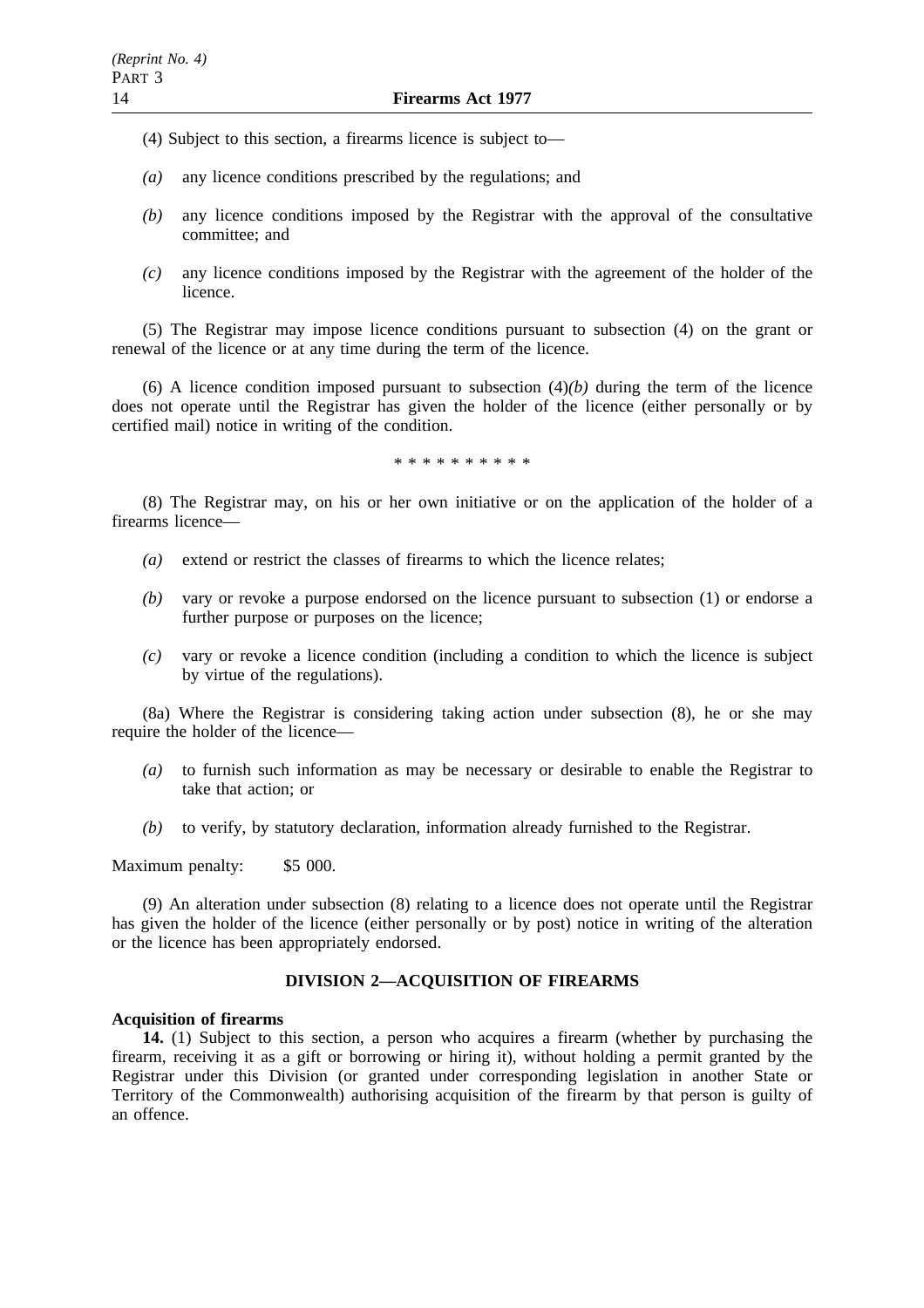(4) Subject to this section, a firearms licence is subject to—

*(a)* any licence conditions prescribed by the regulations; and

*(b)* any licence conditions imposed by the Registrar with the approval of the consultative committee; and

*(c)* any licence conditions imposed by the Registrar with the agreement of the holder of the licence.

(5) The Registrar may impose licence conditions pursuant to subsection (4) on the grant or renewal of the licence or at any time during the term of the licence.

(6) A licence condition imposed pursuant to subsection (4)*(b)* during the term of the licence does not operate until the Registrar has given the holder of the licence (either personally or by certified mail) notice in writing of the condition.

\* \* \* \* \* \* \* \* \* \*

(8) The Registrar may, on his or her own initiative or on the application of the holder of a firearms licence—

*(a)* extend or restrict the classes of firearms to which the licence relates;

*(b)* vary or revoke a purpose endorsed on the licence pursuant to subsection (1) or endorse a further purpose or purposes on the licence;

*(c)* vary or revoke a licence condition (including a condition to which the licence is subject by virtue of the regulations).

(8a) Where the Registrar is considering taking action under subsection (8), he or she may require the holder of the licence—

*(a)* to furnish such information as may be necessary or desirable to enable the Registrar to take that action; or

*(b)* to verify, by statutory declaration, information already furnished to the Registrar.

Maximum penalty: $5 000.

(9) An alteration under subsection (8) relating to a licence does not operate until the Registrar has given the holder of the licence (either personally or by post) notice in writing of the alteration or the licence has been appropriately endorsed.

## DIVISION 2—ACQUISITION OF FIREARMS

**Acquisition of firearms**

**14.** (1) Subject to this section, a person who acquires a firearm (whether by purchasing the firearm, receiving it as a gift or borrowing or hiring it), without holding a permit granted by the Registrar under this Division (or granted under corresponding legislation in another State or Territory of the Commonwealth) authorising acquisition of the firearm by that person is guilty of an offence.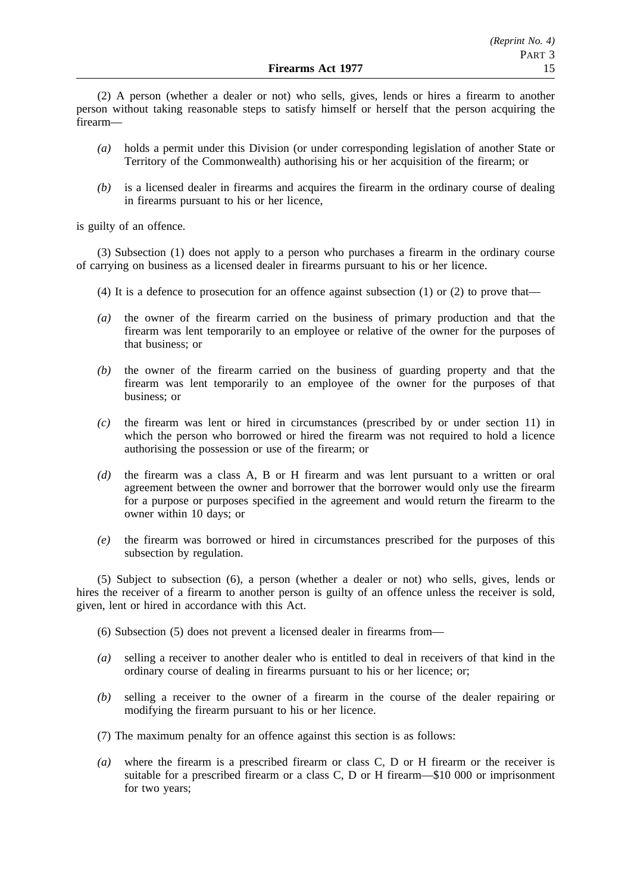(2) A person (whether a dealer or not) who sells, gives, lends or hires a firearm to another person without taking reasonable steps to satisfy himself or herself that the person acquiring the firearm—

- *(a)* holds a permit under this Division (or under corresponding legislation of another State or Territory of the Commonwealth) authorising his or her acquisition of the firearm; or
- *(b)* is a licensed dealer in firearms and acquires the firearm in the ordinary course of dealing in firearms pursuant to his or her licence,

is guilty of an offence.

(3) Subsection (1) does not apply to a person who purchases a firearm in the ordinary course of carrying on business as a licensed dealer in firearms pursuant to his or her licence.

(4) It is a defence to prosecution for an offence against subsection (1) or (2) to prove that—

- *(a)* the owner of the firearm carried on the business of primary production and that the firearm was lent temporarily to an employee or relative of the owner for the purposes of that business; or
- *(b)* the owner of the firearm carried on the business of guarding property and that the firearm was lent temporarily to an employee of the owner for the purposes of that business; or
- *(c)* the firearm was lent or hired in circumstances (prescribed by or under section 11) in which the person who borrowed or hired the firearm was not required to hold a licence authorising the possession or use of the firearm; or
- *(d)* the firearm was a class A, B or H firearm and was lent pursuant to a written or oral agreement between the owner and borrower that the borrower would only use the firearm for a purpose or purposes specified in the agreement and would return the firearm to the owner within 10 days; or
- *(e)* the firearm was borrowed or hired in circumstances prescribed for the purposes of this subsection by regulation.

(5) Subject to subsection (6), a person (whether a dealer or not) who sells, gives, lends or hires the receiver of a firearm to another person is guilty of an offence unless the receiver is sold, given, lent or hired in accordance with this Act.

(6) Subsection (5) does not prevent a licensed dealer in firearms from—

- *(a)* selling a receiver to another dealer who is entitled to deal in receivers of that kind in the ordinary course of dealing in firearms pursuant to his or her licence; or;
- *(b)* selling a receiver to the owner of a firearm in the course of the dealer repairing or modifying the firearm pursuant to his or her licence.

(7) The maximum penalty for an offence against this section is as follows:

- *(a)* where the firearm is a prescribed firearm or class C, D or H firearm or the receiver is suitable for a prescribed firearm or a class C, D or H firearm—$10 000 or imprisonment for two years;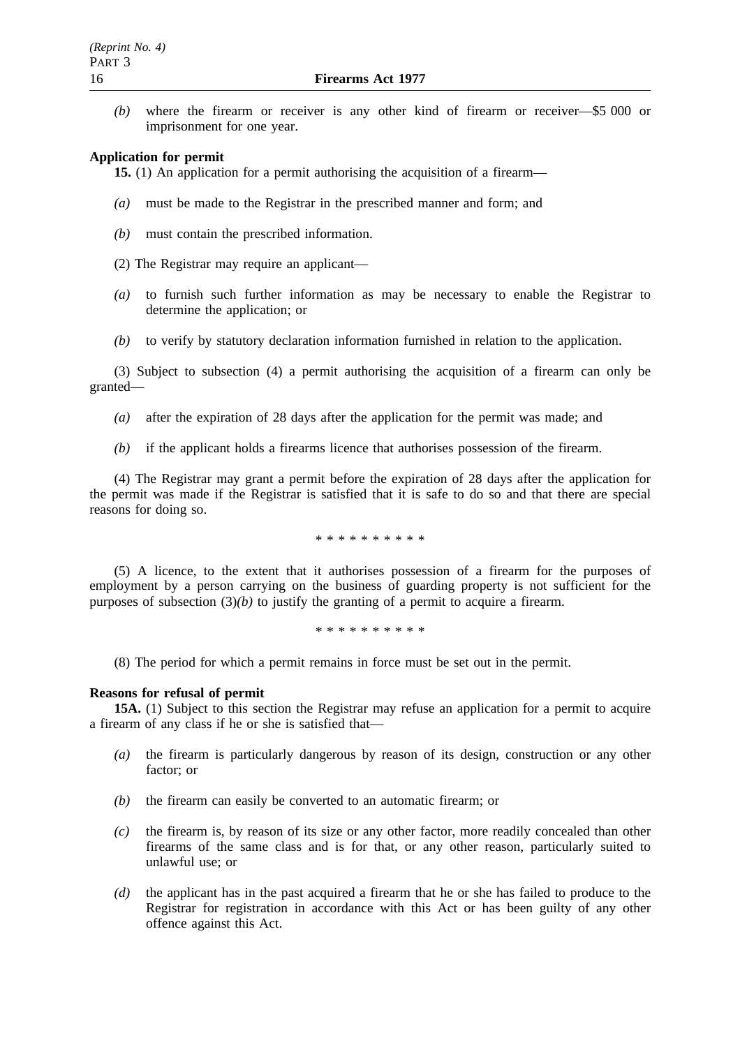*(b)* where the firearm or receiver is any other kind of firearm or receiver—$5 000 or imprisonment for one year.

**Application for permit**

**15.** (1) An application for a permit authorising the acquisition of a firearm—

*(a)* must be made to the Registrar in the prescribed manner and form; and

*(b)* must contain the prescribed information.

(2) The Registrar may require an applicant—

*(a)* to furnish such further information as may be necessary to enable the Registrar to determine the application; or

*(b)* to verify by statutory declaration information furnished in relation to the application.

(3) Subject to subsection (4) a permit authorising the acquisition of a firearm can only be granted—

*(a)* after the expiration of 28 days after the application for the permit was made; and

*(b)* if the applicant holds a firearms licence that authorises possession of the firearm.

(4) The Registrar may grant a permit before the expiration of 28 days after the application for the permit was made if the Registrar is satisfied that it is safe to do so and that there are special reasons for doing so.

\* \* \* \* \* \* \* \* \* \*

(5) A licence, to the extent that it authorises possession of a firearm for the purposes of employment by a person carrying on the business of guarding property is not sufficient for the purposes of subsection (3)*(b)* to justify the granting of a permit to acquire a firearm.

\* \* \* \* \* \* \* \* \* \*

(8) The period for which a permit remains in force must be set out in the permit.

**Reasons for refusal of permit**

**15A.** (1) Subject to this section the Registrar may refuse an application for a permit to acquire a firearm of any class if he or she is satisfied that—

*(a)* the firearm is particularly dangerous by reason of its design, construction or any other factor; or

*(b)* the firearm can easily be converted to an automatic firearm; or

*(c)* the firearm is, by reason of its size or any other factor, more readily concealed than other firearms of the same class and is for that, or any other reason, particularly suited to unlawful use; or

*(d)* the applicant has in the past acquired a firearm that he or she has failed to produce to the Registrar for registration in accordance with this Act or has been guilty of any other offence against this Act.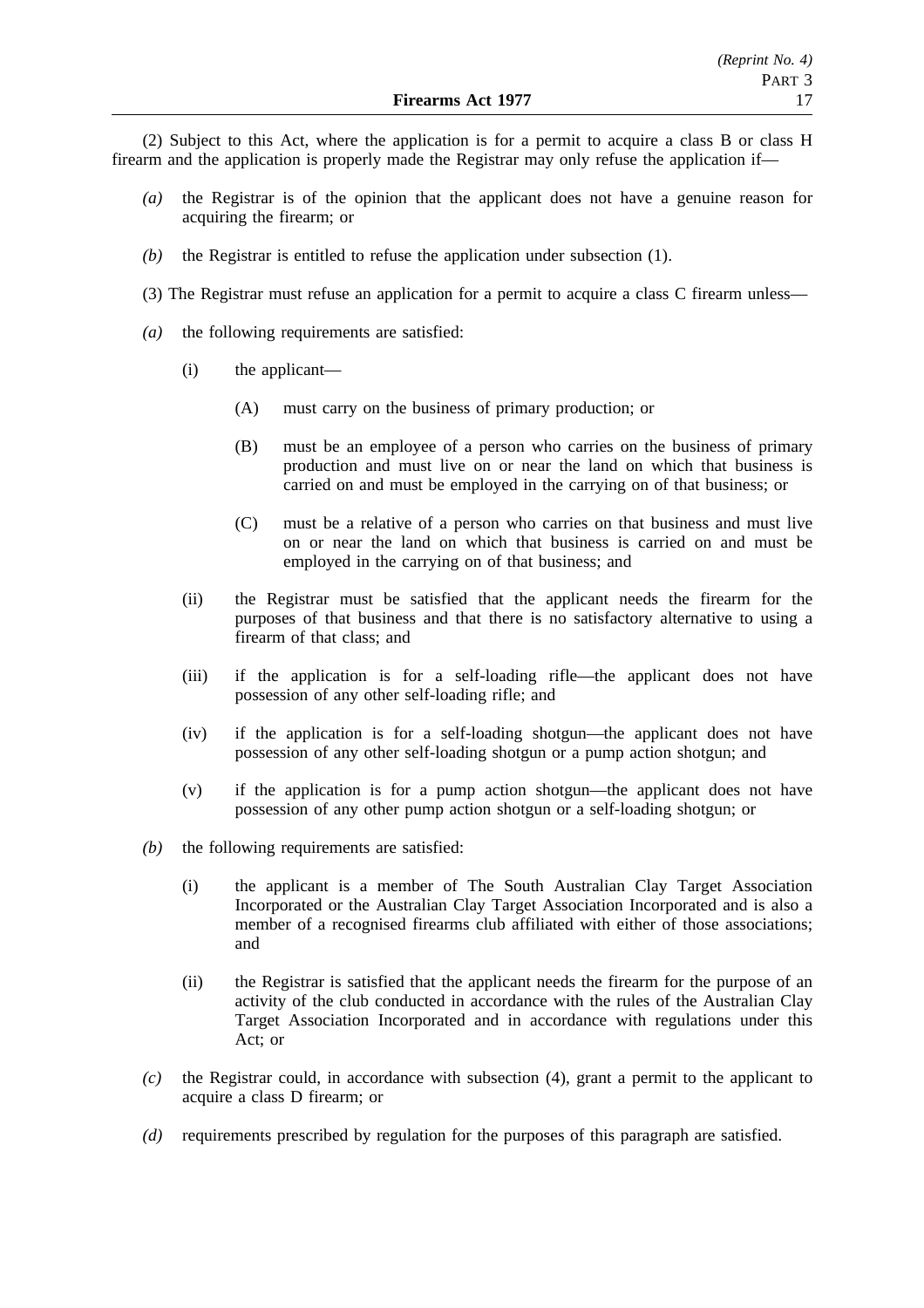(2) Subject to this Act, where the application is for a permit to acquire a class B or class H firearm and the application is properly made the Registrar may only refuse the application if—

*(a)* the Registrar is of the opinion that the applicant does not have a genuine reason for acquiring the firearm; or

*(b)* the Registrar is entitled to refuse the application under subsection (1).

(3) The Registrar must refuse an application for a permit to acquire a class C firearm unless—

*(a)* the following requirements are satisfied:

- (i) the applicant—
  - (A) must carry on the business of primary production; or
  - (B) must be an employee of a person who carries on the business of primary production and must live on or near the land on which that business is carried on and must be employed in the carrying on of that business; or
  - (C) must be a relative of a person who carries on that business and must live on or near the land on which that business is carried on and must be employed in the carrying on of that business; and
- (ii) the Registrar must be satisfied that the applicant needs the firearm for the purposes of that business and that there is no satisfactory alternative to using a firearm of that class; and
- (iii) if the application is for a self-loading rifle—the applicant does not have possession of any other self-loading rifle; and
- (iv) if the application is for a self-loading shotgun—the applicant does not have possession of any other self-loading shotgun or a pump action shotgun; and
- (v) if the application is for a pump action shotgun—the applicant does not have possession of any other pump action shotgun or a self-loading shotgun; or

*(b)* the following requirements are satisfied:

- (i) the applicant is a member of The South Australian Clay Target Association Incorporated or the Australian Clay Target Association Incorporated and is also a member of a recognised firearms club affiliated with either of those associations; and
- (ii) the Registrar is satisfied that the applicant needs the firearm for the purpose of an activity of the club conducted in accordance with the rules of the Australian Clay Target Association Incorporated and in accordance with regulations under this Act; or

*(c)* the Registrar could, in accordance with subsection (4), grant a permit to the applicant to acquire a class D firearm; or

*(d)* requirements prescribed by regulation for the purposes of this paragraph are satisfied.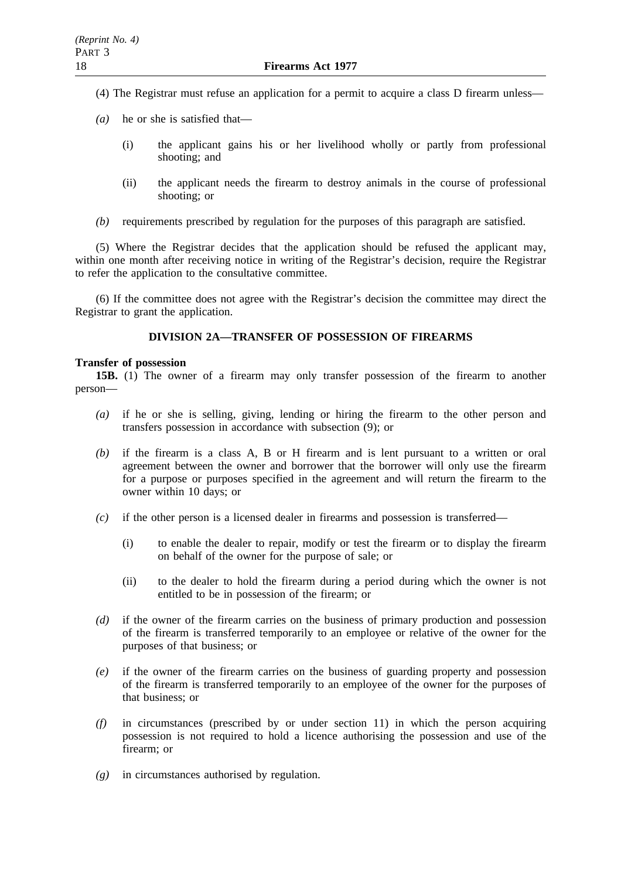(4) The Registrar must refuse an application for a permit to acquire a class D firearm unless—

*(a)* he or she is satisfied that—

(i) the applicant gains his or her livelihood wholly or partly from professional shooting; and

(ii) the applicant needs the firearm to destroy animals in the course of professional shooting; or

*(b)* requirements prescribed by regulation for the purposes of this paragraph are satisfied.

(5) Where the Registrar decides that the application should be refused the applicant may, within one month after receiving notice in writing of the Registrar's decision, require the Registrar to refer the application to the consultative committee.

(6) If the committee does not agree with the Registrar's decision the committee may direct the Registrar to grant the application.

## DIVISION 2A—TRANSFER OF POSSESSION OF FIREARMS

**Transfer of possession**

**15B.** (1) The owner of a firearm may only transfer possession of the firearm to another person—

*(a)* if he or she is selling, giving, lending or hiring the firearm to the other person and transfers possession in accordance with subsection (9); or

*(b)* if the firearm is a class A, B or H firearm and is lent pursuant to a written or oral agreement between the owner and borrower that the borrower will only use the firearm for a purpose or purposes specified in the agreement and will return the firearm to the owner within 10 days; or

*(c)* if the other person is a licensed dealer in firearms and possession is transferred—

(i) to enable the dealer to repair, modify or test the firearm or to display the firearm on behalf of the owner for the purpose of sale; or

(ii) to the dealer to hold the firearm during a period during which the owner is not entitled to be in possession of the firearm; or

*(d)* if the owner of the firearm carries on the business of primary production and possession of the firearm is transferred temporarily to an employee or relative of the owner for the purposes of that business; or

*(e)* if the owner of the firearm carries on the business of guarding property and possession of the firearm is transferred temporarily to an employee of the owner for the purposes of that business; or

*(f)* in circumstances (prescribed by or under section 11) in which the person acquiring possession is not required to hold a licence authorising the possession and use of the firearm; or

*(g)* in circumstances authorised by regulation.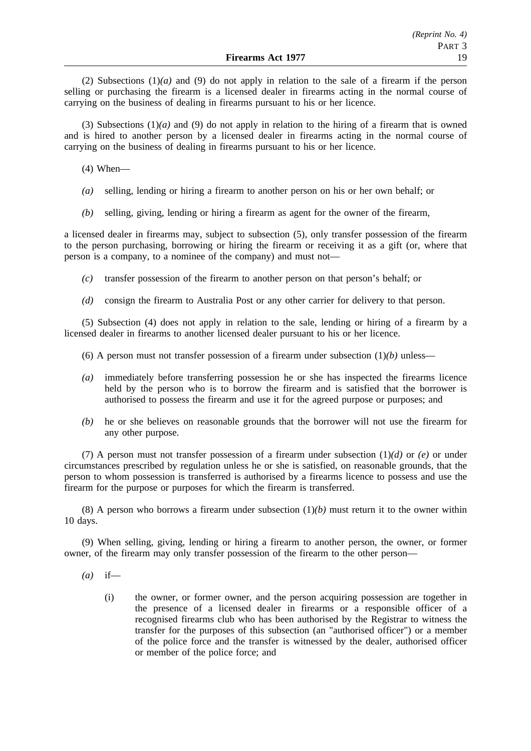(2) Subsections (1)*(a)* and (9) do not apply in relation to the sale of a firearm if the person selling or purchasing the firearm is a licensed dealer in firearms acting in the normal course of carrying on the business of dealing in firearms pursuant to his or her licence.

(3) Subsections (1)*(a)* and (9) do not apply in relation to the hiring of a firearm that is owned and is hired to another person by a licensed dealer in firearms acting in the normal course of carrying on the business of dealing in firearms pursuant to his or her licence.

(4) When—

*(a)* selling, lending or hiring a firearm to another person on his or her own behalf; or

*(b)* selling, giving, lending or hiring a firearm as agent for the owner of the firearm,

a licensed dealer in firearms may, subject to subsection (5), only transfer possession of the firearm to the person purchasing, borrowing or hiring the firearm or receiving it as a gift (or, where that person is a company, to a nominee of the company) and must not—

*(c)* transfer possession of the firearm to another person on that person's behalf; or

*(d)* consign the firearm to Australia Post or any other carrier for delivery to that person.

(5) Subsection (4) does not apply in relation to the sale, lending or hiring of a firearm by a licensed dealer in firearms to another licensed dealer pursuant to his or her licence.

(6) A person must not transfer possession of a firearm under subsection (1)*(b)* unless—

*(a)* immediately before transferring possession he or she has inspected the firearms licence held by the person who is to borrow the firearm and is satisfied that the borrower is authorised to possess the firearm and use it for the agreed purpose or purposes; and

*(b)* he or she believes on reasonable grounds that the borrower will not use the firearm for any other purpose.

(7) A person must not transfer possession of a firearm under subsection (1)*(d)* or *(e)* or under circumstances prescribed by regulation unless he or she is satisfied, on reasonable grounds, that the person to whom possession is transferred is authorised by a firearms licence to possess and use the firearm for the purpose or purposes for which the firearm is transferred.

(8) A person who borrows a firearm under subsection (1)*(b)* must return it to the owner within 10 days.

(9) When selling, giving, lending or hiring a firearm to another person, the owner, or former owner, of the firearm may only transfer possession of the firearm to the other person—

*(a)* if—

(i) the owner, or former owner, and the person acquiring possession are together in the presence of a licensed dealer in firearms or a responsible officer of a recognised firearms club who has been authorised by the Registrar to witness the transfer for the purposes of this subsection (an "authorised officer") or a member of the police force and the transfer is witnessed by the dealer, authorised officer or member of the police force; and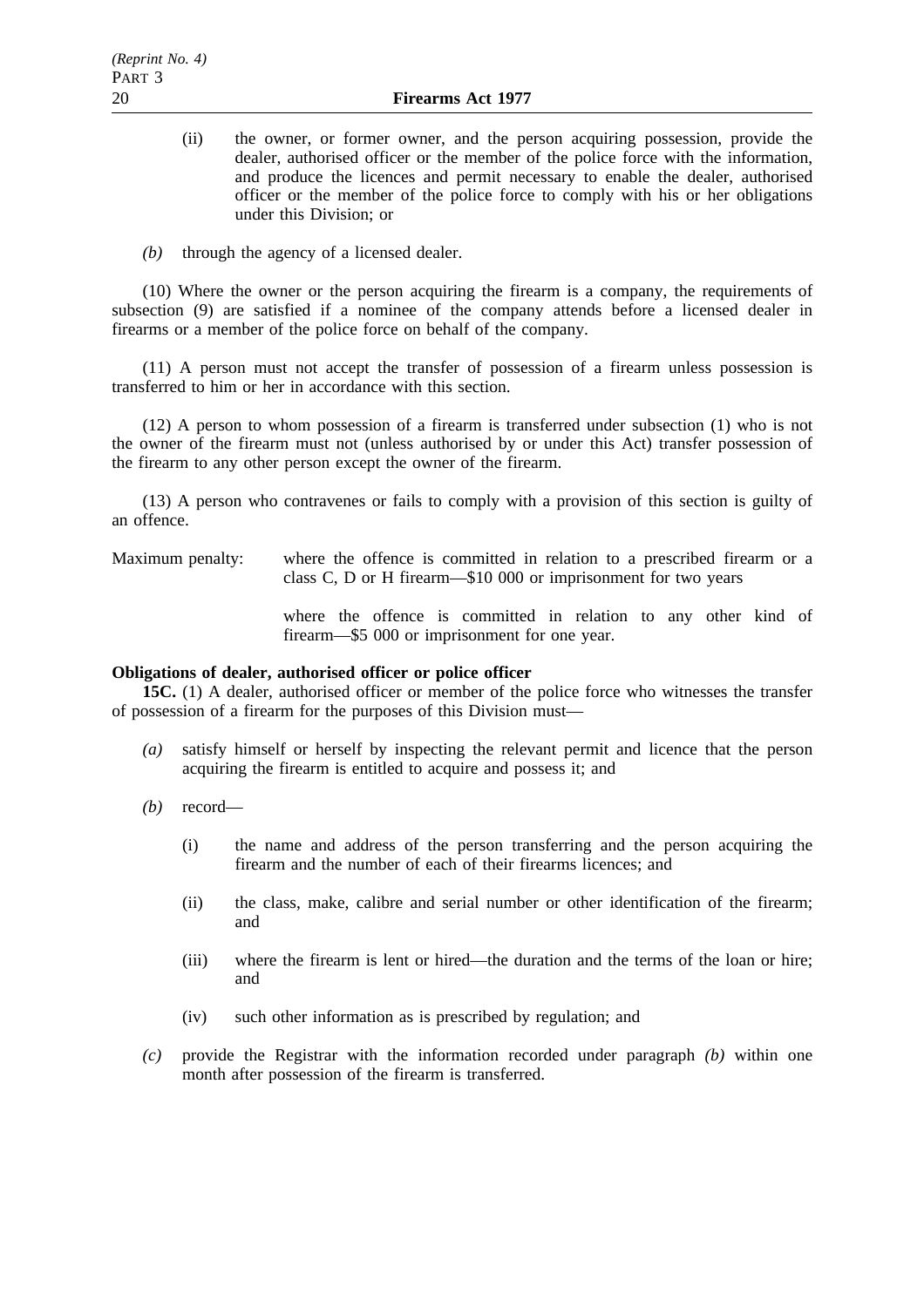(ii) the owner, or former owner, and the person acquiring possession, provide the dealer, authorised officer or the member of the police force with the information, and produce the licences and permit necessary to enable the dealer, authorised officer or the member of the police force to comply with his or her obligations under this Division; or

*(b)* through the agency of a licensed dealer.

(10) Where the owner or the person acquiring the firearm is a company, the requirements of subsection (9) are satisfied if a nominee of the company attends before a licensed dealer in firearms or a member of the police force on behalf of the company.

(11) A person must not accept the transfer of possession of a firearm unless possession is transferred to him or her in accordance with this section.

(12) A person to whom possession of a firearm is transferred under subsection (1) who is not the owner of the firearm must not (unless authorised by or under this Act) transfer possession of the firearm to any other person except the owner of the firearm.

(13) A person who contravenes or fails to comply with a provision of this section is guilty of an offence.

Maximum penalty: where the offence is committed in relation to a prescribed firearm or a class C, D or H firearm—$10 000 or imprisonment for two years

where the offence is committed in relation to any other kind of firearm—$5 000 or imprisonment for one year.

**Obligations of dealer, authorised officer or police officer**

**15C.** (1) A dealer, authorised officer or member of the police force who witnesses the transfer of possession of a firearm for the purposes of this Division must—

*(a)* satisfy himself or herself by inspecting the relevant permit and licence that the person acquiring the firearm is entitled to acquire and possess it; and

*(b)* record—

(i) the name and address of the person transferring and the person acquiring the firearm and the number of each of their firearms licences; and

(ii) the class, make, calibre and serial number or other identification of the firearm; and

(iii) where the firearm is lent or hired—the duration and the terms of the loan or hire; and

(iv) such other information as is prescribed by regulation; and

*(c)* provide the Registrar with the information recorded under paragraph *(b)* within one month after possession of the firearm is transferred.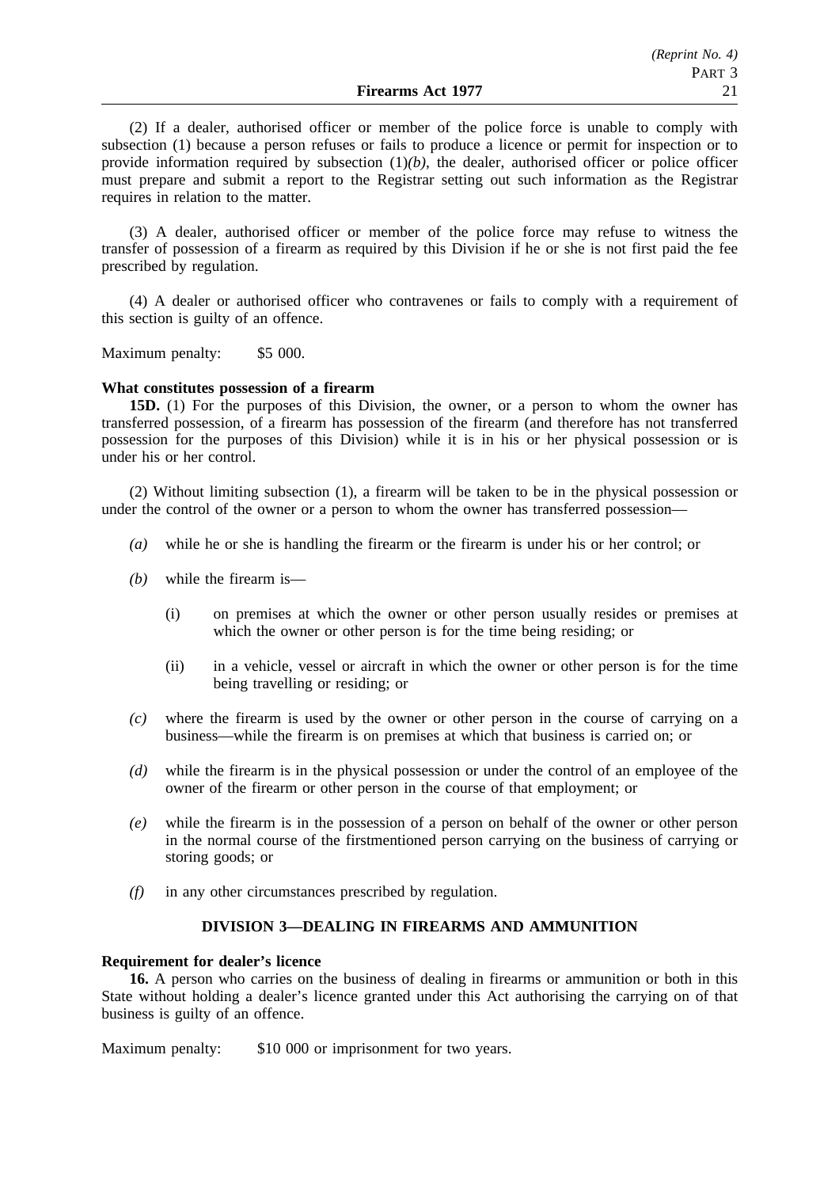(2) If a dealer, authorised officer or member of the police force is unable to comply with subsection (1) because a person refuses or fails to produce a licence or permit for inspection or to provide information required by subsection (1)*(b)*, the dealer, authorised officer or police officer must prepare and submit a report to the Registrar setting out such information as the Registrar requires in relation to the matter.

(3) A dealer, authorised officer or member of the police force may refuse to witness the transfer of possession of a firearm as required by this Division if he or she is not first paid the fee prescribed by regulation.

(4) A dealer or authorised officer who contravenes or fails to comply with a requirement of this section is guilty of an offence.

Maximum penalty: $5 000.

**What constitutes possession of a firearm**

**15D.** (1) For the purposes of this Division, the owner, or a person to whom the owner has transferred possession, of a firearm has possession of the firearm (and therefore has not transferred possession for the purposes of this Division) while it is in his or her physical possession or is under his or her control.

(2) Without limiting subsection (1), a firearm will be taken to be in the physical possession or under the control of the owner or a person to whom the owner has transferred possession—

- *(a)* while he or she is handling the firearm or the firearm is under his or her control; or
- *(b)* while the firearm is—
  - (i) on premises at which the owner or other person usually resides or premises at which the owner or other person is for the time being residing; or
  - (ii) in a vehicle, vessel or aircraft in which the owner or other person is for the time being travelling or residing; or
- *(c)* where the firearm is used by the owner or other person in the course of carrying on a business—while the firearm is on premises at which that business is carried on; or
- *(d)* while the firearm is in the physical possession or under the control of an employee of the owner of the firearm or other person in the course of that employment; or
- *(e)* while the firearm is in the possession of a person on behalf of the owner or other person in the normal course of the firstmentioned person carrying on the business of carrying or storing goods; or
- *(f)* in any other circumstances prescribed by regulation.

## DIVISION 3—DEALING IN FIREARMS AND AMMUNITION

**Requirement for dealer's licence**

**16.** A person who carries on the business of dealing in firearms or ammunition or both in this State without holding a dealer's licence granted under this Act authorising the carrying on of that business is guilty of an offence.

Maximum penalty: $10 000 or imprisonment for two years.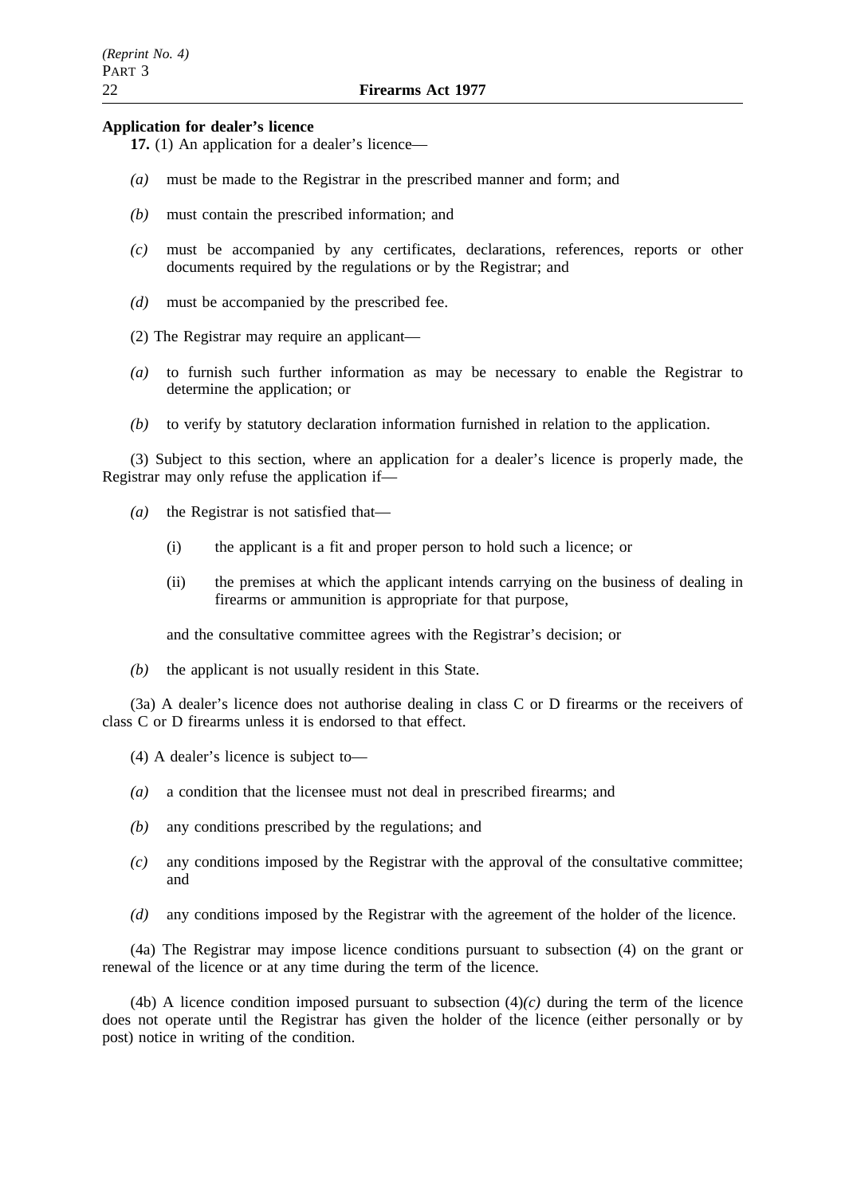**Application for dealer's licence**

**17.** (1) An application for a dealer's licence—

*(a)* must be made to the Registrar in the prescribed manner and form; and

*(b)* must contain the prescribed information; and

*(c)* must be accompanied by any certificates, declarations, references, reports or other documents required by the regulations or by the Registrar; and

*(d)* must be accompanied by the prescribed fee.

(2) The Registrar may require an applicant—

*(a)* to furnish such further information as may be necessary to enable the Registrar to determine the application; or

*(b)* to verify by statutory declaration information furnished in relation to the application.

(3) Subject to this section, where an application for a dealer's licence is properly made, the Registrar may only refuse the application if—

*(a)* the Registrar is not satisfied that—

(i) the applicant is a fit and proper person to hold such a licence; or

(ii) the premises at which the applicant intends carrying on the business of dealing in firearms or ammunition is appropriate for that purpose,

and the consultative committee agrees with the Registrar's decision; or

*(b)* the applicant is not usually resident in this State.

(3a) A dealer's licence does not authorise dealing in class C or D firearms or the receivers of class C or D firearms unless it is endorsed to that effect.

(4) A dealer's licence is subject to—

*(a)* a condition that the licensee must not deal in prescribed firearms; and

*(b)* any conditions prescribed by the regulations; and

*(c)* any conditions imposed by the Registrar with the approval of the consultative committee; and

*(d)* any conditions imposed by the Registrar with the agreement of the holder of the licence.

(4a) The Registrar may impose licence conditions pursuant to subsection (4) on the grant or renewal of the licence or at any time during the term of the licence.

(4b) A licence condition imposed pursuant to subsection (4)*(c)* during the term of the licence does not operate until the Registrar has given the holder of the licence (either personally or by post) notice in writing of the condition.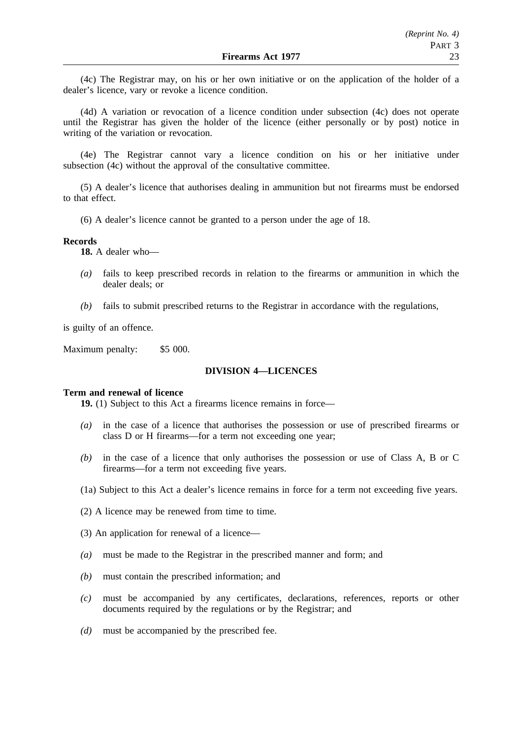(4c) The Registrar may, on his or her own initiative or on the application of the holder of a dealer's licence, vary or revoke a licence condition.

(4d) A variation or revocation of a licence condition under subsection (4c) does not operate until the Registrar has given the holder of the licence (either personally or by post) notice in writing of the variation or revocation.

(4e) The Registrar cannot vary a licence condition on his or her initiative under subsection (4c) without the approval of the consultative committee.

(5) A dealer's licence that authorises dealing in ammunition but not firearms must be endorsed to that effect.

(6) A dealer's licence cannot be granted to a person under the age of 18.

**Records**

**18.** A dealer who—

*(a)* fails to keep prescribed records in relation to the firearms or ammunition in which the dealer deals; or

*(b)* fails to submit prescribed returns to the Registrar in accordance with the regulations,

is guilty of an offence.

Maximum penalty: $5 000.

## DIVISION 4—LICENCES

**Term and renewal of licence**

**19.** (1) Subject to this Act a firearms licence remains in force—

*(a)* in the case of a licence that authorises the possession or use of prescribed firearms or class D or H firearms—for a term not exceeding one year;

*(b)* in the case of a licence that only authorises the possession or use of Class A, B or C firearms—for a term not exceeding five years.

(1a) Subject to this Act a dealer's licence remains in force for a term not exceeding five years.

(2) A licence may be renewed from time to time.

(3) An application for renewal of a licence—

*(a)* must be made to the Registrar in the prescribed manner and form; and

*(b)* must contain the prescribed information; and

*(c)* must be accompanied by any certificates, declarations, references, reports or other documents required by the regulations or by the Registrar; and

*(d)* must be accompanied by the prescribed fee.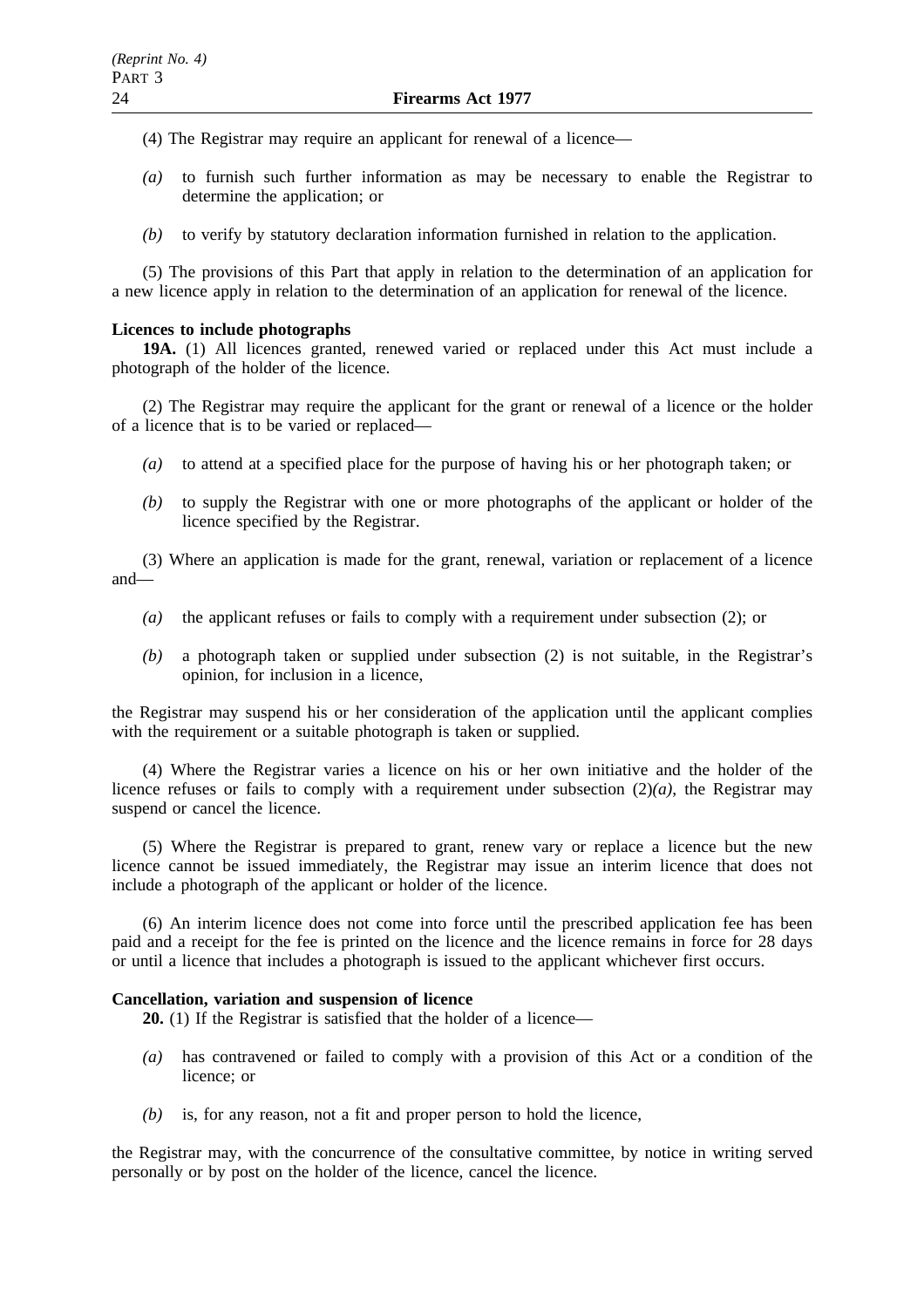(4) The Registrar may require an applicant for renewal of a licence—

- *(a)* to furnish such further information as may be necessary to enable the Registrar to determine the application; or
- *(b)* to verify by statutory declaration information furnished in relation to the application.

(5) The provisions of this Part that apply in relation to the determination of an application for a new licence apply in relation to the determination of an application for renewal of the licence.

**Licences to include photographs**

**19A.** (1) All licences granted, renewed varied or replaced under this Act must include a photograph of the holder of the licence.

(2) The Registrar may require the applicant for the grant or renewal of a licence or the holder of a licence that is to be varied or replaced—

- *(a)* to attend at a specified place for the purpose of having his or her photograph taken; or
- *(b)* to supply the Registrar with one or more photographs of the applicant or holder of the licence specified by the Registrar.

(3) Where an application is made for the grant, renewal, variation or replacement of a licence and—

- *(a)* the applicant refuses or fails to comply with a requirement under subsection (2); or
- *(b)* a photograph taken or supplied under subsection (2) is not suitable, in the Registrar's opinion, for inclusion in a licence,

the Registrar may suspend his or her consideration of the application until the applicant complies with the requirement or a suitable photograph is taken or supplied.

(4) Where the Registrar varies a licence on his or her own initiative and the holder of the licence refuses or fails to comply with a requirement under subsection (2)*(a)*, the Registrar may suspend or cancel the licence.

(5) Where the Registrar is prepared to grant, renew vary or replace a licence but the new licence cannot be issued immediately, the Registrar may issue an interim licence that does not include a photograph of the applicant or holder of the licence.

(6) An interim licence does not come into force until the prescribed application fee has been paid and a receipt for the fee is printed on the licence and the licence remains in force for 28 days or until a licence that includes a photograph is issued to the applicant whichever first occurs.

**Cancellation, variation and suspension of licence**

**20.** (1) If the Registrar is satisfied that the holder of a licence—

- *(a)* has contravened or failed to comply with a provision of this Act or a condition of the licence; or
- *(b)* is, for any reason, not a fit and proper person to hold the licence,

the Registrar may, with the concurrence of the consultative committee, by notice in writing served personally or by post on the holder of the licence, cancel the licence.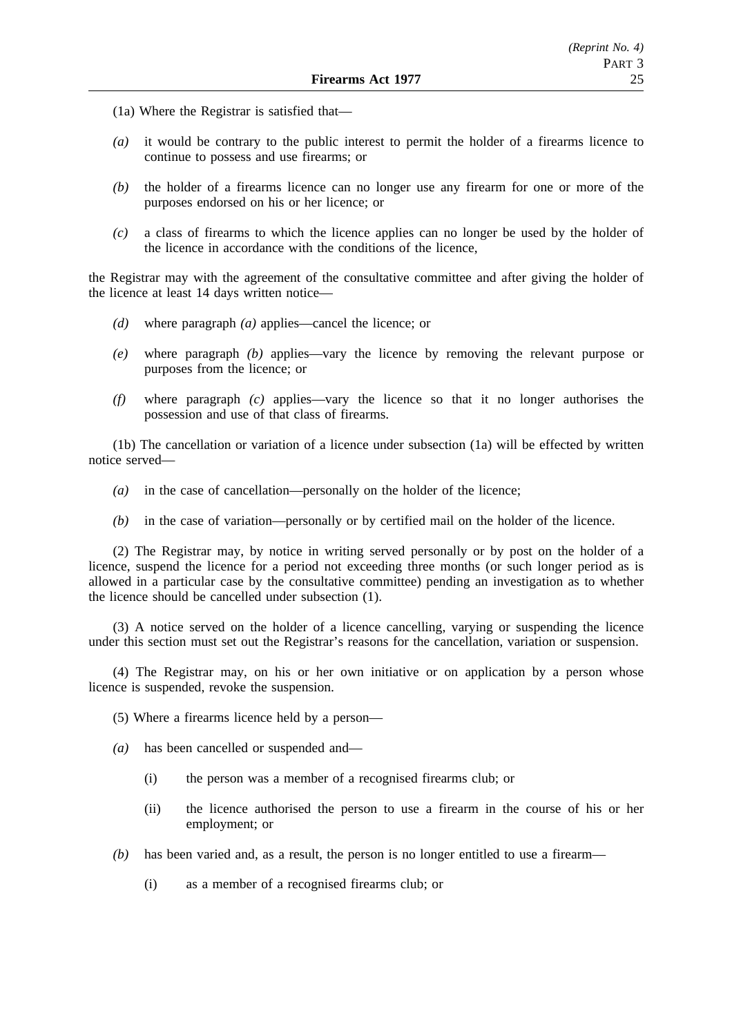(1a) Where the Registrar is satisfied that—

*(a)* it would be contrary to the public interest to permit the holder of a firearms licence to continue to possess and use firearms; or

*(b)* the holder of a firearms licence can no longer use any firearm for one or more of the purposes endorsed on his or her licence; or

*(c)* a class of firearms to which the licence applies can no longer be used by the holder of the licence in accordance with the conditions of the licence,

the Registrar may with the agreement of the consultative committee and after giving the holder of the licence at least 14 days written notice—

*(d)* where paragraph *(a)* applies—cancel the licence; or

*(e)* where paragraph *(b)* applies—vary the licence by removing the relevant purpose or purposes from the licence; or

*(f)* where paragraph *(c)* applies—vary the licence so that it no longer authorises the possession and use of that class of firearms.

(1b) The cancellation or variation of a licence under subsection (1a) will be effected by written notice served—

*(a)* in the case of cancellation—personally on the holder of the licence;

*(b)* in the case of variation—personally or by certified mail on the holder of the licence.

(2) The Registrar may, by notice in writing served personally or by post on the holder of a licence, suspend the licence for a period not exceeding three months (or such longer period as is allowed in a particular case by the consultative committee) pending an investigation as to whether the licence should be cancelled under subsection (1).

(3) A notice served on the holder of a licence cancelling, varying or suspending the licence under this section must set out the Registrar's reasons for the cancellation, variation or suspension.

(4) The Registrar may, on his or her own initiative or on application by a person whose licence is suspended, revoke the suspension.

(5) Where a firearms licence held by a person—

*(a)* has been cancelled or suspended and—

(i) the person was a member of a recognised firearms club; or

(ii) the licence authorised the person to use a firearm in the course of his or her employment; or

*(b)* has been varied and, as a result, the person is no longer entitled to use a firearm—

(i) as a member of a recognised firearms club; or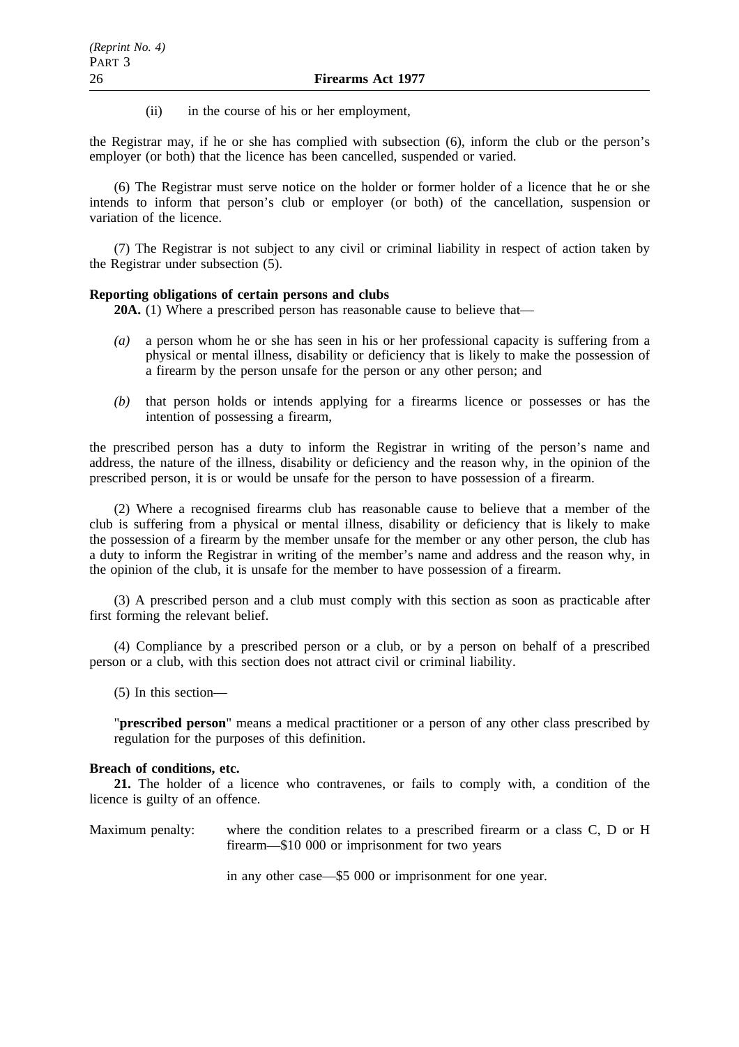(ii) in the course of his or her employment,

the Registrar may, if he or she has complied with subsection (6), inform the club or the person's employer (or both) that the licence has been cancelled, suspended or varied.

(6) The Registrar must serve notice on the holder or former holder of a licence that he or she intends to inform that person's club or employer (or both) of the cancellation, suspension or variation of the licence.

(7) The Registrar is not subject to any civil or criminal liability in respect of action taken by the Registrar under subsection (5).

**Reporting obligations of certain persons and clubs**

**20A.** (1) Where a prescribed person has reasonable cause to believe that—

*(a)* a person whom he or she has seen in his or her professional capacity is suffering from a physical or mental illness, disability or deficiency that is likely to make the possession of a firearm by the person unsafe for the person or any other person; and

*(b)* that person holds or intends applying for a firearms licence or possesses or has the intention of possessing a firearm,

the prescribed person has a duty to inform the Registrar in writing of the person's name and address, the nature of the illness, disability or deficiency and the reason why, in the opinion of the prescribed person, it is or would be unsafe for the person to have possession of a firearm.

(2) Where a recognised firearms club has reasonable cause to believe that a member of the club is suffering from a physical or mental illness, disability or deficiency that is likely to make the possession of a firearm by the member unsafe for the member or any other person, the club has a duty to inform the Registrar in writing of the member's name and address and the reason why, in the opinion of the club, it is unsafe for the member to have possession of a firearm.

(3) A prescribed person and a club must comply with this section as soon as practicable after first forming the relevant belief.

(4) Compliance by a prescribed person or a club, or by a person on behalf of a prescribed person or a club, with this section does not attract civil or criminal liability.

(5) In this section—

"**prescribed person**" means a medical practitioner or a person of any other class prescribed by regulation for the purposes of this definition.

**Breach of conditions, etc.**

**21.** The holder of a licence who contravenes, or fails to comply with, a condition of the licence is guilty of an offence.

Maximum penalty: where the condition relates to a prescribed firearm or a class C, D or H firearm—$10 000 or imprisonment for two years

in any other case—$5 000 or imprisonment for one year.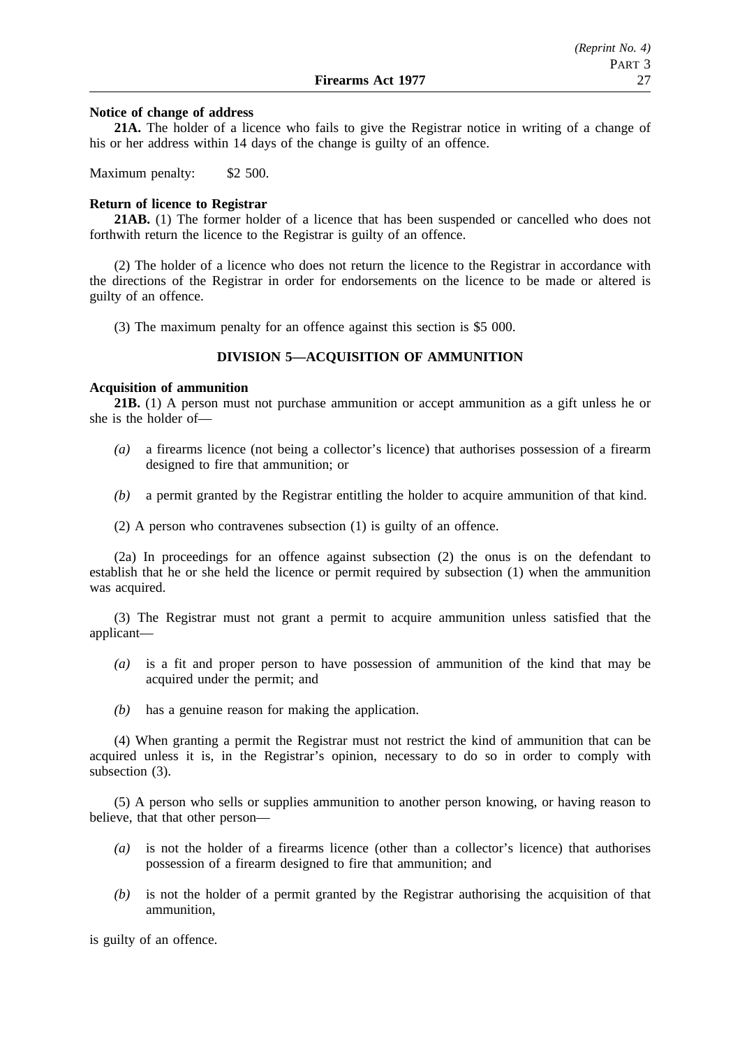**Notice of change of address**

**21A.** The holder of a licence who fails to give the Registrar notice in writing of a change of his or her address within 14 days of the change is guilty of an offence.

Maximum penalty: $2 500.

**Return of licence to Registrar**

**21AB.** (1) The former holder of a licence that has been suspended or cancelled who does not forthwith return the licence to the Registrar is guilty of an offence.

(2) The holder of a licence who does not return the licence to the Registrar in accordance with the directions of the Registrar in order for endorsements on the licence to be made or altered is guilty of an offence.

(3) The maximum penalty for an offence against this section is $5 000.

## DIVISION 5—ACQUISITION OF AMMUNITION

**Acquisition of ammunition**

**21B.** (1) A person must not purchase ammunition or accept ammunition as a gift unless he or she is the holder of—

*(a)* a firearms licence (not being a collector's licence) that authorises possession of a firearm designed to fire that ammunition; or

*(b)* a permit granted by the Registrar entitling the holder to acquire ammunition of that kind.

(2) A person who contravenes subsection (1) is guilty of an offence.

(2a) In proceedings for an offence against subsection (2) the onus is on the defendant to establish that he or she held the licence or permit required by subsection (1) when the ammunition was acquired.

(3) The Registrar must not grant a permit to acquire ammunition unless satisfied that the applicant—

*(a)* is a fit and proper person to have possession of ammunition of the kind that may be acquired under the permit; and

*(b)* has a genuine reason for making the application.

(4) When granting a permit the Registrar must not restrict the kind of ammunition that can be acquired unless it is, in the Registrar's opinion, necessary to do so in order to comply with subsection (3).

(5) A person who sells or supplies ammunition to another person knowing, or having reason to believe, that that other person—

*(a)* is not the holder of a firearms licence (other than a collector's licence) that authorises possession of a firearm designed to fire that ammunition; and

*(b)* is not the holder of a permit granted by the Registrar authorising the acquisition of that ammunition,

is guilty of an offence.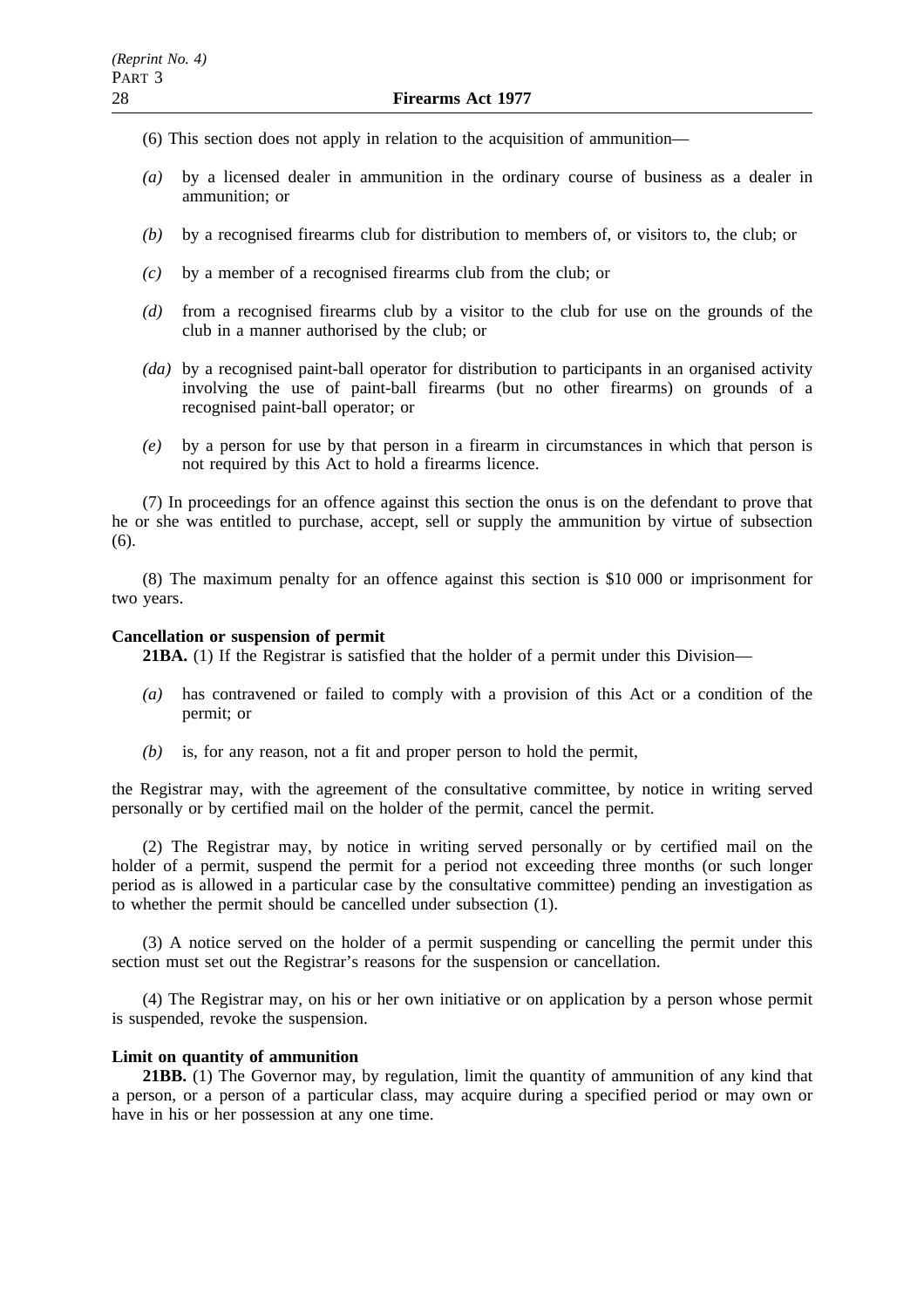(6) This section does not apply in relation to the acquisition of ammunition—

*(a)* by a licensed dealer in ammunition in the ordinary course of business as a dealer in ammunition; or

*(b)* by a recognised firearms club for distribution to members of, or visitors to, the club; or

*(c)* by a member of a recognised firearms club from the club; or

*(d)* from a recognised firearms club by a visitor to the club for use on the grounds of the club in a manner authorised by the club; or

*(da)* by a recognised paint-ball operator for distribution to participants in an organised activity involving the use of paint-ball firearms (but no other firearms) on grounds of a recognised paint-ball operator; or

*(e)* by a person for use by that person in a firearm in circumstances in which that person is not required by this Act to hold a firearms licence.

(7) In proceedings for an offence against this section the onus is on the defendant to prove that he or she was entitled to purchase, accept, sell or supply the ammunition by virtue of subsection (6).

(8) The maximum penalty for an offence against this section is $10 000 or imprisonment for two years.

**Cancellation or suspension of permit**

**21BA.** (1) If the Registrar is satisfied that the holder of a permit under this Division—

*(a)* has contravened or failed to comply with a provision of this Act or a condition of the permit; or

*(b)* is, for any reason, not a fit and proper person to hold the permit,

the Registrar may, with the agreement of the consultative committee, by notice in writing served personally or by certified mail on the holder of the permit, cancel the permit.

(2) The Registrar may, by notice in writing served personally or by certified mail on the holder of a permit, suspend the permit for a period not exceeding three months (or such longer period as is allowed in a particular case by the consultative committee) pending an investigation as to whether the permit should be cancelled under subsection (1).

(3) A notice served on the holder of a permit suspending or cancelling the permit under this section must set out the Registrar's reasons for the suspension or cancellation.

(4) The Registrar may, on his or her own initiative or on application by a person whose permit is suspended, revoke the suspension.

**Limit on quantity of ammunition**

**21BB.** (1) The Governor may, by regulation, limit the quantity of ammunition of any kind that a person, or a person of a particular class, may acquire during a specified period or may own or have in his or her possession at any one time.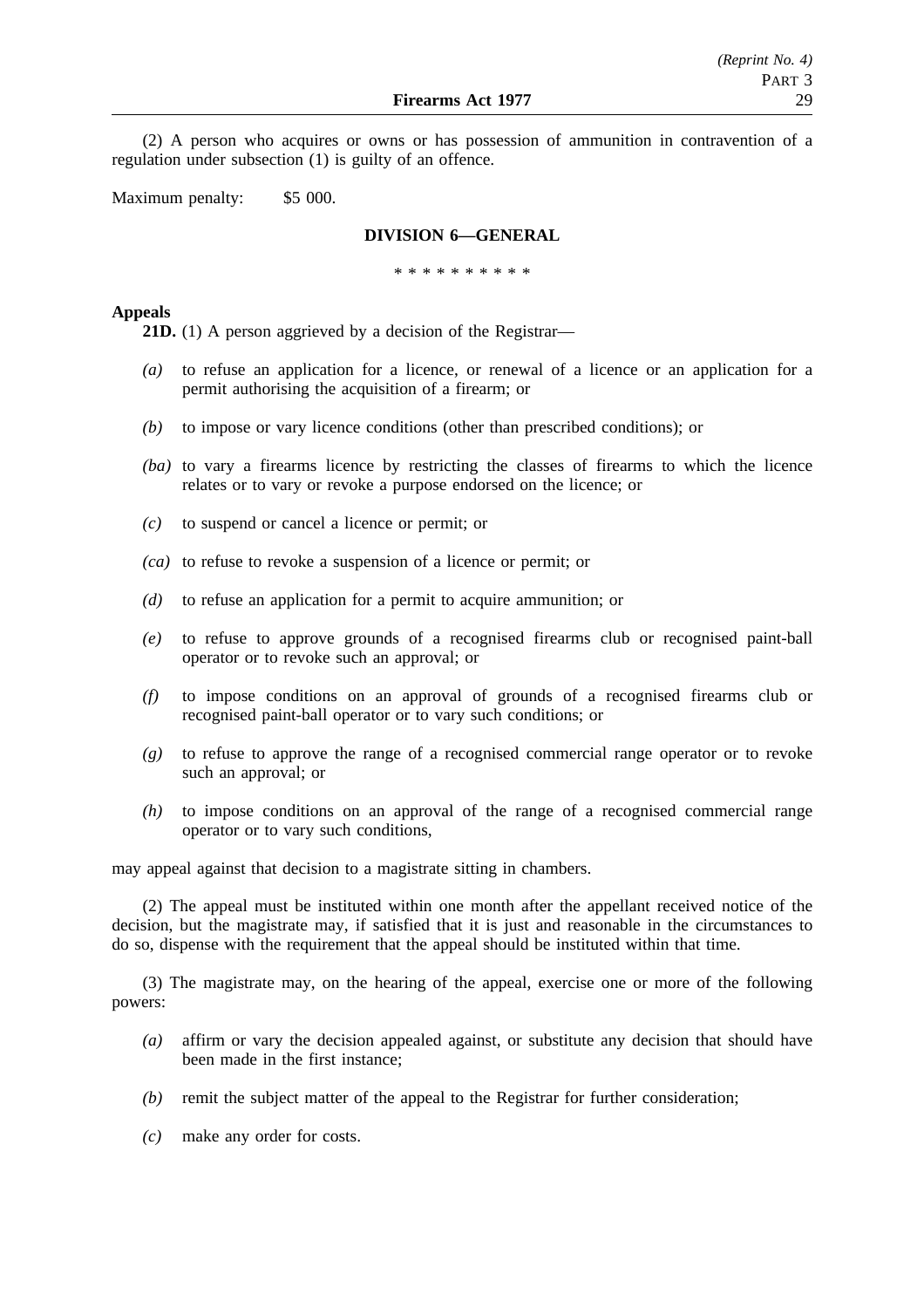(2) A person who acquires or owns or has possession of ammunition in contravention of a regulation under subsection (1) is guilty of an offence.

Maximum penalty: $5 000.

## DIVISION 6—GENERAL

\* \* \* \* \* \* \* \* \* \*

**Appeals**

**21D.** (1) A person aggrieved by a decision of the Registrar—

*(a)* to refuse an application for a licence, or renewal of a licence or an application for a permit authorising the acquisition of a firearm; or

*(b)* to impose or vary licence conditions (other than prescribed conditions); or

*(ba)* to vary a firearms licence by restricting the classes of firearms to which the licence relates or to vary or revoke a purpose endorsed on the licence; or

*(c)* to suspend or cancel a licence or permit; or

*(ca)* to refuse to revoke a suspension of a licence or permit; or

*(d)* to refuse an application for a permit to acquire ammunition; or

*(e)* to refuse to approve grounds of a recognised firearms club or recognised paint-ball operator or to revoke such an approval; or

*(f)* to impose conditions on an approval of grounds of a recognised firearms club or recognised paint-ball operator or to vary such conditions; or

*(g)* to refuse to approve the range of a recognised commercial range operator or to revoke such an approval; or

*(h)* to impose conditions on an approval of the range of a recognised commercial range operator or to vary such conditions,

may appeal against that decision to a magistrate sitting in chambers.

(2) The appeal must be instituted within one month after the appellant received notice of the decision, but the magistrate may, if satisfied that it is just and reasonable in the circumstances to do so, dispense with the requirement that the appeal should be instituted within that time.

(3) The magistrate may, on the hearing of the appeal, exercise one or more of the following powers:

*(a)* affirm or vary the decision appealed against, or substitute any decision that should have been made in the first instance;

*(b)* remit the subject matter of the appeal to the Registrar for further consideration;

*(c)* make any order for costs.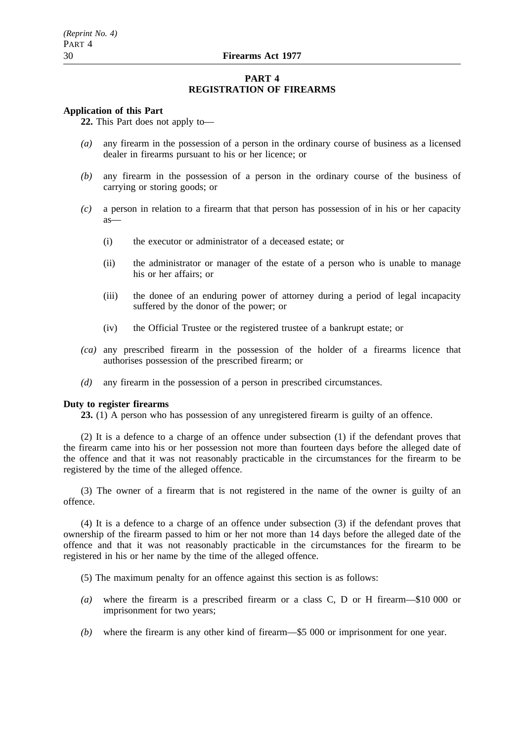## PART 4
## REGISTRATION OF FIREARMS

**Application of this Part**

**22.** This Part does not apply to—

*(a)* any firearm in the possession of a person in the ordinary course of business as a licensed dealer in firearms pursuant to his or her licence; or

*(b)* any firearm in the possession of a person in the ordinary course of the business of carrying or storing goods; or

*(c)* a person in relation to a firearm that that person has possession of in his or her capacity as—

(i) the executor or administrator of a deceased estate; or

(ii) the administrator or manager of the estate of a person who is unable to manage his or her affairs; or

(iii) the donee of an enduring power of attorney during a period of legal incapacity suffered by the donor of the power; or

(iv) the Official Trustee or the registered trustee of a bankrupt estate; or

*(ca)* any prescribed firearm in the possession of the holder of a firearms licence that authorises possession of the prescribed firearm; or

*(d)* any firearm in the possession of a person in prescribed circumstances.

**Duty to register firearms**

**23.** (1) A person who has possession of any unregistered firearm is guilty of an offence.

(2) It is a defence to a charge of an offence under subsection (1) if the defendant proves that the firearm came into his or her possession not more than fourteen days before the alleged date of the offence and that it was not reasonably practicable in the circumstances for the firearm to be registered by the time of the alleged offence.

(3) The owner of a firearm that is not registered in the name of the owner is guilty of an offence.

(4) It is a defence to a charge of an offence under subsection (3) if the defendant proves that ownership of the firearm passed to him or her not more than 14 days before the alleged date of the offence and that it was not reasonably practicable in the circumstances for the firearm to be registered in his or her name by the time of the alleged offence.

(5) The maximum penalty for an offence against this section is as follows:

*(a)* where the firearm is a prescribed firearm or a class C, D or H firearm—$10 000 or imprisonment for two years;

*(b)* where the firearm is any other kind of firearm—$5 000 or imprisonment for one year.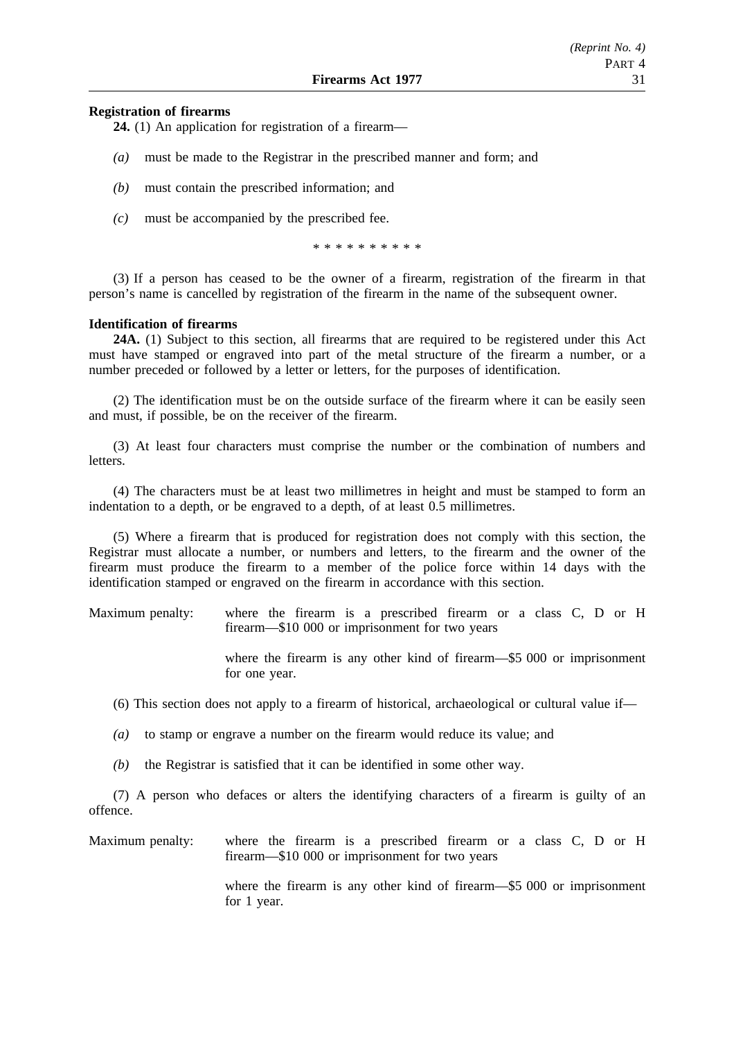**Registration of firearms**

**24.** (1) An application for registration of a firearm—

*(a)* must be made to the Registrar in the prescribed manner and form; and

*(b)* must contain the prescribed information; and

*(c)* must be accompanied by the prescribed fee.

\* \* \* \* \* \* \* \* \* \*

(3) If a person has ceased to be the owner of a firearm, registration of the firearm in that person's name is cancelled by registration of the firearm in the name of the subsequent owner.

**Identification of firearms**

**24A.** (1) Subject to this section, all firearms that are required to be registered under this Act must have stamped or engraved into part of the metal structure of the firearm a number, or a number preceded or followed by a letter or letters, for the purposes of identification.

(2) The identification must be on the outside surface of the firearm where it can be easily seen and must, if possible, be on the receiver of the firearm.

(3) At least four characters must comprise the number or the combination of numbers and letters.

(4) The characters must be at least two millimetres in height and must be stamped to form an indentation to a depth, or be engraved to a depth, of at least 0.5 millimetres.

(5) Where a firearm that is produced for registration does not comply with this section, the Registrar must allocate a number, or numbers and letters, to the firearm and the owner of the firearm must produce the firearm to a member of the police force within 14 days with the identification stamped or engraved on the firearm in accordance with this section.

Maximum penalty: where the firearm is a prescribed firearm or a class C, D or H firearm—$10 000 or imprisonment for two years

where the firearm is any other kind of firearm—$5 000 or imprisonment for one year.

(6) This section does not apply to a firearm of historical, archaeological or cultural value if—

*(a)* to stamp or engrave a number on the firearm would reduce its value; and

*(b)* the Registrar is satisfied that it can be identified in some other way.

(7) A person who defaces or alters the identifying characters of a firearm is guilty of an offence.

Maximum penalty: where the firearm is a prescribed firearm or a class C, D or H firearm—$10 000 or imprisonment for two years

where the firearm is any other kind of firearm—$5 000 or imprisonment for 1 year.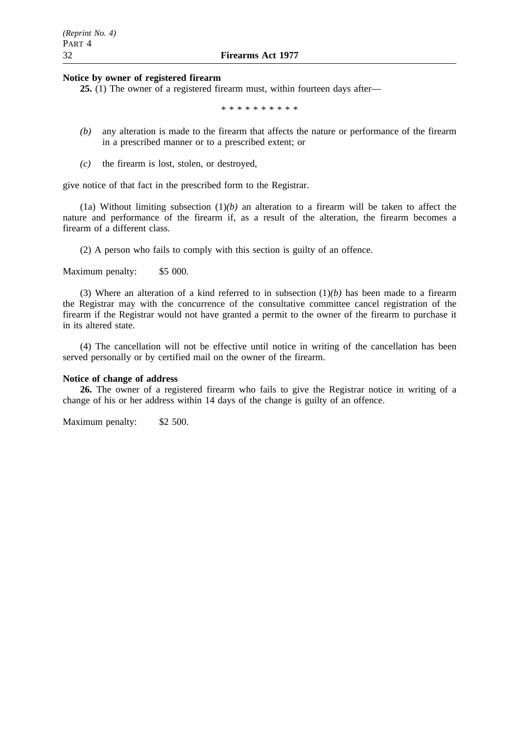**Notice by owner of registered firearm**

**25.** (1) The owner of a registered firearm must, within fourteen days after—

\* \* \* \* \* \* \* \* \* \*

*(b)* any alteration is made to the firearm that affects the nature or performance of the firearm in a prescribed manner or to a prescribed extent; or

*(c)* the firearm is lost, stolen, or destroyed,

give notice of that fact in the prescribed form to the Registrar.

(1a) Without limiting subsection (1)*(b)* an alteration to a firearm will be taken to affect the nature and performance of the firearm if, as a result of the alteration, the firearm becomes a firearm of a different class.

(2) A person who fails to comply with this section is guilty of an offence.

Maximum penalty: $5 000.

(3) Where an alteration of a kind referred to in subsection (1)*(b)* has been made to a firearm the Registrar may with the concurrence of the consultative committee cancel registration of the firearm if the Registrar would not have granted a permit to the owner of the firearm to purchase it in its altered state.

(4) The cancellation will not be effective until notice in writing of the cancellation has been served personally or by certified mail on the owner of the firearm.

**Notice of change of address**

**26.** The owner of a registered firearm who fails to give the Registrar notice in writing of a change of his or her address within 14 days of the change is guilty of an offence.

Maximum penalty: $2 500.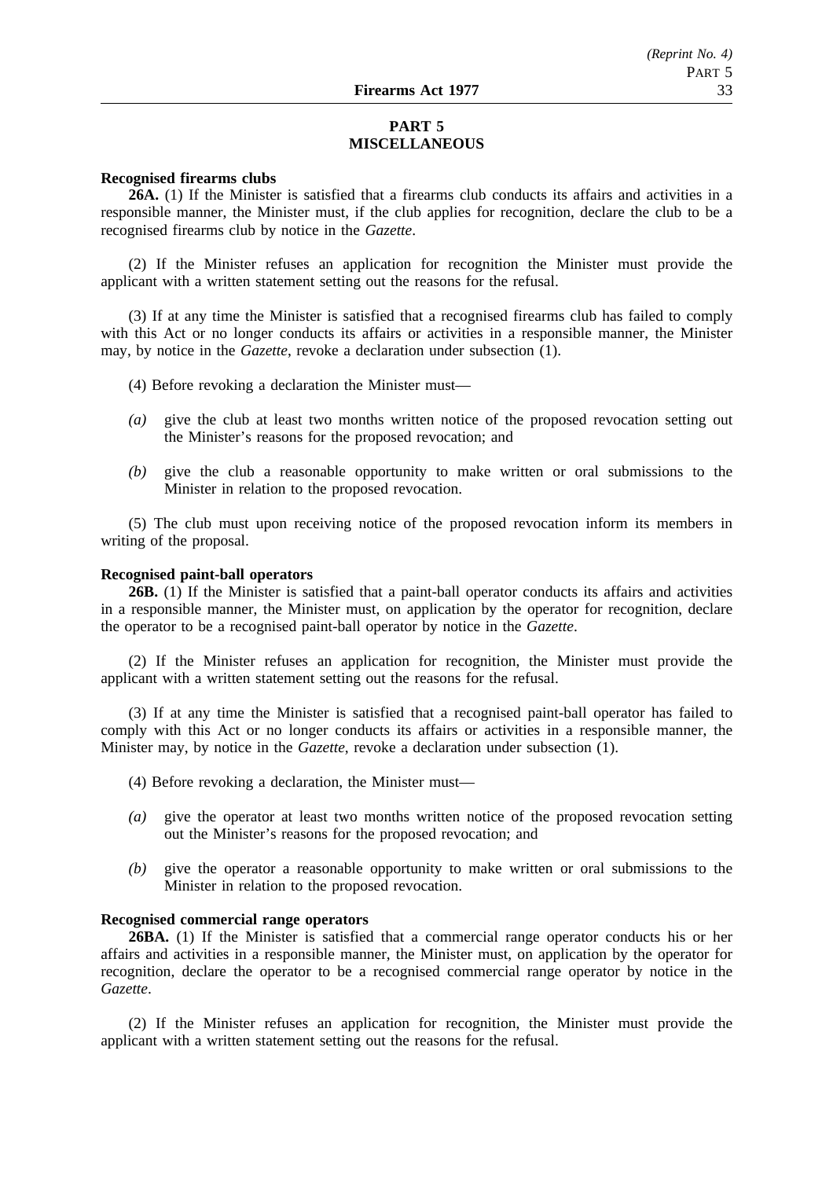## PART 5
## MISCELLANEOUS

**Recognised firearms clubs**

**26A.** (1) If the Minister is satisfied that a firearms club conducts its affairs and activities in a responsible manner, the Minister must, if the club applies for recognition, declare the club to be a recognised firearms club by notice in the *Gazette*.

(2) If the Minister refuses an application for recognition the Minister must provide the applicant with a written statement setting out the reasons for the refusal.

(3) If at any time the Minister is satisfied that a recognised firearms club has failed to comply with this Act or no longer conducts its affairs or activities in a responsible manner, the Minister may, by notice in the *Gazette*, revoke a declaration under subsection (1).

(4) Before revoking a declaration the Minister must—

*(a)* give the club at least two months written notice of the proposed revocation setting out the Minister's reasons for the proposed revocation; and

*(b)* give the club a reasonable opportunity to make written or oral submissions to the Minister in relation to the proposed revocation.

(5) The club must upon receiving notice of the proposed revocation inform its members in writing of the proposal.

**Recognised paint-ball operators**

**26B.** (1) If the Minister is satisfied that a paint-ball operator conducts its affairs and activities in a responsible manner, the Minister must, on application by the operator for recognition, declare the operator to be a recognised paint-ball operator by notice in the *Gazette*.

(2) If the Minister refuses an application for recognition, the Minister must provide the applicant with a written statement setting out the reasons for the refusal.

(3) If at any time the Minister is satisfied that a recognised paint-ball operator has failed to comply with this Act or no longer conducts its affairs or activities in a responsible manner, the Minister may, by notice in the *Gazette*, revoke a declaration under subsection (1).

(4) Before revoking a declaration, the Minister must—

*(a)* give the operator at least two months written notice of the proposed revocation setting out the Minister's reasons for the proposed revocation; and

*(b)* give the operator a reasonable opportunity to make written or oral submissions to the Minister in relation to the proposed revocation.

**Recognised commercial range operators**

**26BA.** (1) If the Minister is satisfied that a commercial range operator conducts his or her affairs and activities in a responsible manner, the Minister must, on application by the operator for recognition, declare the operator to be a recognised commercial range operator by notice in the *Gazette*.

(2) If the Minister refuses an application for recognition, the Minister must provide the applicant with a written statement setting out the reasons for the refusal.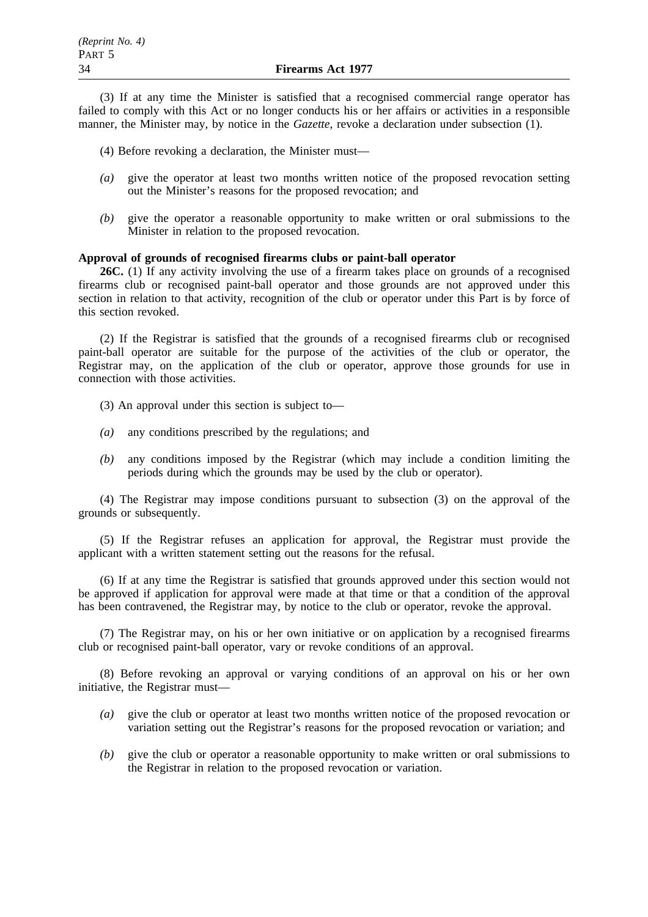(3) If at any time the Minister is satisfied that a recognised commercial range operator has failed to comply with this Act or no longer conducts his or her affairs or activities in a responsible manner, the Minister may, by notice in the *Gazette*, revoke a declaration under subsection (1).

(4) Before revoking a declaration, the Minister must—

*(a)* give the operator at least two months written notice of the proposed revocation setting out the Minister's reasons for the proposed revocation; and

*(b)* give the operator a reasonable opportunity to make written or oral submissions to the Minister in relation to the proposed revocation.

**Approval of grounds of recognised firearms clubs or paint-ball operator**

**26C.** (1) If any activity involving the use of a firearm takes place on grounds of a recognised firearms club or recognised paint-ball operator and those grounds are not approved under this section in relation to that activity, recognition of the club or operator under this Part is by force of this section revoked.

(2) If the Registrar is satisfied that the grounds of a recognised firearms club or recognised paint-ball operator are suitable for the purpose of the activities of the club or operator, the Registrar may, on the application of the club or operator, approve those grounds for use in connection with those activities.

(3) An approval under this section is subject to—

*(a)* any conditions prescribed by the regulations; and

*(b)* any conditions imposed by the Registrar (which may include a condition limiting the periods during which the grounds may be used by the club or operator).

(4) The Registrar may impose conditions pursuant to subsection (3) on the approval of the grounds or subsequently.

(5) If the Registrar refuses an application for approval, the Registrar must provide the applicant with a written statement setting out the reasons for the refusal.

(6) If at any time the Registrar is satisfied that grounds approved under this section would not be approved if application for approval were made at that time or that a condition of the approval has been contravened, the Registrar may, by notice to the club or operator, revoke the approval.

(7) The Registrar may, on his or her own initiative or on application by a recognised firearms club or recognised paint-ball operator, vary or revoke conditions of an approval.

(8) Before revoking an approval or varying conditions of an approval on his or her own initiative, the Registrar must—

*(a)* give the club or operator at least two months written notice of the proposed revocation or variation setting out the Registrar's reasons for the proposed revocation or variation; and

*(b)* give the club or operator a reasonable opportunity to make written or oral submissions to the Registrar in relation to the proposed revocation or variation.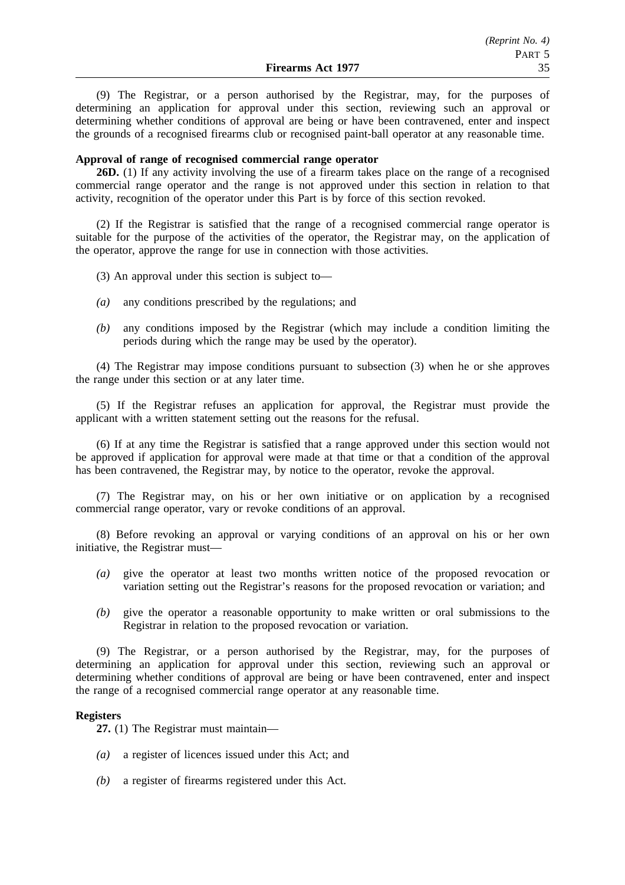(9) The Registrar, or a person authorised by the Registrar, may, for the purposes of determining an application for approval under this section, reviewing such an approval or determining whether conditions of approval are being or have been contravened, enter and inspect the grounds of a recognised firearms club or recognised paint-ball operator at any reasonable time.

**Approval of range of recognised commercial range operator**

**26D.** (1) If any activity involving the use of a firearm takes place on the range of a recognised commercial range operator and the range is not approved under this section in relation to that activity, recognition of the operator under this Part is by force of this section revoked.

(2) If the Registrar is satisfied that the range of a recognised commercial range operator is suitable for the purpose of the activities of the operator, the Registrar may, on the application of the operator, approve the range for use in connection with those activities.

(3) An approval under this section is subject to—

- *(a)* any conditions prescribed by the regulations; and
- *(b)* any conditions imposed by the Registrar (which may include a condition limiting the periods during which the range may be used by the operator).

(4) The Registrar may impose conditions pursuant to subsection (3) when he or she approves the range under this section or at any later time.

(5) If the Registrar refuses an application for approval, the Registrar must provide the applicant with a written statement setting out the reasons for the refusal.

(6) If at any time the Registrar is satisfied that a range approved under this section would not be approved if application for approval were made at that time or that a condition of the approval has been contravened, the Registrar may, by notice to the operator, revoke the approval.

(7) The Registrar may, on his or her own initiative or on application by a recognised commercial range operator, vary or revoke conditions of an approval.

(8) Before revoking an approval or varying conditions of an approval on his or her own initiative, the Registrar must—

- *(a)* give the operator at least two months written notice of the proposed revocation or variation setting out the Registrar's reasons for the proposed revocation or variation; and
- *(b)* give the operator a reasonable opportunity to make written or oral submissions to the Registrar in relation to the proposed revocation or variation.

(9) The Registrar, or a person authorised by the Registrar, may, for the purposes of determining an application for approval under this section, reviewing such an approval or determining whether conditions of approval are being or have been contravened, enter and inspect the range of a recognised commercial range operator at any reasonable time.

**Registers**

**27.** (1) The Registrar must maintain—

- *(a)* a register of licences issued under this Act; and
- *(b)* a register of firearms registered under this Act.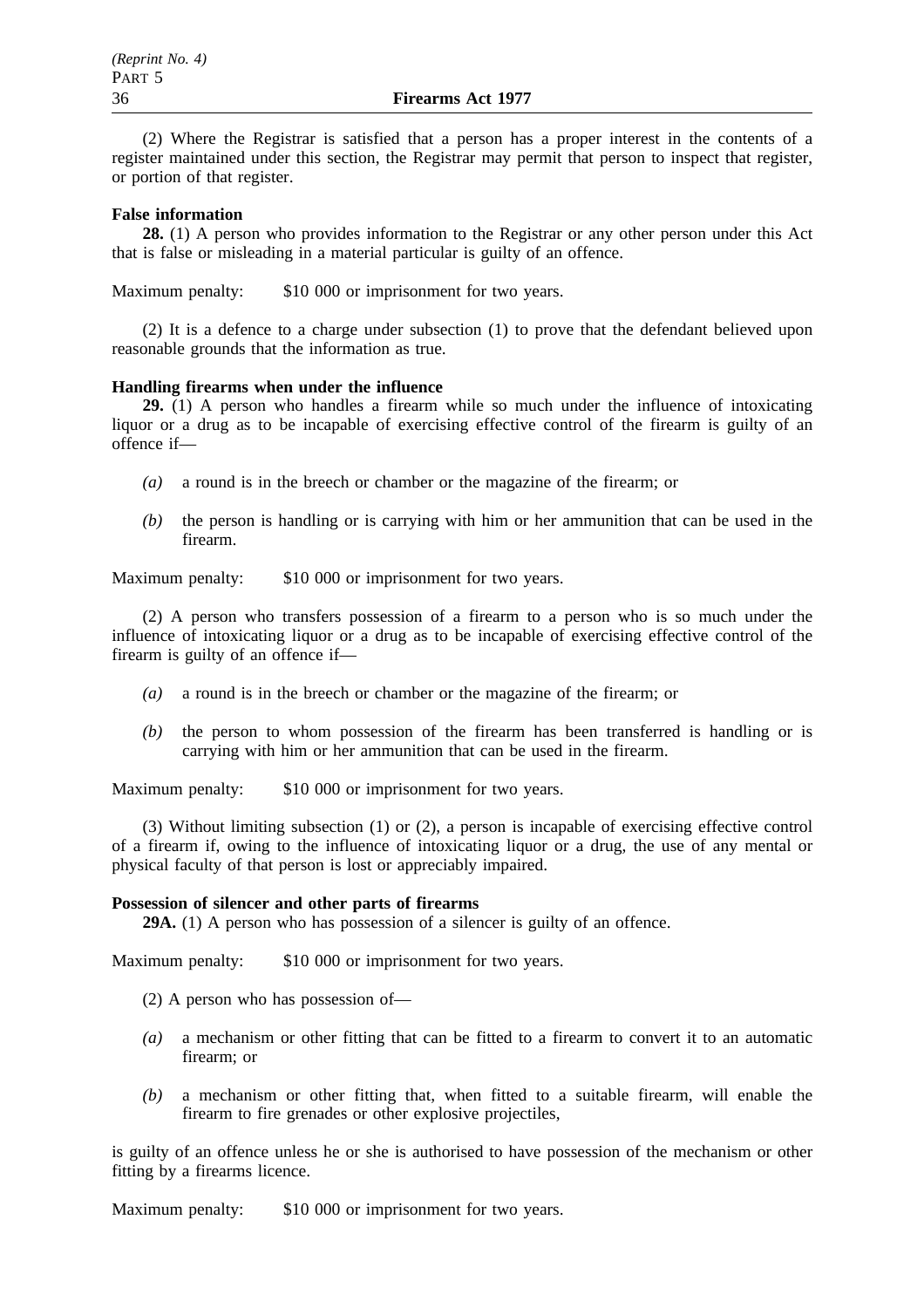(2) Where the Registrar is satisfied that a person has a proper interest in the contents of a register maintained under this section, the Registrar may permit that person to inspect that register, or portion of that register.

**False information**

**28.** (1) A person who provides information to the Registrar or any other person under this Act that is false or misleading in a material particular is guilty of an offence.

Maximum penalty: $10 000 or imprisonment for two years.

(2) It is a defence to a charge under subsection (1) to prove that the defendant believed upon reasonable grounds that the information as true.

**Handling firearms when under the influence**

**29.** (1) A person who handles a firearm while so much under the influence of intoxicating liquor or a drug as to be incapable of exercising effective control of the firearm is guilty of an offence if—

*(a)* a round is in the breech or chamber or the magazine of the firearm; or

*(b)* the person is handling or is carrying with him or her ammunition that can be used in the firearm.

Maximum penalty: $10 000 or imprisonment for two years.

(2) A person who transfers possession of a firearm to a person who is so much under the influence of intoxicating liquor or a drug as to be incapable of exercising effective control of the firearm is guilty of an offence if—

*(a)* a round is in the breech or chamber or the magazine of the firearm; or

*(b)* the person to whom possession of the firearm has been transferred is handling or is carrying with him or her ammunition that can be used in the firearm.

Maximum penalty: $10 000 or imprisonment for two years.

(3) Without limiting subsection (1) or (2), a person is incapable of exercising effective control of a firearm if, owing to the influence of intoxicating liquor or a drug, the use of any mental or physical faculty of that person is lost or appreciably impaired.

**Possession of silencer and other parts of firearms**

**29A.** (1) A person who has possession of a silencer is guilty of an offence.

Maximum penalty: $10 000 or imprisonment for two years.

(2) A person who has possession of—

*(a)* a mechanism or other fitting that can be fitted to a firearm to convert it to an automatic firearm; or

*(b)* a mechanism or other fitting that, when fitted to a suitable firearm, will enable the firearm to fire grenades or other explosive projectiles,

is guilty of an offence unless he or she is authorised to have possession of the mechanism or other fitting by a firearms licence.

Maximum penalty: $10 000 or imprisonment for two years.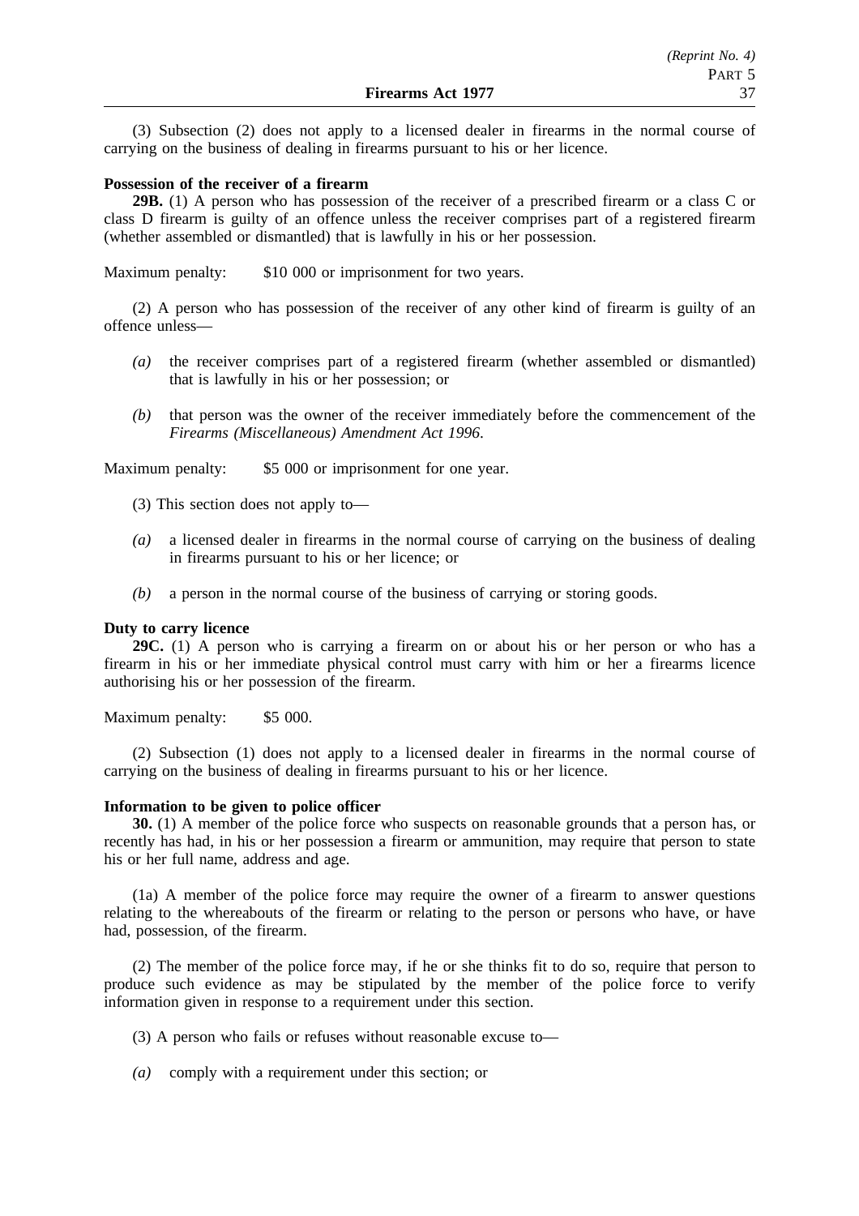(3) Subsection (2) does not apply to a licensed dealer in firearms in the normal course of carrying on the business of dealing in firearms pursuant to his or her licence.

**Possession of the receiver of a firearm**

**29B.** (1) A person who has possession of the receiver of a prescribed firearm or a class C or class D firearm is guilty of an offence unless the receiver comprises part of a registered firearm (whether assembled or dismantled) that is lawfully in his or her possession.

Maximum penalty: $10 000 or imprisonment for two years.

(2) A person who has possession of the receiver of any other kind of firearm is guilty of an offence unless—

*(a)* the receiver comprises part of a registered firearm (whether assembled or dismantled) that is lawfully in his or her possession; or

*(b)* that person was the owner of the receiver immediately before the commencement of the *Firearms (Miscellaneous) Amendment Act 1996*.

Maximum penalty: $5 000 or imprisonment for one year.

(3) This section does not apply to—

*(a)* a licensed dealer in firearms in the normal course of carrying on the business of dealing in firearms pursuant to his or her licence; or

*(b)* a person in the normal course of the business of carrying or storing goods.

**Duty to carry licence**

**29C.** (1) A person who is carrying a firearm on or about his or her person or who has a firearm in his or her immediate physical control must carry with him or her a firearms licence authorising his or her possession of the firearm.

Maximum penalty: $5 000.

(2) Subsection (1) does not apply to a licensed dealer in firearms in the normal course of carrying on the business of dealing in firearms pursuant to his or her licence.

**Information to be given to police officer**

**30.** (1) A member of the police force who suspects on reasonable grounds that a person has, or recently has had, in his or her possession a firearm or ammunition, may require that person to state his or her full name, address and age.

(1a) A member of the police force may require the owner of a firearm to answer questions relating to the whereabouts of the firearm or relating to the person or persons who have, or have had, possession, of the firearm.

(2) The member of the police force may, if he or she thinks fit to do so, require that person to produce such evidence as may be stipulated by the member of the police force to verify information given in response to a requirement under this section.

(3) A person who fails or refuses without reasonable excuse to—

*(a)* comply with a requirement under this section; or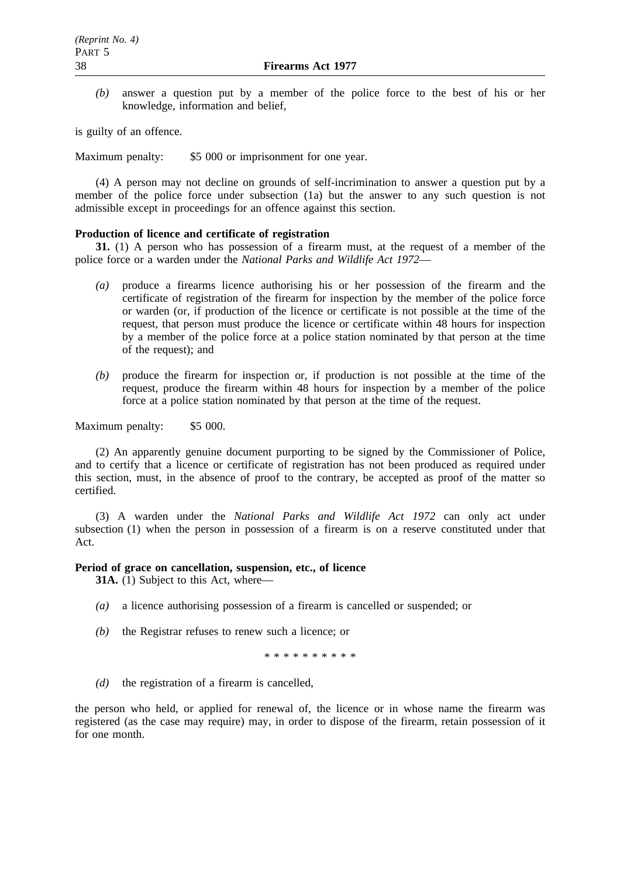*(b)* answer a question put by a member of the police force to the best of his or her knowledge, information and belief,

is guilty of an offence.

Maximum penalty: $5 000 or imprisonment for one year.

(4) A person may not decline on grounds of self-incrimination to answer a question put by a member of the police force under subsection (1a) but the answer to any such question is not admissible except in proceedings for an offence against this section.

**Production of licence and certificate of registration**

**31.** (1) A person who has possession of a firearm must, at the request of a member of the police force or a warden under the *National Parks and Wildlife Act 1972*—

*(a)* produce a firearms licence authorising his or her possession of the firearm and the certificate of registration of the firearm for inspection by the member of the police force or warden (or, if production of the licence or certificate is not possible at the time of the request, that person must produce the licence or certificate within 48 hours for inspection by a member of the police force at a police station nominated by that person at the time of the request); and

*(b)* produce the firearm for inspection or, if production is not possible at the time of the request, produce the firearm within 48 hours for inspection by a member of the police force at a police station nominated by that person at the time of the request.

Maximum penalty: $5 000.

(2) An apparently genuine document purporting to be signed by the Commissioner of Police, and to certify that a licence or certificate of registration has not been produced as required under this section, must, in the absence of proof to the contrary, be accepted as proof of the matter so certified.

(3) A warden under the *National Parks and Wildlife Act 1972* can only act under subsection (1) when the person in possession of a firearm is on a reserve constituted under that Act.

**Period of grace on cancellation, suspension, etc., of licence**

**31A.** (1) Subject to this Act, where—

*(a)* a licence authorising possession of a firearm is cancelled or suspended; or

*(b)* the Registrar refuses to renew such a licence; or

\* \* \* \* \* \* \* \* \* \*

*(d)* the registration of a firearm is cancelled,

the person who held, or applied for renewal of, the licence or in whose name the firearm was registered (as the case may require) may, in order to dispose of the firearm, retain possession of it for one month.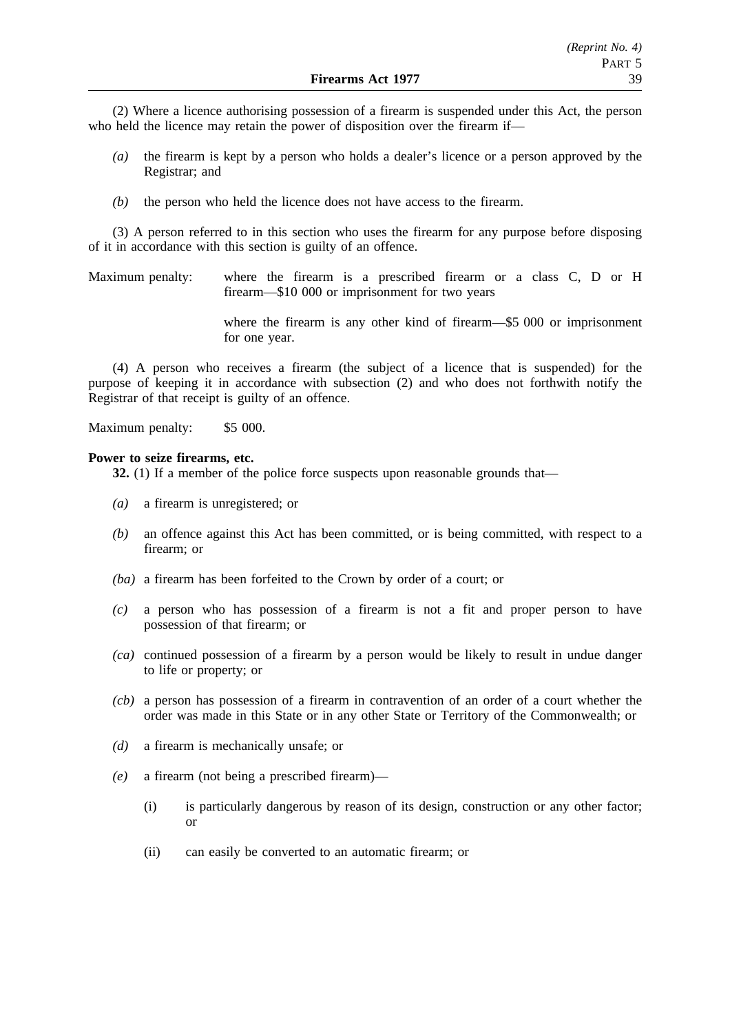(2) Where a licence authorising possession of a firearm is suspended under this Act, the person who held the licence may retain the power of disposition over the firearm if—

*(a)* the firearm is kept by a person who holds a dealer's licence or a person approved by the Registrar; and

*(b)* the person who held the licence does not have access to the firearm.

(3) A person referred to in this section who uses the firearm for any purpose before disposing of it in accordance with this section is guilty of an offence.

Maximum penalty: where the firearm is a prescribed firearm or a class C, D or H firearm—$10 000 or imprisonment for two years

where the firearm is any other kind of firearm—$5 000 or imprisonment for one year.

(4) A person who receives a firearm (the subject of a licence that is suspended) for the purpose of keeping it in accordance with subsection (2) and who does not forthwith notify the Registrar of that receipt is guilty of an offence.

Maximum penalty: $5 000.

**Power to seize firearms, etc.**

**32.** (1) If a member of the police force suspects upon reasonable grounds that—

*(a)* a firearm is unregistered; or

*(b)* an offence against this Act has been committed, or is being committed, with respect to a firearm; or

*(ba)* a firearm has been forfeited to the Crown by order of a court; or

*(c)* a person who has possession of a firearm is not a fit and proper person to have possession of that firearm; or

*(ca)* continued possession of a firearm by a person would be likely to result in undue danger to life or property; or

*(cb)* a person has possession of a firearm in contravention of an order of a court whether the order was made in this State or in any other State or Territory of the Commonwealth; or

*(d)* a firearm is mechanically unsafe; or

*(e)* a firearm (not being a prescribed firearm)—

(i) is particularly dangerous by reason of its design, construction or any other factor; or

(ii) can easily be converted to an automatic firearm; or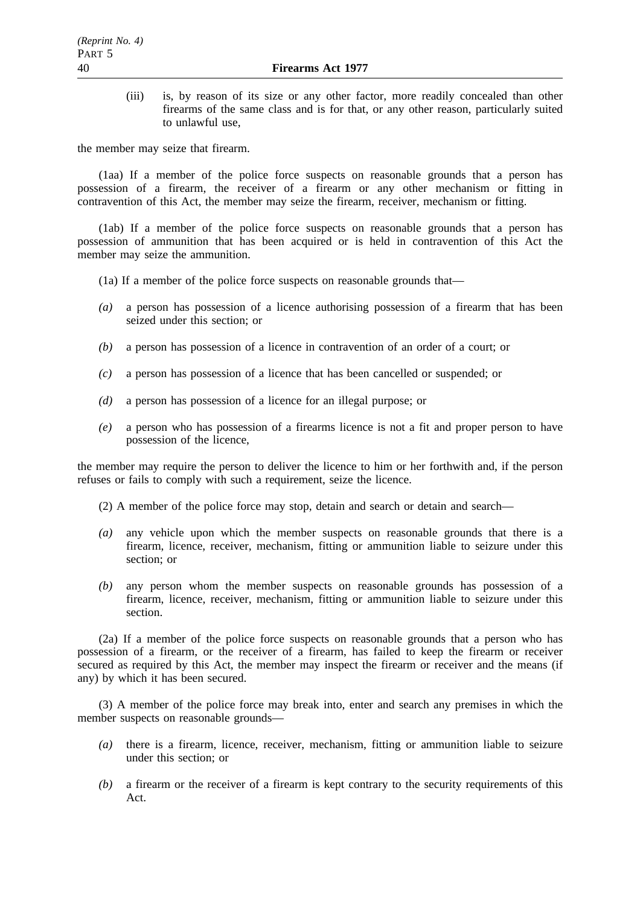(iii) is, by reason of its size or any other factor, more readily concealed than other firearms of the same class and is for that, or any other reason, particularly suited to unlawful use,

the member may seize that firearm.

(1aa) If a member of the police force suspects on reasonable grounds that a person has possession of a firearm, the receiver of a firearm or any other mechanism or fitting in contravention of this Act, the member may seize the firearm, receiver, mechanism or fitting.

(1ab) If a member of the police force suspects on reasonable grounds that a person has possession of ammunition that has been acquired or is held in contravention of this Act the member may seize the ammunition.

(1a) If a member of the police force suspects on reasonable grounds that—

*(a)* a person has possession of a licence authorising possession of a firearm that has been seized under this section; or

*(b)* a person has possession of a licence in contravention of an order of a court; or

*(c)* a person has possession of a licence that has been cancelled or suspended; or

*(d)* a person has possession of a licence for an illegal purpose; or

*(e)* a person who has possession of a firearms licence is not a fit and proper person to have possession of the licence,

the member may require the person to deliver the licence to him or her forthwith and, if the person refuses or fails to comply with such a requirement, seize the licence.

(2) A member of the police force may stop, detain and search or detain and search—

*(a)* any vehicle upon which the member suspects on reasonable grounds that there is a firearm, licence, receiver, mechanism, fitting or ammunition liable to seizure under this section; or

*(b)* any person whom the member suspects on reasonable grounds has possession of a firearm, licence, receiver, mechanism, fitting or ammunition liable to seizure under this section.

(2a) If a member of the police force suspects on reasonable grounds that a person who has possession of a firearm, or the receiver of a firearm, has failed to keep the firearm or receiver secured as required by this Act, the member may inspect the firearm or receiver and the means (if any) by which it has been secured.

(3) A member of the police force may break into, enter and search any premises in which the member suspects on reasonable grounds—

*(a)* there is a firearm, licence, receiver, mechanism, fitting or ammunition liable to seizure under this section; or

*(b)* a firearm or the receiver of a firearm is kept contrary to the security requirements of this Act.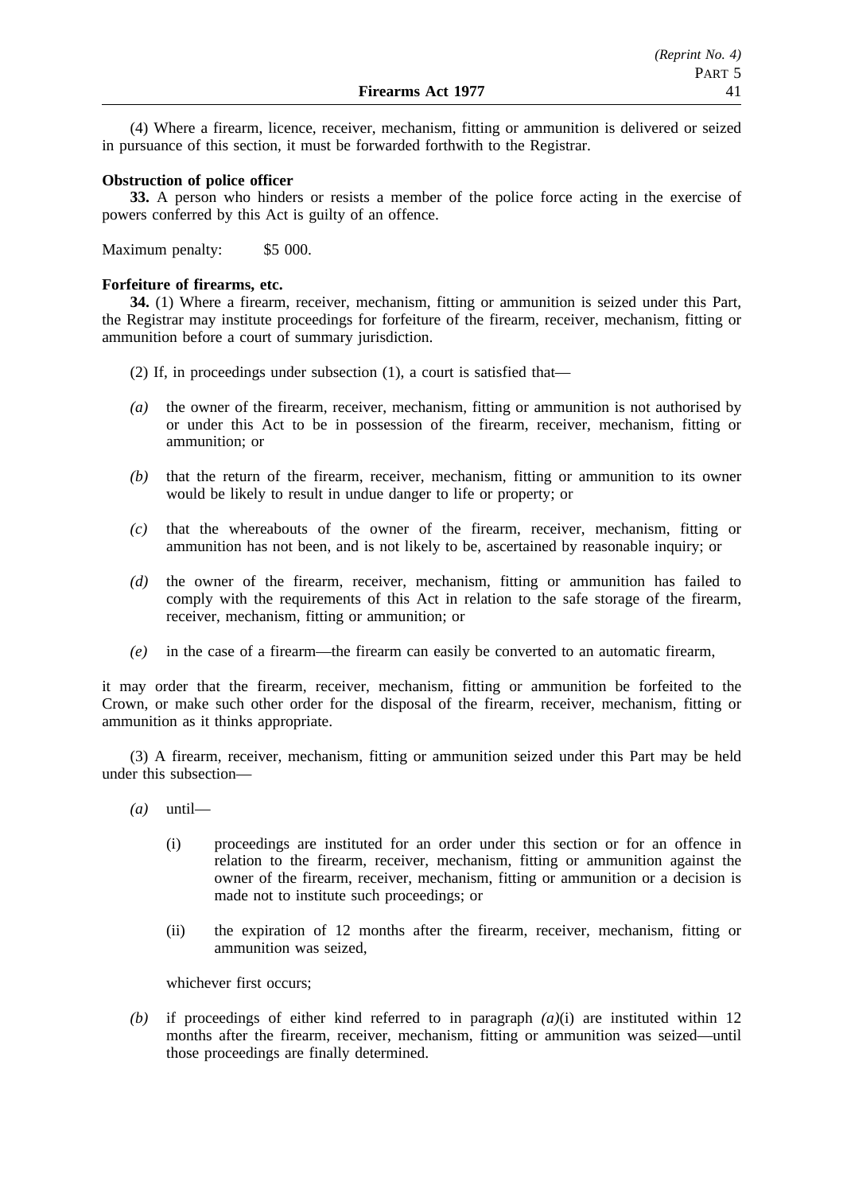(4) Where a firearm, licence, receiver, mechanism, fitting or ammunition is delivered or seized in pursuance of this section, it must be forwarded forthwith to the Registrar.

**Obstruction of police officer**

**33.** A person who hinders or resists a member of the police force acting in the exercise of powers conferred by this Act is guilty of an offence.

Maximum penalty: $5 000.

**Forfeiture of firearms, etc.**

**34.** (1) Where a firearm, receiver, mechanism, fitting or ammunition is seized under this Part, the Registrar may institute proceedings for forfeiture of the firearm, receiver, mechanism, fitting or ammunition before a court of summary jurisdiction.

(2) If, in proceedings under subsection (1), a court is satisfied that—

*(a)* the owner of the firearm, receiver, mechanism, fitting or ammunition is not authorised by or under this Act to be in possession of the firearm, receiver, mechanism, fitting or ammunition; or

*(b)* that the return of the firearm, receiver, mechanism, fitting or ammunition to its owner would be likely to result in undue danger to life or property; or

*(c)* that the whereabouts of the owner of the firearm, receiver, mechanism, fitting or ammunition has not been, and is not likely to be, ascertained by reasonable inquiry; or

*(d)* the owner of the firearm, receiver, mechanism, fitting or ammunition has failed to comply with the requirements of this Act in relation to the safe storage of the firearm, receiver, mechanism, fitting or ammunition; or

*(e)* in the case of a firearm—the firearm can easily be converted to an automatic firearm,

it may order that the firearm, receiver, mechanism, fitting or ammunition be forfeited to the Crown, or make such other order for the disposal of the firearm, receiver, mechanism, fitting or ammunition as it thinks appropriate.

(3) A firearm, receiver, mechanism, fitting or ammunition seized under this Part may be held under this subsection—

*(a)* until—

(i) proceedings are instituted for an order under this section or for an offence in relation to the firearm, receiver, mechanism, fitting or ammunition against the owner of the firearm, receiver, mechanism, fitting or ammunition or a decision is made not to institute such proceedings; or

(ii) the expiration of 12 months after the firearm, receiver, mechanism, fitting or ammunition was seized,

whichever first occurs;

*(b)* if proceedings of either kind referred to in paragraph *(a)*(i) are instituted within 12 months after the firearm, receiver, mechanism, fitting or ammunition was seized—until those proceedings are finally determined.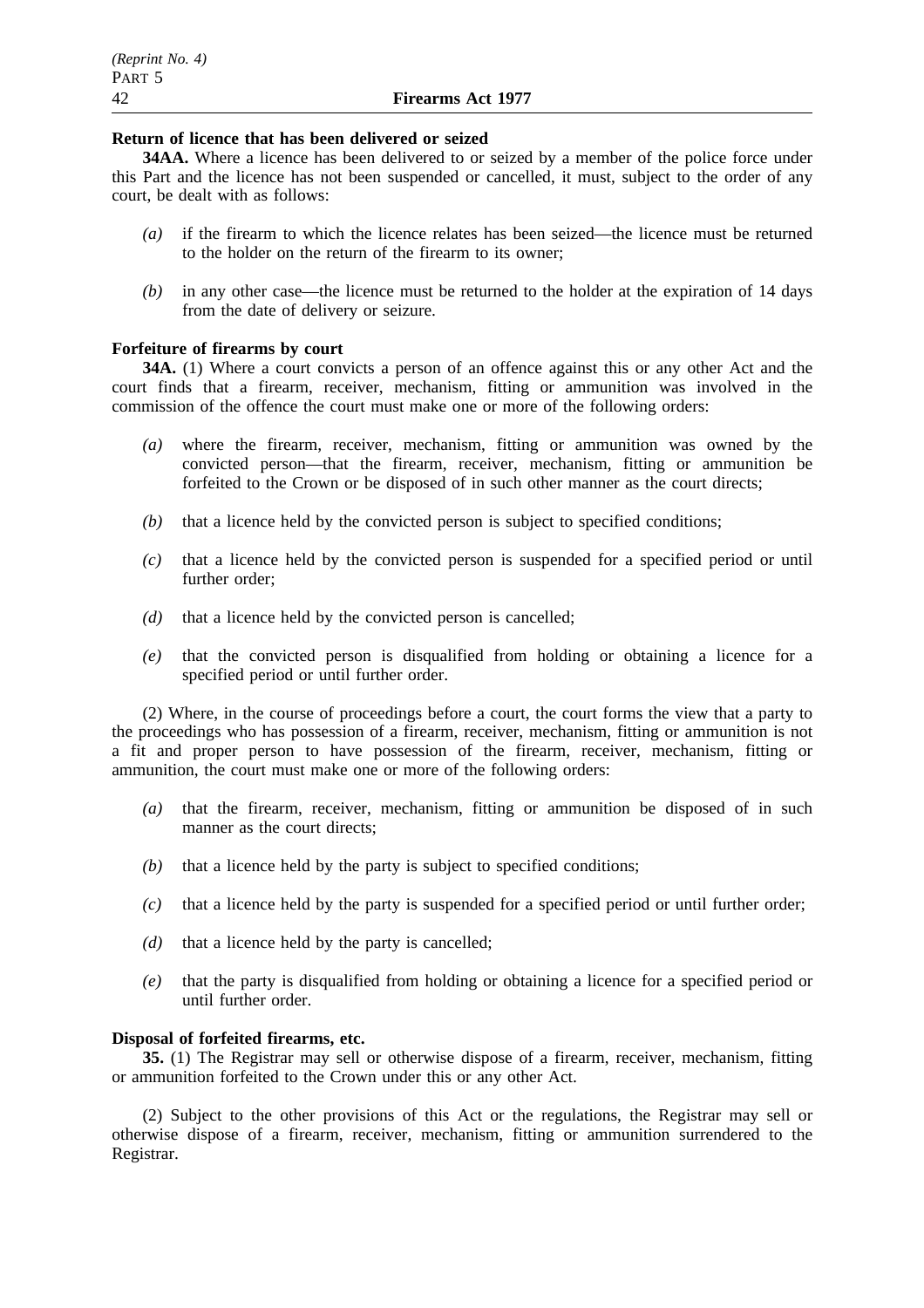**Return of licence that has been delivered or seized**

**34AA.** Where a licence has been delivered to or seized by a member of the police force under this Part and the licence has not been suspended or cancelled, it must, subject to the order of any court, be dealt with as follows:

*(a)* if the firearm to which the licence relates has been seized—the licence must be returned to the holder on the return of the firearm to its owner;

*(b)* in any other case—the licence must be returned to the holder at the expiration of 14 days from the date of delivery or seizure.

**Forfeiture of firearms by court**

**34A.** (1) Where a court convicts a person of an offence against this or any other Act and the court finds that a firearm, receiver, mechanism, fitting or ammunition was involved in the commission of the offence the court must make one or more of the following orders:

*(a)* where the firearm, receiver, mechanism, fitting or ammunition was owned by the convicted person—that the firearm, receiver, mechanism, fitting or ammunition be forfeited to the Crown or be disposed of in such other manner as the court directs;

*(b)* that a licence held by the convicted person is subject to specified conditions;

*(c)* that a licence held by the convicted person is suspended for a specified period or until further order;

*(d)* that a licence held by the convicted person is cancelled;

*(e)* that the convicted person is disqualified from holding or obtaining a licence for a specified period or until further order.

(2) Where, in the course of proceedings before a court, the court forms the view that a party to the proceedings who has possession of a firearm, receiver, mechanism, fitting or ammunition is not a fit and proper person to have possession of the firearm, receiver, mechanism, fitting or ammunition, the court must make one or more of the following orders:

*(a)* that the firearm, receiver, mechanism, fitting or ammunition be disposed of in such manner as the court directs;

*(b)* that a licence held by the party is subject to specified conditions;

*(c)* that a licence held by the party is suspended for a specified period or until further order;

*(d)* that a licence held by the party is cancelled;

*(e)* that the party is disqualified from holding or obtaining a licence for a specified period or until further order.

**Disposal of forfeited firearms, etc.**

**35.** (1) The Registrar may sell or otherwise dispose of a firearm, receiver, mechanism, fitting or ammunition forfeited to the Crown under this or any other Act.

(2) Subject to the other provisions of this Act or the regulations, the Registrar may sell or otherwise dispose of a firearm, receiver, mechanism, fitting or ammunition surrendered to the Registrar.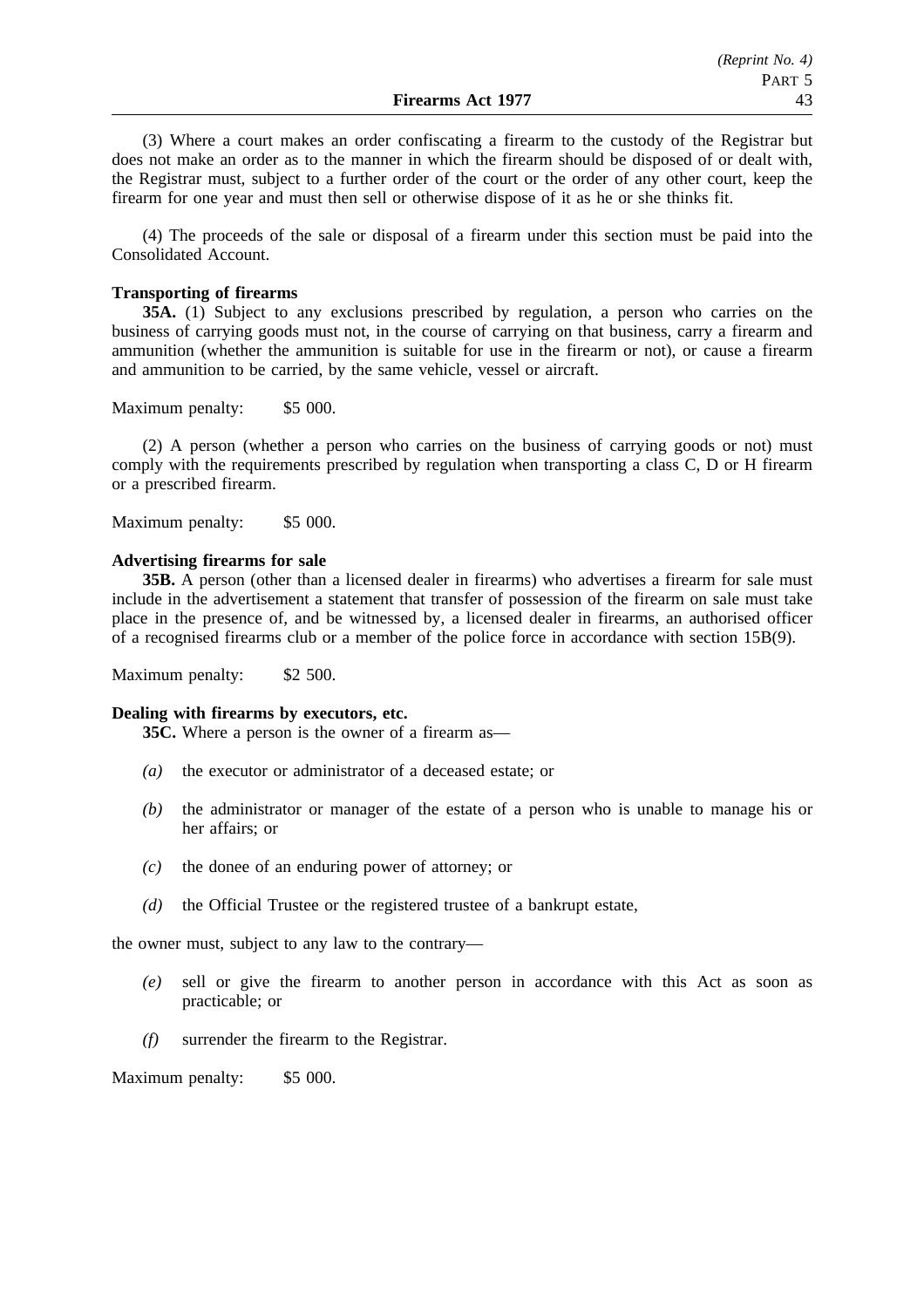(3) Where a court makes an order confiscating a firearm to the custody of the Registrar but does not make an order as to the manner in which the firearm should be disposed of or dealt with, the Registrar must, subject to a further order of the court or the order of any other court, keep the firearm for one year and must then sell or otherwise dispose of it as he or she thinks fit.

(4) The proceeds of the sale or disposal of a firearm under this section must be paid into the Consolidated Account.

**Transporting of firearms**

**35A.** (1) Subject to any exclusions prescribed by regulation, a person who carries on the business of carrying goods must not, in the course of carrying on that business, carry a firearm and ammunition (whether the ammunition is suitable for use in the firearm or not), or cause a firearm and ammunition to be carried, by the same vehicle, vessel or aircraft.

Maximum penalty: $5 000.

(2) A person (whether a person who carries on the business of carrying goods or not) must comply with the requirements prescribed by regulation when transporting a class C, D or H firearm or a prescribed firearm.

Maximum penalty: $5 000.

**Advertising firearms for sale**

**35B.** A person (other than a licensed dealer in firearms) who advertises a firearm for sale must include in the advertisement a statement that transfer of possession of the firearm on sale must take place in the presence of, and be witnessed by, a licensed dealer in firearms, an authorised officer of a recognised firearms club or a member of the police force in accordance with section 15B(9).

Maximum penalty: $2 500.

**Dealing with firearms by executors, etc.**

**35C.** Where a person is the owner of a firearm as—

*(a)* the executor or administrator of a deceased estate; or

*(b)* the administrator or manager of the estate of a person who is unable to manage his or her affairs; or

*(c)* the donee of an enduring power of attorney; or

*(d)* the Official Trustee or the registered trustee of a bankrupt estate,

the owner must, subject to any law to the contrary—

*(e)* sell or give the firearm to another person in accordance with this Act as soon as practicable; or

*(f)* surrender the firearm to the Registrar.

Maximum penalty: $5 000.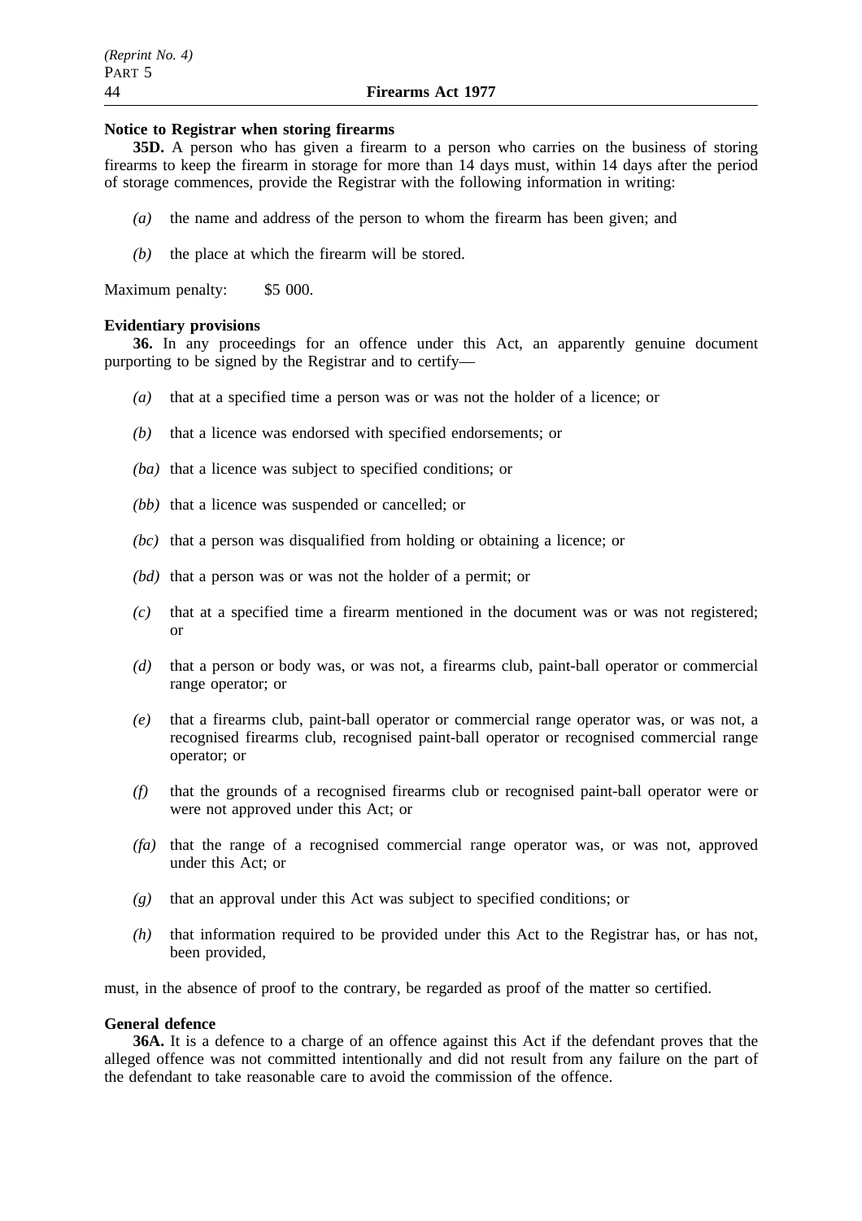**Notice to Registrar when storing firearms**

**35D.** A person who has given a firearm to a person who carries on the business of storing firearms to keep the firearm in storage for more than 14 days must, within 14 days after the period of storage commences, provide the Registrar with the following information in writing:

*(a)* the name and address of the person to whom the firearm has been given; and

*(b)* the place at which the firearm will be stored.

Maximum penalty: $5 000.

**Evidentiary provisions**

**36.** In any proceedings for an offence under this Act, an apparently genuine document purporting to be signed by the Registrar and to certify—

*(a)* that at a specified time a person was or was not the holder of a licence; or

*(b)* that a licence was endorsed with specified endorsements; or

*(ba)* that a licence was subject to specified conditions; or

*(bb)* that a licence was suspended or cancelled; or

*(bc)* that a person was disqualified from holding or obtaining a licence; or

*(bd)* that a person was or was not the holder of a permit; or

*(c)* that at a specified time a firearm mentioned in the document was or was not registered; or

*(d)* that a person or body was, or was not, a firearms club, paint-ball operator or commercial range operator; or

*(e)* that a firearms club, paint-ball operator or commercial range operator was, or was not, a recognised firearms club, recognised paint-ball operator or recognised commercial range operator; or

*(f)* that the grounds of a recognised firearms club or recognised paint-ball operator were or were not approved under this Act; or

*(fa)* that the range of a recognised commercial range operator was, or was not, approved under this Act; or

*(g)* that an approval under this Act was subject to specified conditions; or

*(h)* that information required to be provided under this Act to the Registrar has, or has not, been provided,

must, in the absence of proof to the contrary, be regarded as proof of the matter so certified.

**General defence**

**36A.** It is a defence to a charge of an offence against this Act if the defendant proves that the alleged offence was not committed intentionally and did not result from any failure on the part of the defendant to take reasonable care to avoid the commission of the offence.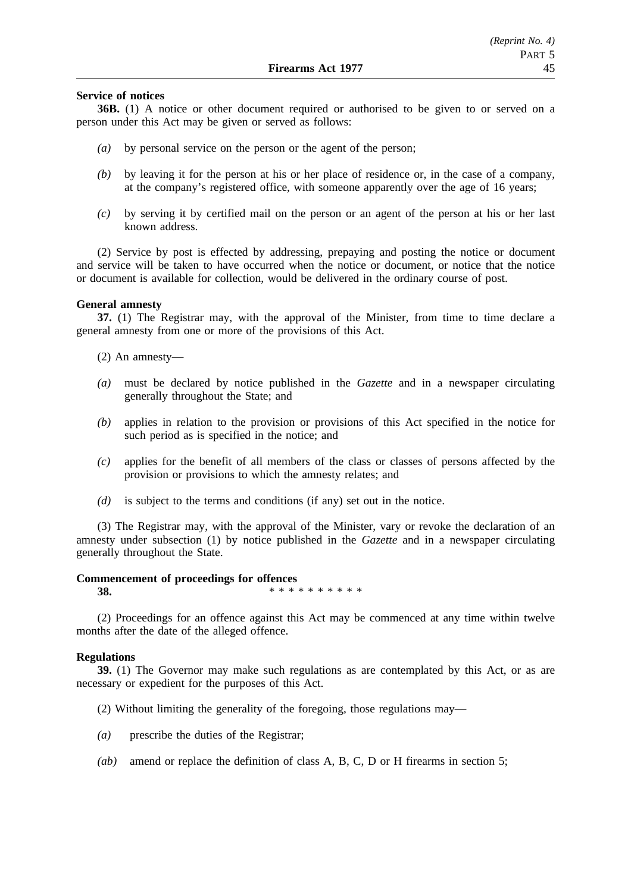**Service of notices**

**36B.** (1) A notice or other document required or authorised to be given to or served on a person under this Act may be given or served as follows:

*(a)* by personal service on the person or the agent of the person;

*(b)* by leaving it for the person at his or her place of residence or, in the case of a company, at the company's registered office, with someone apparently over the age of 16 years;

*(c)* by serving it by certified mail on the person or an agent of the person at his or her last known address.

(2) Service by post is effected by addressing, prepaying and posting the notice or document and service will be taken to have occurred when the notice or document, or notice that the notice or document is available for collection, would be delivered in the ordinary course of post.

**General amnesty**

**37.** (1) The Registrar may, with the approval of the Minister, from time to time declare a general amnesty from one or more of the provisions of this Act.

(2) An amnesty—

*(a)* must be declared by notice published in the *Gazette* and in a newspaper circulating generally throughout the State; and

*(b)* applies in relation to the provision or provisions of this Act specified in the notice for such period as is specified in the notice; and

*(c)* applies for the benefit of all members of the class or classes of persons affected by the provision or provisions to which the amnesty relates; and

*(d)* is subject to the terms and conditions (if any) set out in the notice.

(3) The Registrar may, with the approval of the Minister, vary or revoke the declaration of an amnesty under subsection (1) by notice published in the *Gazette* and in a newspaper circulating generally throughout the State.

**Commencement of proceedings for offences**

**38.** * * * * * * * * * *

(2) Proceedings for an offence against this Act may be commenced at any time within twelve months after the date of the alleged offence.

**Regulations**

**39.** (1) The Governor may make such regulations as are contemplated by this Act, or as are necessary or expedient for the purposes of this Act.

(2) Without limiting the generality of the foregoing, those regulations may—

*(a)* prescribe the duties of the Registrar;

*(ab)* amend or replace the definition of class A, B, C, D or H firearms in section 5;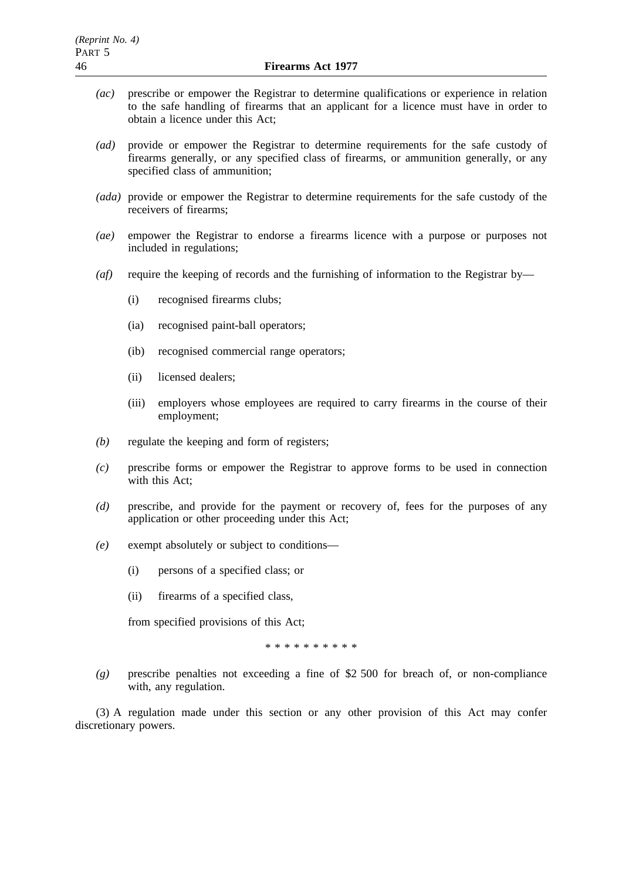*(ac)* prescribe or empower the Registrar to determine qualifications or experience in relation to the safe handling of firearms that an applicant for a licence must have in order to obtain a licence under this Act;

*(ad)* provide or empower the Registrar to determine requirements for the safe custody of firearms generally, or any specified class of firearms, or ammunition generally, or any specified class of ammunition;

*(ada)* provide or empower the Registrar to determine requirements for the safe custody of the receivers of firearms;

*(ae)* empower the Registrar to endorse a firearms licence with a purpose or purposes not included in regulations;

*(af)* require the keeping of records and the furnishing of information to the Registrar by—

(i) recognised firearms clubs;

(ia) recognised paint-ball operators;

(ib) recognised commercial range operators;

(ii) licensed dealers;

(iii) employers whose employees are required to carry firearms in the course of their employment;

*(b)* regulate the keeping and form of registers;

*(c)* prescribe forms or empower the Registrar to approve forms to be used in connection with this Act;

*(d)* prescribe, and provide for the payment or recovery of, fees for the purposes of any application or other proceeding under this Act;

*(e)* exempt absolutely or subject to conditions—

(i) persons of a specified class; or

(ii) firearms of a specified class,

from specified provisions of this Act;

\* \* \* \* \* \* \* \* \* \*

*(g)* prescribe penalties not exceeding a fine of $2 500 for breach of, or non-compliance with, any regulation.

(3) A regulation made under this section or any other provision of this Act may confer discretionary powers.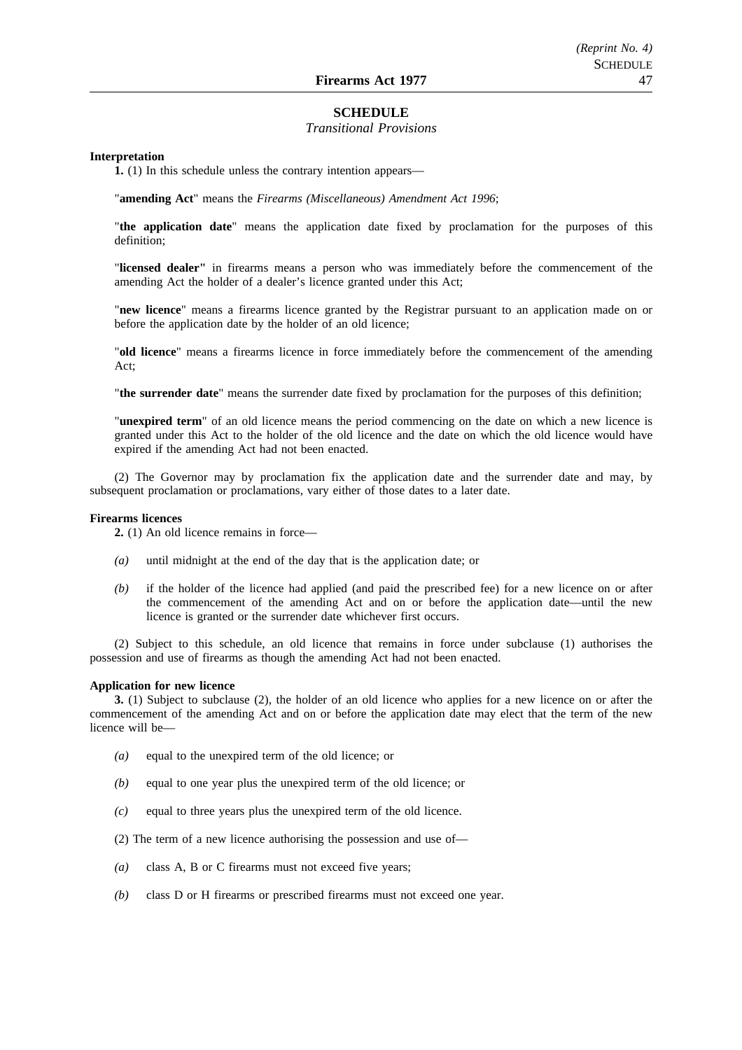## SCHEDULE

*Transitional Provisions*

**Interpretation**

**1.** (1) In this schedule unless the contrary intention appears—

"**amending Act**" means the *Firearms (Miscellaneous) Amendment Act 1996*;

"**the application date**" means the application date fixed by proclamation for the purposes of this definition;

"**licensed dealer"** in firearms means a person who was immediately before the commencement of the amending Act the holder of a dealer's licence granted under this Act;

"**new licence**" means a firearms licence granted by the Registrar pursuant to an application made on or before the application date by the holder of an old licence;

"**old licence**" means a firearms licence in force immediately before the commencement of the amending Act;

"**the surrender date**" means the surrender date fixed by proclamation for the purposes of this definition;

"**unexpired term**" of an old licence means the period commencing on the date on which a new licence is granted under this Act to the holder of the old licence and the date on which the old licence would have expired if the amending Act had not been enacted.

(2) The Governor may by proclamation fix the application date and the surrender date and may, by subsequent proclamation or proclamations, vary either of those dates to a later date.

**Firearms licences**

**2.** (1) An old licence remains in force—

*(a)* until midnight at the end of the day that is the application date; or

*(b)* if the holder of the licence had applied (and paid the prescribed fee) for a new licence on or after the commencement of the amending Act and on or before the application date—until the new licence is granted or the surrender date whichever first occurs.

(2) Subject to this schedule, an old licence that remains in force under subclause (1) authorises the possession and use of firearms as though the amending Act had not been enacted.

**Application for new licence**

**3.** (1) Subject to subclause (2), the holder of an old licence who applies for a new licence on or after the commencement of the amending Act and on or before the application date may elect that the term of the new licence will be—

*(a)* equal to the unexpired term of the old licence; or

*(b)* equal to one year plus the unexpired term of the old licence; or

*(c)* equal to three years plus the unexpired term of the old licence.

(2) The term of a new licence authorising the possession and use of—

*(a)* class A, B or C firearms must not exceed five years;

*(b)* class D or H firearms or prescribed firearms must not exceed one year.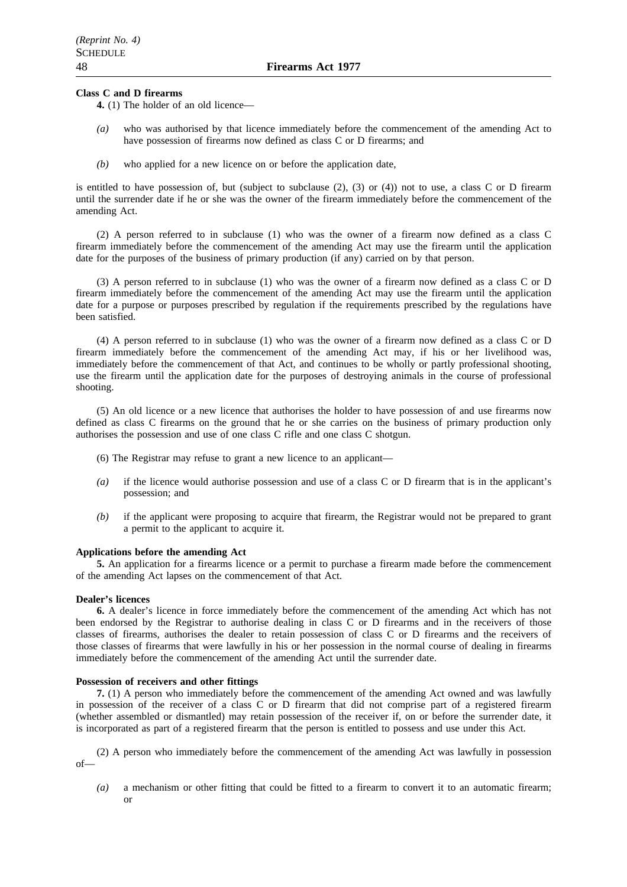**Class C and D firearms**

**4.** (1) The holder of an old licence—

*(a)* who was authorised by that licence immediately before the commencement of the amending Act to have possession of firearms now defined as class C or D firearms; and

*(b)* who applied for a new licence on or before the application date,

is entitled to have possession of, but (subject to subclause (2), (3) or (4)) not to use, a class C or D firearm until the surrender date if he or she was the owner of the firearm immediately before the commencement of the amending Act.

(2) A person referred to in subclause (1) who was the owner of a firearm now defined as a class C firearm immediately before the commencement of the amending Act may use the firearm until the application date for the purposes of the business of primary production (if any) carried on by that person.

(3) A person referred to in subclause (1) who was the owner of a firearm now defined as a class C or D firearm immediately before the commencement of the amending Act may use the firearm until the application date for a purpose or purposes prescribed by regulation if the requirements prescribed by the regulations have been satisfied.

(4) A person referred to in subclause (1) who was the owner of a firearm now defined as a class C or D firearm immediately before the commencement of the amending Act may, if his or her livelihood was, immediately before the commencement of that Act, and continues to be wholly or partly professional shooting, use the firearm until the application date for the purposes of destroying animals in the course of professional shooting.

(5) An old licence or a new licence that authorises the holder to have possession of and use firearms now defined as class C firearms on the ground that he or she carries on the business of primary production only authorises the possession and use of one class C rifle and one class C shotgun.

(6) The Registrar may refuse to grant a new licence to an applicant—

*(a)* if the licence would authorise possession and use of a class C or D firearm that is in the applicant's possession; and

*(b)* if the applicant were proposing to acquire that firearm, the Registrar would not be prepared to grant a permit to the applicant to acquire it.

**Applications before the amending Act**

**5.** An application for a firearms licence or a permit to purchase a firearm made before the commencement of the amending Act lapses on the commencement of that Act.

**Dealer's licences**

**6.** A dealer's licence in force immediately before the commencement of the amending Act which has not been endorsed by the Registrar to authorise dealing in class C or D firearms and in the receivers of those classes of firearms, authorises the dealer to retain possession of class C or D firearms and the receivers of those classes of firearms that were lawfully in his or her possession in the normal course of dealing in firearms immediately before the commencement of the amending Act until the surrender date.

**Possession of receivers and other fittings**

**7.** (1) A person who immediately before the commencement of the amending Act owned and was lawfully in possession of the receiver of a class C or D firearm that did not comprise part of a registered firearm (whether assembled or dismantled) may retain possession of the receiver if, on or before the surrender date, it is incorporated as part of a registered firearm that the person is entitled to possess and use under this Act.

(2) A person who immediately before the commencement of the amending Act was lawfully in possession of—

*(a)* a mechanism or other fitting that could be fitted to a firearm to convert it to an automatic firearm; or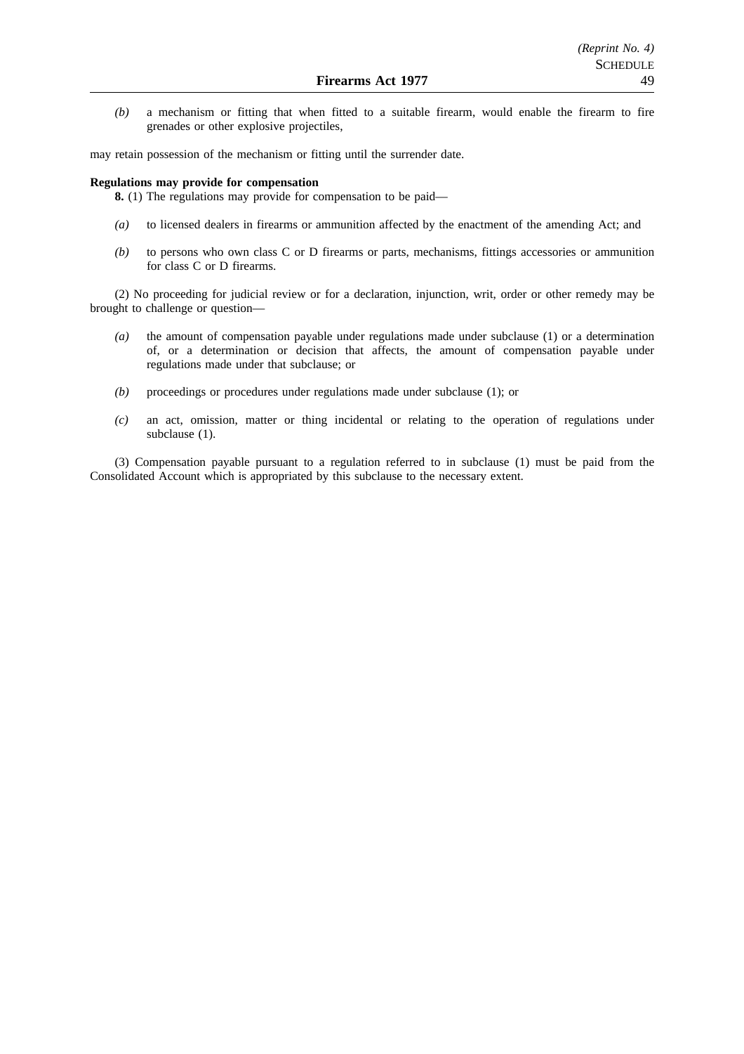*(b)* a mechanism or fitting that when fitted to a suitable firearm, would enable the firearm to fire grenades or other explosive projectiles,

may retain possession of the mechanism or fitting until the surrender date.

**Regulations may provide for compensation**

**8.** (1) The regulations may provide for compensation to be paid—

*(a)* to licensed dealers in firearms or ammunition affected by the enactment of the amending Act; and

*(b)* to persons who own class C or D firearms or parts, mechanisms, fittings accessories or ammunition for class C or D firearms.

(2) No proceeding for judicial review or for a declaration, injunction, writ, order or other remedy may be brought to challenge or question—

*(a)* the amount of compensation payable under regulations made under subclause (1) or a determination of, or a determination or decision that affects, the amount of compensation payable under regulations made under that subclause; or

*(b)* proceedings or procedures under regulations made under subclause (1); or

*(c)* an act, omission, matter or thing incidental or relating to the operation of regulations under subclause (1).

(3) Compensation payable pursuant to a regulation referred to in subclause (1) must be paid from the Consolidated Account which is appropriated by this subclause to the necessary extent.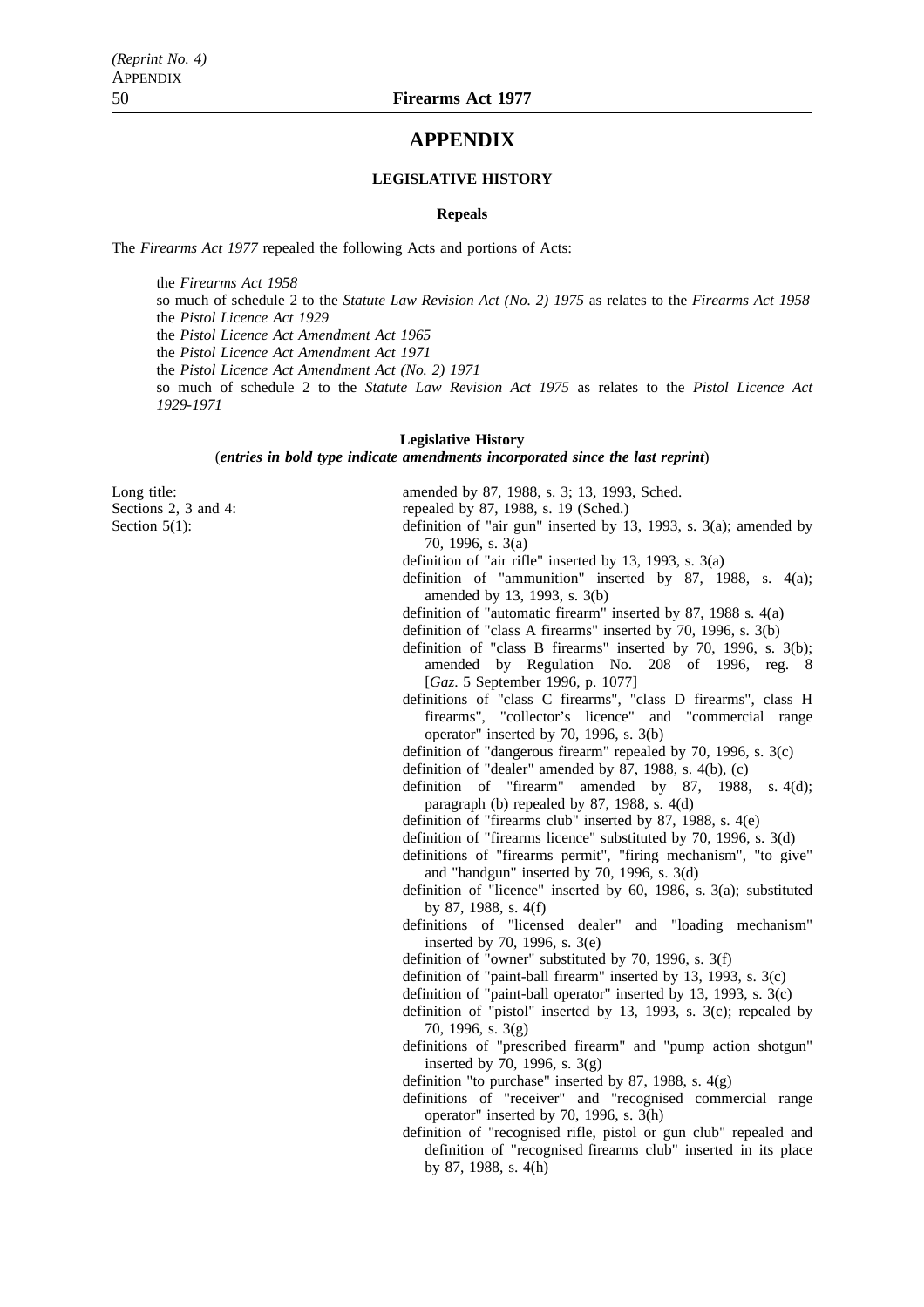# APPENDIX

## LEGISLATIVE HISTORY

### Repeals

The *Firearms Act 1977* repealed the following Acts and portions of Acts:

the *Firearms Act 1958*
so much of schedule 2 to the *Statute Law Revision Act (No. 2) 1975* as relates to the *Firearms Act 1958*
the *Pistol Licence Act 1929*
the *Pistol Licence Act Amendment Act 1965*
the *Pistol Licence Act Amendment Act 1971*
the *Pistol Licence Act Amendment Act (No. 2) 1971*
so much of schedule 2 to the *Statute Law Revision Act 1975* as relates to the *Pistol Licence Act 1929-1971*

### Legislative History

(***entries in bold type indicate amendments incorporated since the last reprint***)

Long title: amended by 87, 1988, s. 3; 13, 1993, Sched.

Sections 2, 3 and 4: repealed by 87, 1988, s. 19 (Sched.)

Section 5(1):
- definition of "air gun" inserted by 13, 1993, s. 3(a); amended by 70, 1996, s. 3(a)
- definition of "air rifle" inserted by 13, 1993, s. 3(a)
- definition of "ammunition" inserted by 87, 1988, s. 4(a); amended by 13, 1993, s. 3(b)
- definition of "automatic firearm" inserted by 87, 1988 s. 4(a)
- definition of "class A firearms" inserted by 70, 1996, s. 3(b)
- definition of "class B firearms" inserted by 70, 1996, s. 3(b); amended by Regulation No. 208 of 1996, reg. 8 [*Gaz*. 5 September 1996, p. 1077]
- definitions of "class C firearms", "class D firearms", class H firearms", "collector's licence" and "commercial range operator" inserted by 70, 1996, s. 3(b)
- definition of "dangerous firearm" repealed by 70, 1996, s. 3(c)
- definition of "dealer" amended by 87, 1988, s. 4(b), (c)
- definition of "firearm" amended by 87, 1988, s. 4(d); paragraph (b) repealed by 87, 1988, s. 4(d)
- definition of "firearms club" inserted by 87, 1988, s. 4(e)
- definition of "firearms licence" substituted by 70, 1996, s. 3(d)
- definitions of "firearms permit", "firing mechanism", "to give" and "handgun" inserted by 70, 1996, s. 3(d)
- definition of "licence" inserted by 60, 1986, s. 3(a); substituted by 87, 1988, s. 4(f)
- definitions of "licensed dealer" and "loading mechanism" inserted by 70, 1996, s. 3(e)
- definition of "owner" substituted by 70, 1996, s. 3(f)
- definition of "paint-ball firearm" inserted by 13, 1993, s. 3(c)
- definition of "paint-ball operator" inserted by 13, 1993, s. 3(c)
- definition of "pistol" inserted by 13, 1993, s. 3(c); repealed by 70, 1996, s. 3(g)
- definitions of "prescribed firearm" and "pump action shotgun" inserted by 70, 1996, s. 3(g)
- definition "to purchase" inserted by 87, 1988, s. 4(g)
- definitions of "receiver" and "recognised commercial range operator" inserted by 70, 1996, s. 3(h)
- definition of "recognised rifle, pistol or gun club" repealed and definition of "recognised firearms club" inserted in its place by 87, 1988, s. 4(h)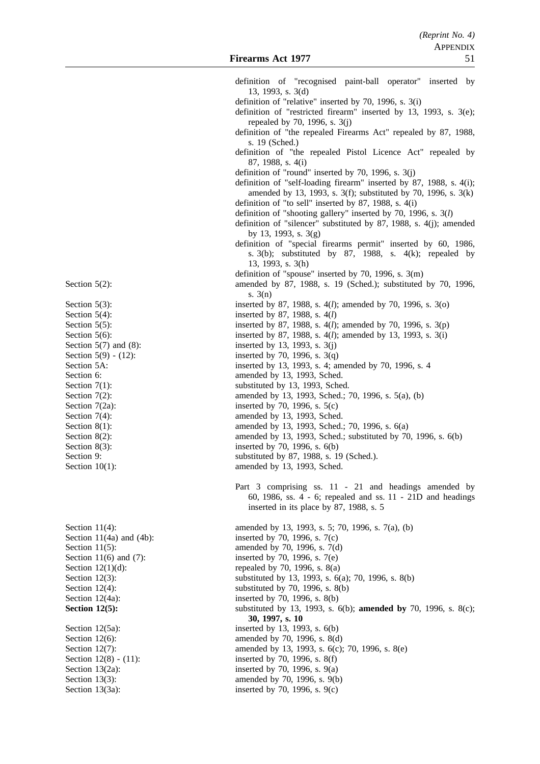definition of "recognised paint-ball operator" inserted by 13, 1993, s. 3(d)

definition of "relative" inserted by 70, 1996, s. 3(i)

definition of "restricted firearm" inserted by 13, 1993, s. 3(e); repealed by 70, 1996, s. 3(j)

definition of "the repealed Firearms Act" repealed by 87, 1988, s. 19 (Sched.)

definition of "the repealed Pistol Licence Act" repealed by 87, 1988, s. 4(i)

definition of "round" inserted by 70, 1996, s. 3(j)

definition of "self-loading firearm" inserted by 87, 1988, s. 4(i); amended by 13, 1993, s. 3(f); substituted by 70, 1996, s. 3(k)

definition of "to sell" inserted by 87, 1988, s. 4(i)

definition of "shooting gallery" inserted by 70, 1996, s. 3(*l*)

definition of "silencer" substituted by 87, 1988, s. 4(j); amended by 13, 1993, s. 3(g)

definition of "special firearms permit" inserted by 60, 1986, s. 3(b); substituted by 87, 1988, s. 4(k); repealed by 13, 1993, s. 3(h)

definition of "spouse" inserted by 70, 1996, s. 3(m)

| | |
|---|---|
| Section 5(2): | amended by 87, 1988, s. 19 (Sched.); substituted by 70, 1996, s. 3(n) |
| Section 5(3): | inserted by 87, 1988, s. 4(*l*); amended by 70, 1996, s. 3(o) |
| Section 5(4): | inserted by 87, 1988, s. 4(*l*) |
| Section 5(5): | inserted by 87, 1988, s. 4(*l*); amended by 70, 1996, s. 3(p) |
| Section 5(6): | inserted by 87, 1988, s. 4(*l*); amended by 13, 1993, s. 3(i) |
| Section 5(7) and (8): | inserted by 13, 1993, s. 3(j) |
| Section 5(9) - (12): | inserted by 70, 1996, s. 3(q) |
| Section 5A: | inserted by 13, 1993, s. 4; amended by 70, 1996, s. 4 |
| Section 6: | amended by 13, 1993, Sched. |
| Section 7(1): | substituted by 13, 1993, Sched. |
| Section 7(2): | amended by 13, 1993, Sched.; 70, 1996, s. 5(a), (b) |
| Section 7(2a): | inserted by 70, 1996, s. 5(c) |
| Section 7(4): | amended by 13, 1993, Sched. |
| Section 8(1): | amended by 13, 1993, Sched.; 70, 1996, s. 6(a) |
| Section 8(2): | amended by 13, 1993, Sched.; substituted by 70, 1996, s. 6(b) |
| Section 8(3): | inserted by 70, 1996, s. 6(b) |
| Section 9: | substituted by 87, 1988, s. 19 (Sched.). |
| Section 10(1): | amended by 13, 1993, Sched. |

Part 3 comprising ss. 11 - 21 and headings amended by 60, 1986, ss. 4 - 6; repealed and ss. 11 - 21D and headings inserted in its place by 87, 1988, s. 5

| | |
|---|---|
| Section 11(4): | amended by 13, 1993, s. 5; 70, 1996, s. 7(a), (b) |
| Section 11(4a) and (4b): | inserted by 70, 1996, s. 7(c) |
| Section 11(5): | amended by 70, 1996, s. 7(d) |
| Section 11(6) and (7): | inserted by 70, 1996, s. 7(e) |
| Section 12(1)(d): | repealed by 70, 1996, s. 8(a) |
| Section 12(3): | substituted by 13, 1993, s. 6(a); 70, 1996, s. 8(b) |
| Section 12(4): | substituted by 70, 1996, s. 8(b) |
| Section 12(4a): | inserted by 70, 1996, s. 8(b) |
| **Section 12(5):** | substituted by 13, 1993, s. 6(b); **amended by** 70, 1996, s. 8(c); **30, 1997, s. 10** |
| Section 12(5a): | inserted by 13, 1993, s. 6(b) |
| Section 12(6): | amended by 70, 1996, s. 8(d) |
| Section 12(7): | amended by 13, 1993, s. 6(c); 70, 1996, s. 8(e) |
| Section 12(8) - (11): | inserted by 70, 1996, s. 8(f) |
| Section 13(2a): | inserted by 70, 1996, s. 9(a) |
| Section 13(3): | amended by 70, 1996, s. 9(b) |
| Section 13(3a): | inserted by 70, 1996, s. 9(c) |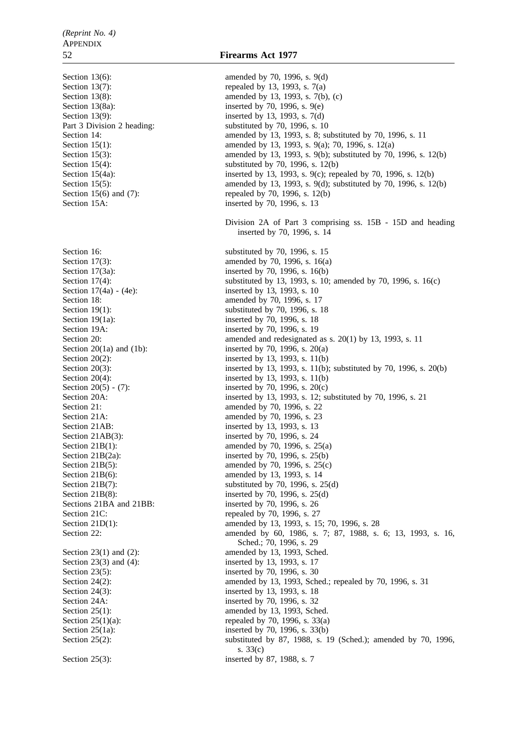| | |
|---|---|
| Section 13(6): | amended by 70, 1996, s. 9(d) |
| Section 13(7): | repealed by 13, 1993, s. 7(a) |
| Section 13(8): | amended by 13, 1993, s. 7(b), (c) |
| Section 13(8a): | inserted by 70, 1996, s. 9(e) |
| Section 13(9): | inserted by 13, 1993, s. 7(d) |
| Part 3 Division 2 heading: | substituted by 70, 1996, s. 10 |
| Section 14: | amended by 13, 1993, s. 8; substituted by 70, 1996, s. 11 |
| Section 15(1): | amended by 13, 1993, s. 9(a); 70, 1996, s. 12(a) |
| Section 15(3): | amended by 13, 1993, s. 9(b); substituted by 70, 1996, s. 12(b) |
| Section 15(4): | substituted by 70, 1996, s. 12(b) |
| Section 15(4a): | inserted by 13, 1993, s. 9(c); repealed by 70, 1996, s. 12(b) |
| Section 15(5): | amended by 13, 1993, s. 9(d); substituted by 70, 1996, s. 12(b) |
| Section 15(6) and (7): | repealed by 70, 1996, s. 12(b) |
| Section 15A: | inserted by 70, 1996, s. 13 |
| | Division 2A of Part 3 comprising ss. 15B - 15D and heading inserted by 70, 1996, s. 14 |
| Section 16: | substituted by 70, 1996, s. 15 |
| Section 17(3): | amended by 70, 1996, s. 16(a) |
| Section 17(3a): | inserted by 70, 1996, s. 16(b) |
| Section 17(4): | substituted by 13, 1993, s. 10; amended by 70, 1996, s. 16(c) |
| Section 17(4a) - (4e): | inserted by 13, 1993, s. 10 |
| Section 18: | amended by 70, 1996, s. 17 |
| Section 19(1): | substituted by 70, 1996, s. 18 |
| Section 19(1a): | inserted by 70, 1996, s. 18 |
| Section 19A: | inserted by 70, 1996, s. 19 |
| Section 20: | amended and redesignated as s. 20(1) by 13, 1993, s. 11 |
| Section 20(1a) and (1b): | inserted by 70, 1996, s. 20(a) |
| Section 20(2): | inserted by 13, 1993, s. 11(b) |
| Section 20(3): | inserted by 13, 1993, s. 11(b); substituted by 70, 1996, s. 20(b) |
| Section 20(4): | inserted by 13, 1993, s. 11(b) |
| Section 20(5) - (7): | inserted by 70, 1996, s. 20(c) |
| Section 20A: | inserted by 13, 1993, s. 12; substituted by 70, 1996, s. 21 |
| Section 21: | amended by 70, 1996, s. 22 |
| Section 21A: | amended by 70, 1996, s. 23 |
| Section 21AB: | inserted by 13, 1993, s. 13 |
| Section 21AB(3): | inserted by 70, 1996, s. 24 |
| Section 21B(1): | amended by 70, 1996, s. 25(a) |
| Section 21B(2a): | inserted by 70, 1996, s. 25(b) |
| Section 21B(5): | amended by 70, 1996, s. 25(c) |
| Section 21B(6): | amended by 13, 1993, s. 14 |
| Section 21B(7): | substituted by 70, 1996, s. 25(d) |
| Section 21B(8): | inserted by 70, 1996, s. 25(d) |
| Sections 21BA and 21BB: | inserted by 70, 1996, s. 26 |
| Section 21C: | repealed by 70, 1996, s. 27 |
| Section 21D(1): | amended by 13, 1993, s. 15; 70, 1996, s. 28 |
| Section 22: | amended by 60, 1986, s. 7; 87, 1988, s. 6; 13, 1993, s. 16, Sched.; 70, 1996, s. 29 |
| Section 23(1) and (2): | amended by 13, 1993, Sched. |
| Section 23(3) and (4): | inserted by 13, 1993, s. 17 |
| Section 23(5): | inserted by 70, 1996, s. 30 |
| Section 24(2): | amended by 13, 1993, Sched.; repealed by 70, 1996, s. 31 |
| Section 24(3): | inserted by 13, 1993, s. 18 |
| Section 24A: | inserted by 70, 1996, s. 32 |
| Section 25(1): | amended by 13, 1993, Sched. |
| Section 25(1)(a): | repealed by 70, 1996, s. 33(a) |
| Section 25(1a): | inserted by 70, 1996, s. 33(b) |
| Section 25(2): | substituted by 87, 1988, s. 19 (Sched.); amended by 70, 1996, s. 33(c) |
| Section 25(3): | inserted by 87, 1988, s. 7 |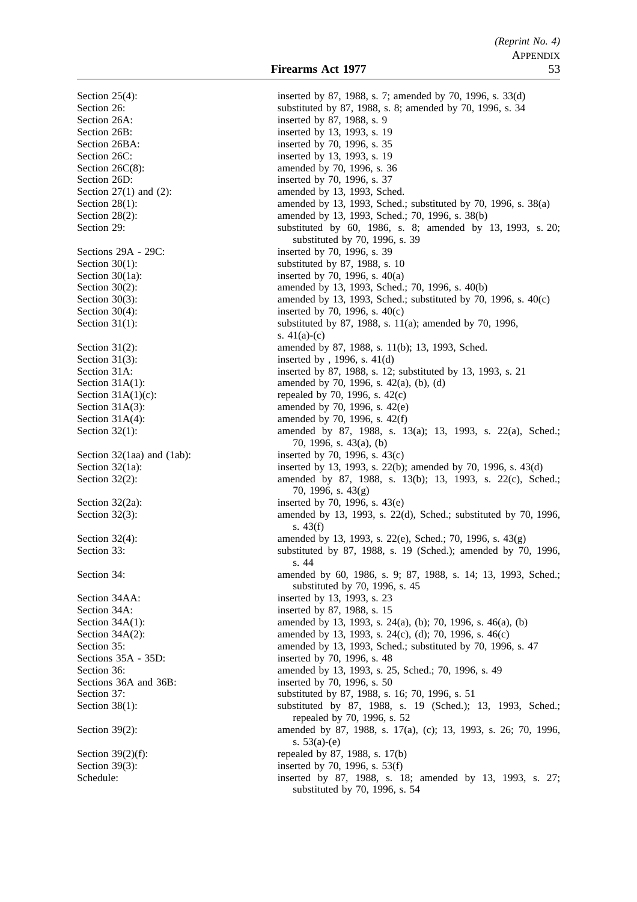| | |
|---|---|
| Section 25(4): | inserted by 87, 1988, s. 7; amended by 70, 1996, s. 33(d) |
| Section 26: | substituted by 87, 1988, s. 8; amended by 70, 1996, s. 34 |
| Section 26A: | inserted by 87, 1988, s. 9 |
| Section 26B: | inserted by 13, 1993, s. 19 |
| Section 26BA: | inserted by 70, 1996, s. 35 |
| Section 26C: | inserted by 13, 1993, s. 19 |
| Section 26C(8): | amended by 70, 1996, s. 36 |
| Section 26D: | inserted by 70, 1996, s. 37 |
| Section 27(1) and (2): | amended by 13, 1993, Sched. |
| Section 28(1): | amended by 13, 1993, Sched.; substituted by 70, 1996, s. 38(a) |
| Section 28(2): | amended by 13, 1993, Sched.; 70, 1996, s. 38(b) |
| Section 29: | substituted by 60, 1986, s. 8; amended by 13, 1993, s. 20; substituted by 70, 1996, s. 39 |
| Sections 29A - 29C: | inserted by 70, 1996, s. 39 |
| Section 30(1): | substituted by 87, 1988, s. 10 |
| Section 30(1a): | inserted by 70, 1996, s. 40(a) |
| Section 30(2): | amended by 13, 1993, Sched.; 70, 1996, s. 40(b) |
| Section 30(3): | amended by 13, 1993, Sched.; substituted by 70, 1996, s. 40(c) |
| Section 30(4): | inserted by 70, 1996, s. 40(c) |
| Section 31(1): | substituted by 87, 1988, s. 11(a); amended by 70, 1996, s. 41(a)-(c) |
| Section 31(2): | amended by 87, 1988, s. 11(b); 13, 1993, Sched. |
| Section 31(3): | inserted by , 1996, s. 41(d) |
| Section 31A: | inserted by 87, 1988, s. 12; substituted by 13, 1993, s. 21 |
| Section 31A(1): | amended by 70, 1996, s. 42(a), (b), (d) |
| Section 31A(1)(c): | repealed by 70, 1996, s. 42(c) |
| Section 31A(3): | amended by 70, 1996, s. 42(e) |
| Section 31A(4): | amended by 70, 1996, s. 42(f) |
| Section 32(1): | amended by 87, 1988, s. 13(a); 13, 1993, s. 22(a), Sched.; 70, 1996, s. 43(a), (b) |
| Section 32(1aa) and (1ab): | inserted by 70, 1996, s. 43(c) |
| Section 32(1a): | inserted by 13, 1993, s. 22(b); amended by 70, 1996, s. 43(d) |
| Section 32(2): | amended by 87, 1988, s. 13(b); 13, 1993, s. 22(c), Sched.; 70, 1996, s. 43(g) |
| Section 32(2a): | inserted by 70, 1996, s. 43(e) |
| Section 32(3): | amended by 13, 1993, s. 22(d), Sched.; substituted by 70, 1996, s. 43(f) |
| Section 32(4): | amended by 13, 1993, s. 22(e), Sched.; 70, 1996, s. 43(g) |
| Section 33: | substituted by 87, 1988, s. 19 (Sched.); amended by 70, 1996, s. 44 |
| Section 34: | amended by 60, 1986, s. 9; 87, 1988, s. 14; 13, 1993, Sched.; substituted by 70, 1996, s. 45 |
| Section 34AA: | inserted by 13, 1993, s. 23 |
| Section 34A: | inserted by 87, 1988, s. 15 |
| Section 34A(1): | amended by 13, 1993, s. 24(a), (b); 70, 1996, s. 46(a), (b) |
| Section 34A(2): | amended by 13, 1993, s. 24(c), (d); 70, 1996, s. 46(c) |
| Section 35: | amended by 13, 1993, Sched.; substituted by 70, 1996, s. 47 |
| Sections 35A - 35D: | inserted by 70, 1996, s. 48 |
| Section 36: | amended by 13, 1993, s. 25, Sched.; 70, 1996, s. 49 |
| Sections 36A and 36B: | inserted by 70, 1996, s. 50 |
| Section 37: | substituted by 87, 1988, s. 16; 70, 1996, s. 51 |
| Section 38(1): | substituted by 87, 1988, s. 19 (Sched.); 13, 1993, Sched.; repealed by 70, 1996, s. 52 |
| Section 39(2): | amended by 87, 1988, s. 17(a), (c); 13, 1993, s. 26; 70, 1996, s. 53(a)-(e) |
| Section 39(2)(f): | repealed by 87, 1988, s. 17(b) |
| Section 39(3): | inserted by 70, 1996, s. 53(f) |
| Schedule: | inserted by 87, 1988, s. 18; amended by 13, 1993, s. 27; substituted by 70, 1996, s. 54 |